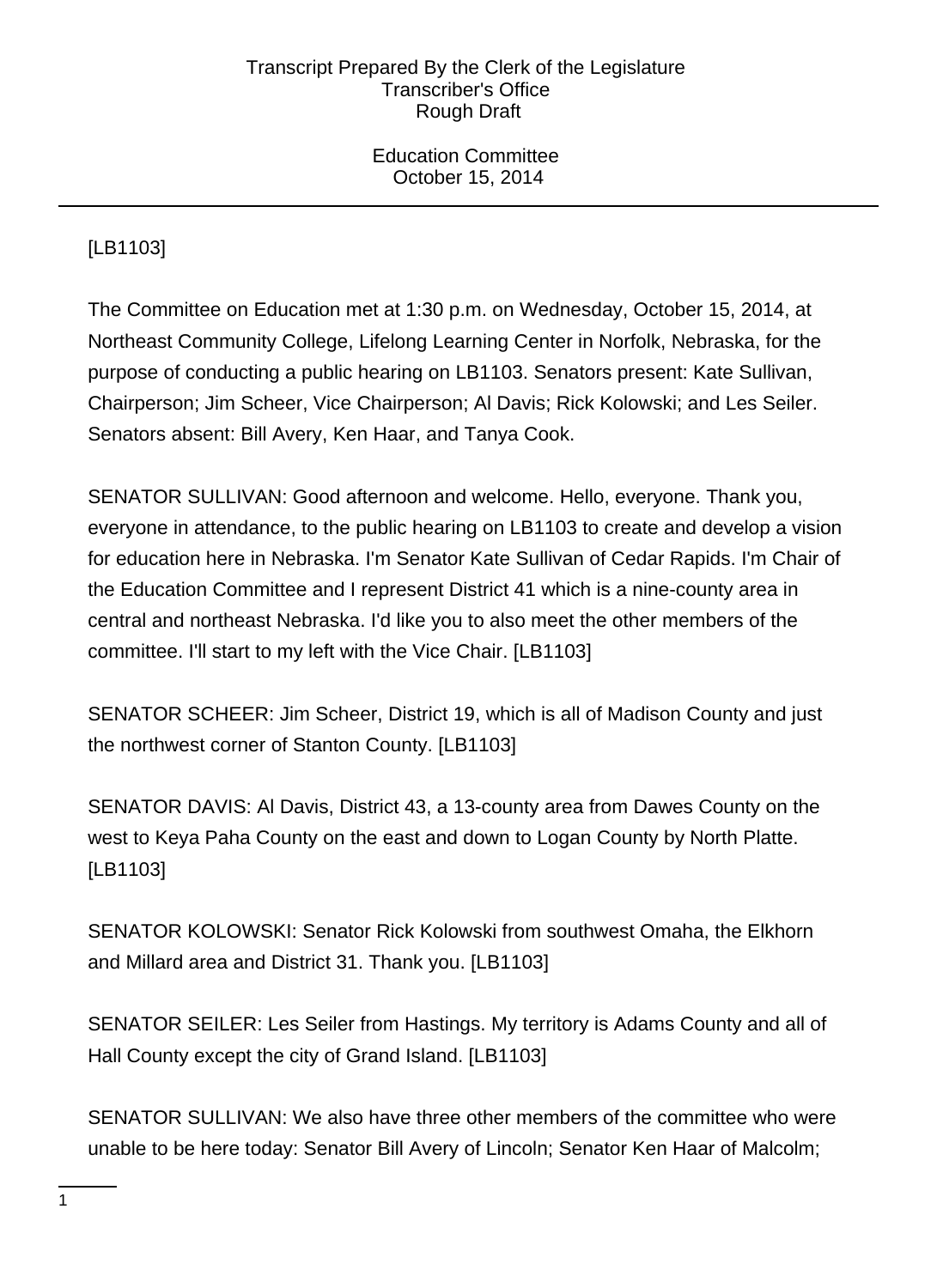[LB1103]

The Committee on Education met at 1:30 p.m. on Wednesday, October 15, 2014, at Northeast Community College, Lifelong Learning Center in Norfolk, Nebraska, for the purpose of conducting a public hearing on LB1103. Senators present: Kate Sullivan, Chairperson; Jim Scheer, Vice Chairperson; Al Davis; Rick Kolowski; and Les Seiler. Senators absent: Bill Avery, Ken Haar, and Tanya Cook.

SENATOR SULLIVAN: Good afternoon and welcome. Hello, everyone. Thank you, everyone in attendance, to the public hearing on LB1103 to create and develop a vision for education here in Nebraska. I'm Senator Kate Sullivan of Cedar Rapids. I'm Chair of the Education Committee and I represent District 41 which is a nine-county area in central and northeast Nebraska. I'd like you to also meet the other members of the committee. I'll start to my left with the Vice Chair. [LB1103]

SENATOR SCHEER: Jim Scheer, District 19, which is all of Madison County and just the northwest corner of Stanton County. [LB1103]

SENATOR DAVIS: Al Davis, District 43, a 13-county area from Dawes County on the west to Keya Paha County on the east and down to Logan County by North Platte. [LB1103]

SENATOR KOLOWSKI: Senator Rick Kolowski from southwest Omaha, the Elkhorn and Millard area and District 31. Thank you. [LB1103]

SENATOR SEILER: Les Seiler from Hastings. My territory is Adams County and all of Hall County except the city of Grand Island. [LB1103]

SENATOR SULLIVAN: We also have three other members of the committee who were unable to be here today: Senator Bill Avery of Lincoln; Senator Ken Haar of Malcolm;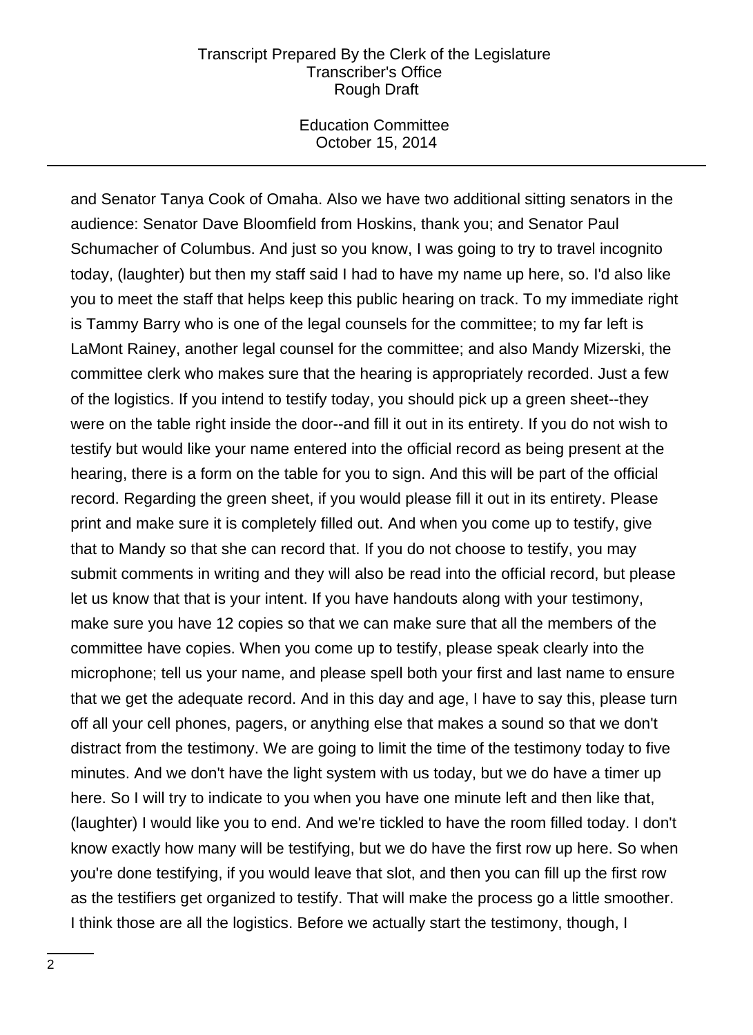and Senator Tanya Cook of Omaha. Also we have two additional sitting senators in the audience: Senator Dave Bloomfield from Hoskins, thank you; and Senator Paul Schumacher of Columbus. And just so you know, I was going to try to travel incognito today, (laughter) but then my staff said I had to have my name up here, so. I'd also like you to meet the staff that helps keep this public hearing on track. To my immediate right is Tammy Barry who is one of the legal counsels for the committee; to my far left is LaMont Rainey, another legal counsel for the committee; and also Mandy Mizerski, the committee clerk who makes sure that the hearing is appropriately recorded. Just a few of the logistics. If you intend to testify today, you should pick up a green sheet--they were on the table right inside the door--and fill it out in its entirety. If you do not wish to testify but would like your name entered into the official record as being present at the hearing, there is a form on the table for you to sign. And this will be part of the official record. Regarding the green sheet, if you would please fill it out in its entirety. Please print and make sure it is completely filled out. And when you come up to testify, give that to Mandy so that she can record that. If you do not choose to testify, you may submit comments in writing and they will also be read into the official record, but please let us know that that is your intent. If you have handouts along with your testimony, make sure you have 12 copies so that we can make sure that all the members of the committee have copies. When you come up to testify, please speak clearly into the microphone; tell us your name, and please spell both your first and last name to ensure that we get the adequate record. And in this day and age, I have to say this, please turn off all your cell phones, pagers, or anything else that makes a sound so that we don't distract from the testimony. We are going to limit the time of the testimony today to five minutes. And we don't have the light system with us today, but we do have a timer up here. So I will try to indicate to you when you have one minute left and then like that, (laughter) I would like you to end. And we're tickled to have the room filled today. I don't know exactly how many will be testifying, but we do have the first row up here. So when you're done testifying, if you would leave that slot, and then you can fill up the first row as the testifiers get organized to testify. That will make the process go a little smoother. I think those are all the logistics. Before we actually start the testimony, though, I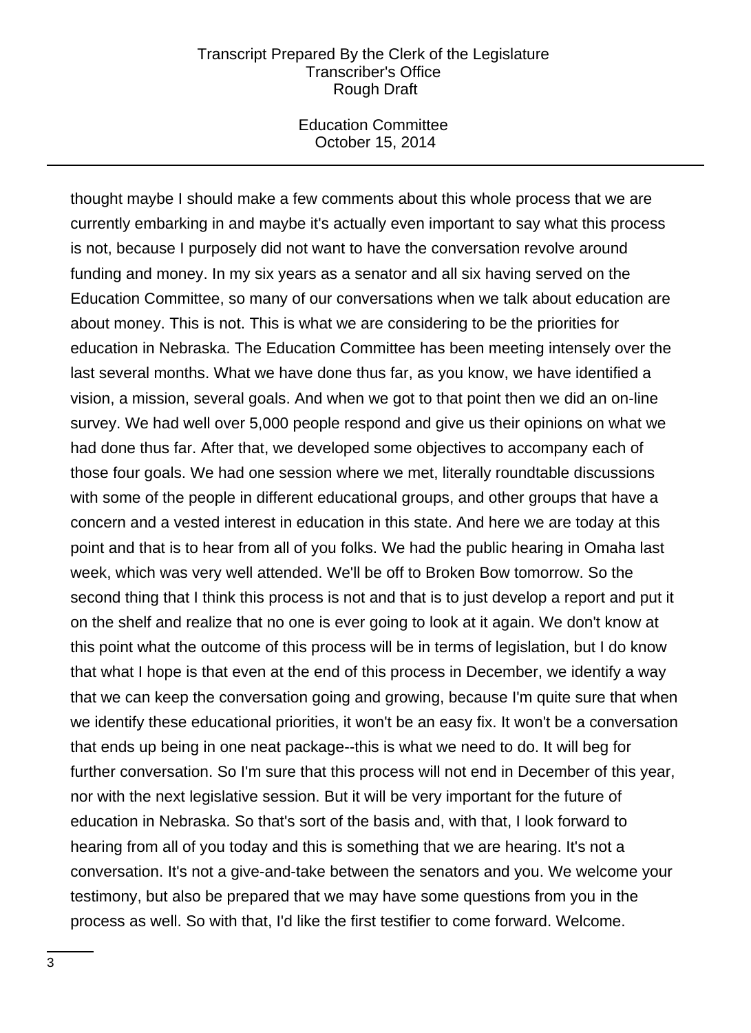thought maybe I should make a few comments about this whole process that we are currently embarking in and maybe it's actually even important to say what this process is not, because I purposely did not want to have the conversation revolve around funding and money. In my six years as a senator and all six having served on the Education Committee, so many of our conversations when we talk about education are about money. This is not. This is what we are considering to be the priorities for education in Nebraska. The Education Committee has been meeting intensely over the last several months. What we have done thus far, as you know, we have identified a vision, a mission, several goals. And when we got to that point then we did an on-line survey. We had well over 5,000 people respond and give us their opinions on what we had done thus far. After that, we developed some objectives to accompany each of those four goals. We had one session where we met, literally roundtable discussions with some of the people in different educational groups, and other groups that have a concern and a vested interest in education in this state. And here we are today at this point and that is to hear from all of you folks. We had the public hearing in Omaha last week, which was very well attended. We'll be off to Broken Bow tomorrow. So the second thing that I think this process is not and that is to just develop a report and put it on the shelf and realize that no one is ever going to look at it again. We don't know at this point what the outcome of this process will be in terms of legislation, but I do know that what I hope is that even at the end of this process in December, we identify a way that we can keep the conversation going and growing, because I'm quite sure that when we identify these educational priorities, it won't be an easy fix. It won't be a conversation that ends up being in one neat package--this is what we need to do. It will beg for further conversation. So I'm sure that this process will not end in December of this year, nor with the next legislative session. But it will be very important for the future of education in Nebraska. So that's sort of the basis and, with that, I look forward to hearing from all of you today and this is something that we are hearing. It's not a conversation. It's not a give-and-take between the senators and you. We welcome your testimony, but also be prepared that we may have some questions from you in the process as well. So with that, I'd like the first testifier to come forward. Welcome.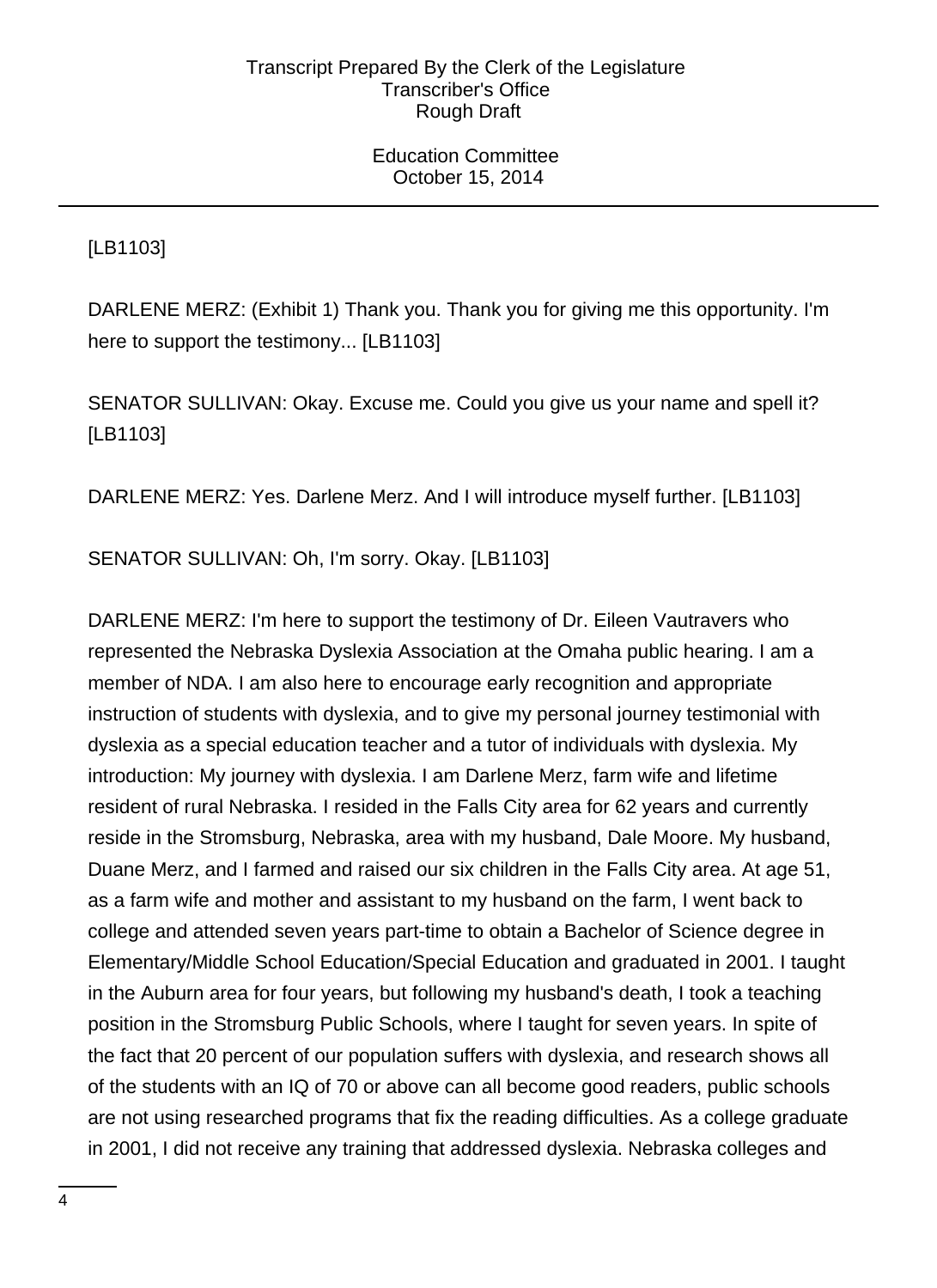[LB1103]

DARLENE MERZ: (Exhibit 1) Thank you. Thank you for giving me this opportunity. I'm here to support the testimony... [LB1103]

SENATOR SULLIVAN: Okay. Excuse me. Could you give us your name and spell it? [LB1103]

DARLENE MERZ: Yes. Darlene Merz. And I will introduce myself further. [LB1103]

SENATOR SULLIVAN: Oh, I'm sorry. Okay. [LB1103]

DARLENE MERZ: I'm here to support the testimony of Dr. Eileen Vautravers who represented the Nebraska Dyslexia Association at the Omaha public hearing. I am a member of NDA. I am also here to encourage early recognition and appropriate instruction of students with dyslexia, and to give my personal journey testimonial with dyslexia as a special education teacher and a tutor of individuals with dyslexia. My introduction: My journey with dyslexia. I am Darlene Merz, farm wife and lifetime resident of rural Nebraska. I resided in the Falls City area for 62 years and currently reside in the Stromsburg, Nebraska, area with my husband, Dale Moore. My husband, Duane Merz, and I farmed and raised our six children in the Falls City area. At age 51, as a farm wife and mother and assistant to my husband on the farm, I went back to college and attended seven years part-time to obtain a Bachelor of Science degree in Elementary/Middle School Education/Special Education and graduated in 2001. I taught in the Auburn area for four years, but following my husband's death, I took a teaching position in the Stromsburg Public Schools, where I taught for seven years. In spite of the fact that 20 percent of our population suffers with dyslexia, and research shows all of the students with an IQ of 70 or above can all become good readers, public schools are not using researched programs that fix the reading difficulties. As a college graduate in 2001, I did not receive any training that addressed dyslexia. Nebraska colleges and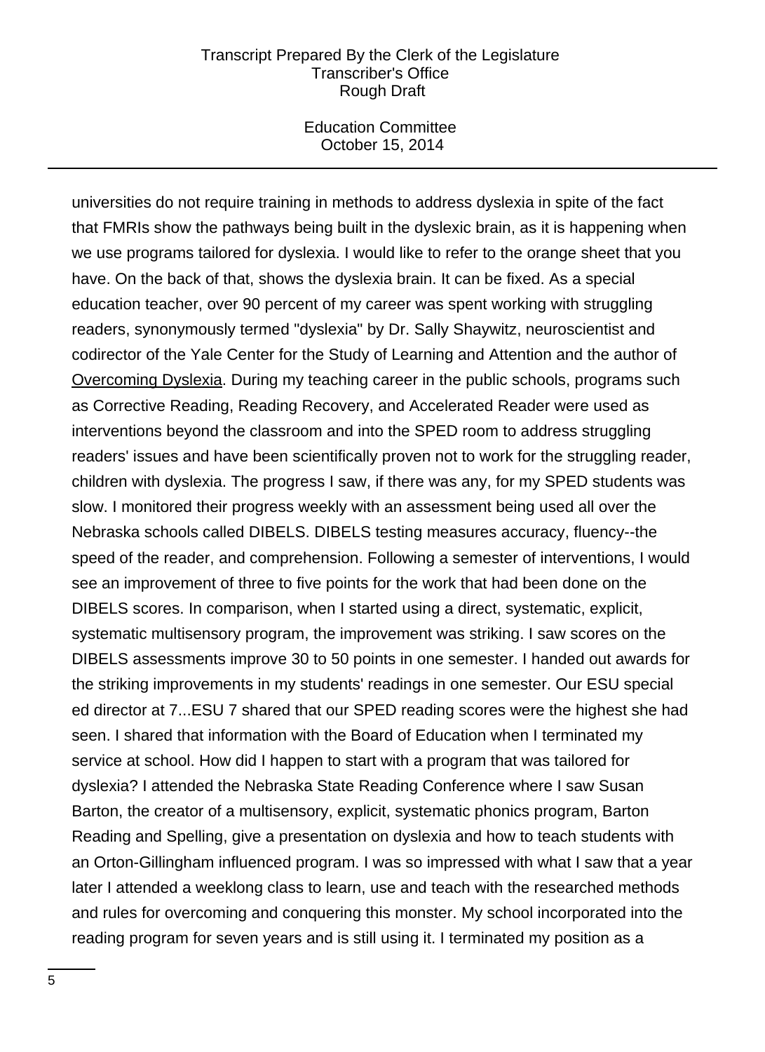universities do not require training in methods to address dyslexia in spite of the fact that FMRIs show the pathways being built in the dyslexic brain, as it is happening when we use programs tailored for dyslexia. I would like to refer to the orange sheet that you have. On the back of that, shows the dyslexia brain. It can be fixed. As a special education teacher, over 90 percent of my career was spent working with struggling readers, synonymously termed "dyslexia" by Dr. Sally Shaywitz, neuroscientist and codirector of the Yale Center for the Study of Learning and Attention and the author of Overcoming Dyslexia. During my teaching career in the public schools, programs such as Corrective Reading, Reading Recovery, and Accelerated Reader were used as interventions beyond the classroom and into the SPED room to address struggling readers' issues and have been scientifically proven not to work for the struggling reader, children with dyslexia. The progress I saw, if there was any, for my SPED students was slow. I monitored their progress weekly with an assessment being used all over the Nebraska schools called DIBELS. DIBELS testing measures accuracy, fluency--the speed of the reader, and comprehension. Following a semester of interventions, I would see an improvement of three to five points for the work that had been done on the DIBELS scores. In comparison, when I started using a direct, systematic, explicit, systematic multisensory program, the improvement was striking. I saw scores on the DIBELS assessments improve 30 to 50 points in one semester. I handed out awards for the striking improvements in my students' readings in one semester. Our ESU special ed director at 7...ESU 7 shared that our SPED reading scores were the highest she had seen. I shared that information with the Board of Education when I terminated my service at school. How did I happen to start with a program that was tailored for dyslexia? I attended the Nebraska State Reading Conference where I saw Susan Barton, the creator of a multisensory, explicit, systematic phonics program, Barton Reading and Spelling, give a presentation on dyslexia and how to teach students with an Orton-Gillingham influenced program. I was so impressed with what I saw that a year later I attended a weeklong class to learn, use and teach with the researched methods and rules for overcoming and conquering this monster. My school incorporated into the reading program for seven years and is still using it. I terminated my position as a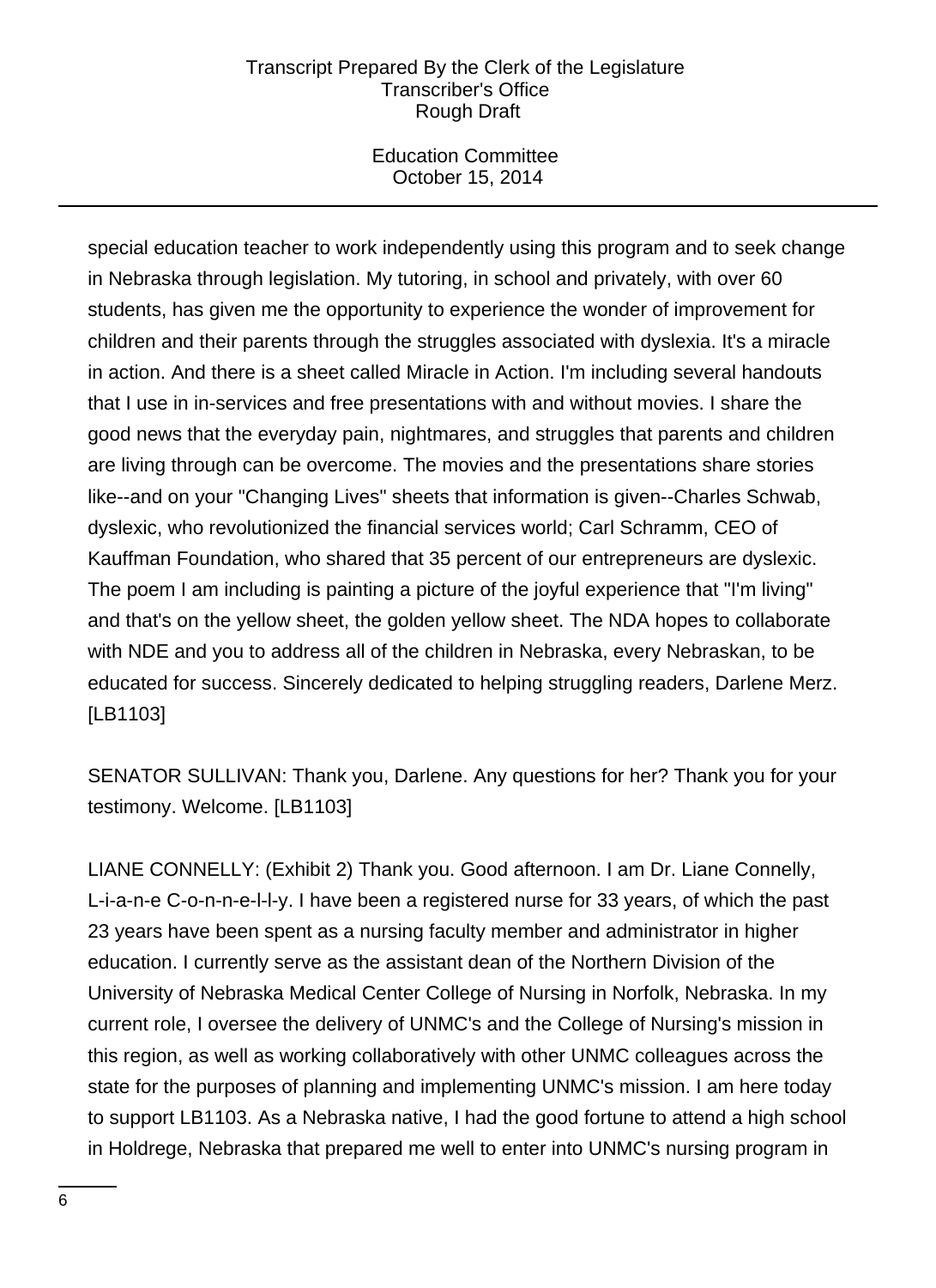special education teacher to work independently using this program and to seek change in Nebraska through legislation. My tutoring, in school and privately, with over 60 students, has given me the opportunity to experience the wonder of improvement for children and their parents through the struggles associated with dyslexia. It's a miracle in action. And there is a sheet called Miracle in Action. I'm including several handouts that I use in in-services and free presentations with and without movies. I share the good news that the everyday pain, nightmares, and struggles that parents and children are living through can be overcome. The movies and the presentations share stories like--and on your "Changing Lives" sheets that information is given--Charles Schwab, dyslexic, who revolutionized the financial services world; Carl Schramm, CEO of Kauffman Foundation, who shared that 35 percent of our entrepreneurs are dyslexic. The poem I am including is painting a picture of the joyful experience that "I'm living" and that's on the yellow sheet, the golden yellow sheet. The NDA hopes to collaborate with NDE and you to address all of the children in Nebraska, every Nebraskan, to be educated for success. Sincerely dedicated to helping struggling readers, Darlene Merz. [LB1103]

SENATOR SULLIVAN: Thank you, Darlene. Any questions for her? Thank you for your testimony. Welcome. [LB1103]

LIANE CONNELLY: (Exhibit 2) Thank you. Good afternoon. I am Dr. Liane Connelly, L-i-a-n-e C-o-n-n-e-l-l-y. I have been a registered nurse for 33 years, of which the past 23 years have been spent as a nursing faculty member and administrator in higher education. I currently serve as the assistant dean of the Northern Division of the University of Nebraska Medical Center College of Nursing in Norfolk, Nebraska. In my current role, I oversee the delivery of UNMC's and the College of Nursing's mission in this region, as well as working collaboratively with other UNMC colleagues across the state for the purposes of planning and implementing UNMC's mission. I am here today to support LB1103. As a Nebraska native, I had the good fortune to attend a high school in Holdrege, Nebraska that prepared me well to enter into UNMC's nursing program in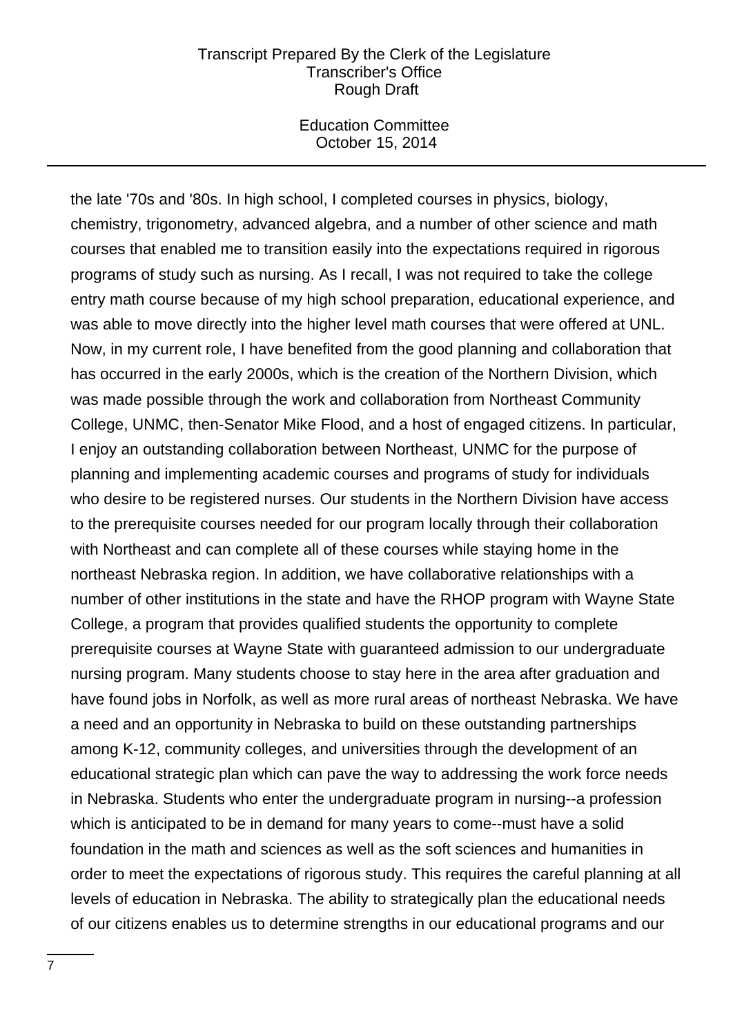the late '70s and '80s. In high school, I completed courses in physics, biology, chemistry, trigonometry, advanced algebra, and a number of other science and math courses that enabled me to transition easily into the expectations required in rigorous programs of study such as nursing. As I recall, I was not required to take the college entry math course because of my high school preparation, educational experience, and was able to move directly into the higher level math courses that were offered at UNL. Now, in my current role, I have benefited from the good planning and collaboration that has occurred in the early 2000s, which is the creation of the Northern Division, which was made possible through the work and collaboration from Northeast Community College, UNMC, then-Senator Mike Flood, and a host of engaged citizens. In particular, I enjoy an outstanding collaboration between Northeast, UNMC for the purpose of planning and implementing academic courses and programs of study for individuals who desire to be registered nurses. Our students in the Northern Division have access to the prerequisite courses needed for our program locally through their collaboration with Northeast and can complete all of these courses while staying home in the northeast Nebraska region. In addition, we have collaborative relationships with a number of other institutions in the state and have the RHOP program with Wayne State College, a program that provides qualified students the opportunity to complete prerequisite courses at Wayne State with guaranteed admission to our undergraduate nursing program. Many students choose to stay here in the area after graduation and have found jobs in Norfolk, as well as more rural areas of northeast Nebraska. We have a need and an opportunity in Nebraska to build on these outstanding partnerships among K-12, community colleges, and universities through the development of an educational strategic plan which can pave the way to addressing the work force needs in Nebraska. Students who enter the undergraduate program in nursing--a profession which is anticipated to be in demand for many years to come--must have a solid foundation in the math and sciences as well as the soft sciences and humanities in order to meet the expectations of rigorous study. This requires the careful planning at all levels of education in Nebraska. The ability to strategically plan the educational needs of our citizens enables us to determine strengths in our educational programs and our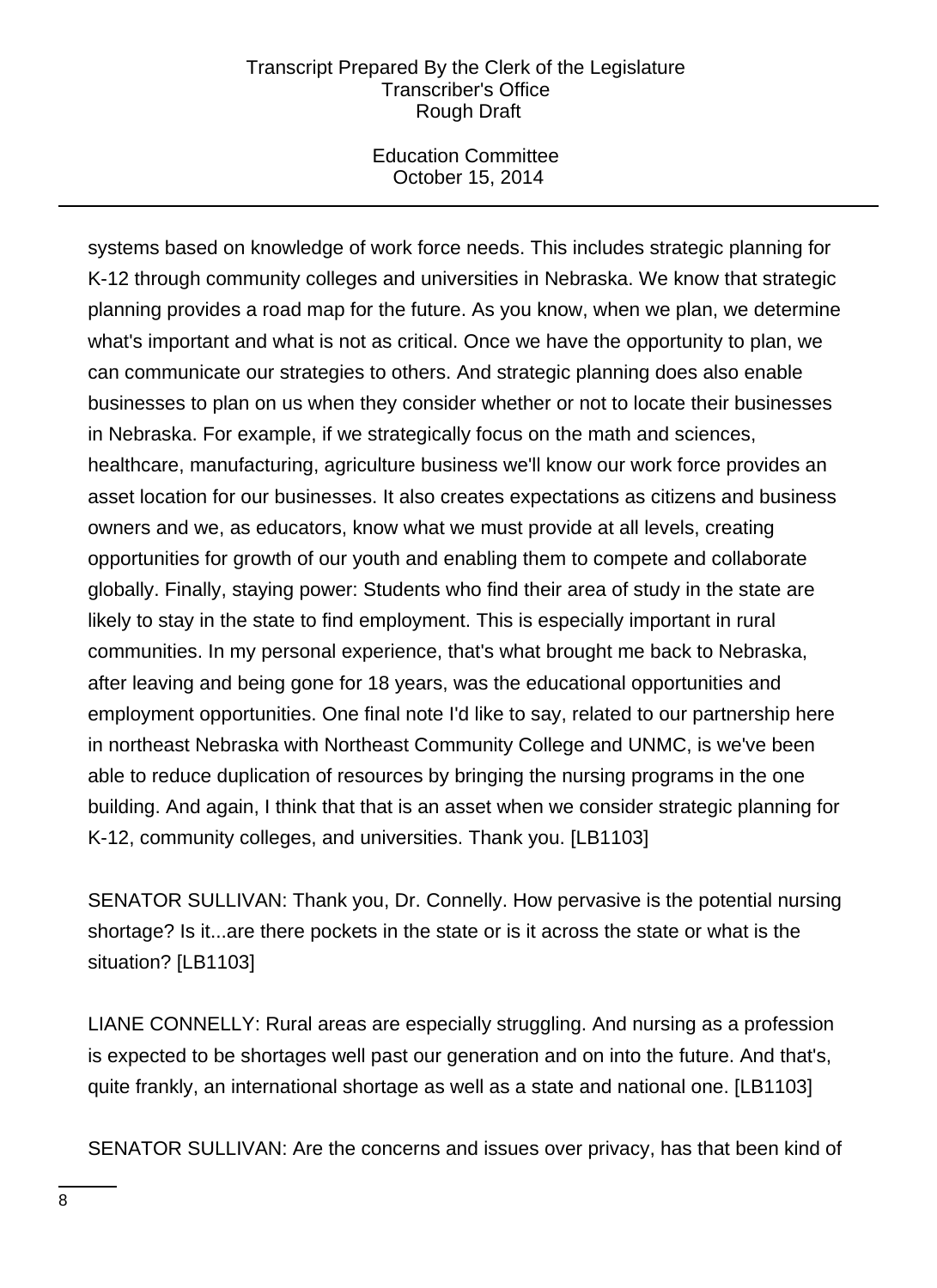systems based on knowledge of work force needs. This includes strategic planning for K-12 through community colleges and universities in Nebraska. We know that strategic planning provides a road map for the future. As you know, when we plan, we determine what's important and what is not as critical. Once we have the opportunity to plan, we can communicate our strategies to others. And strategic planning does also enable businesses to plan on us when they consider whether or not to locate their businesses in Nebraska. For example, if we strategically focus on the math and sciences, healthcare, manufacturing, agriculture business we'll know our work force provides an asset location for our businesses. It also creates expectations as citizens and business owners and we, as educators, know what we must provide at all levels, creating opportunities for growth of our youth and enabling them to compete and collaborate globally. Finally, staying power: Students who find their area of study in the state are likely to stay in the state to find employment. This is especially important in rural communities. In my personal experience, that's what brought me back to Nebraska, after leaving and being gone for 18 years, was the educational opportunities and employment opportunities. One final note I'd like to say, related to our partnership here in northeast Nebraska with Northeast Community College and UNMC, is we've been able to reduce duplication of resources by bringing the nursing programs in the one building. And again, I think that that is an asset when we consider strategic planning for K-12, community colleges, and universities. Thank you. [LB1103]

SENATOR SULLIVAN: Thank you, Dr. Connelly. How pervasive is the potential nursing shortage? Is it...are there pockets in the state or is it across the state or what is the situation? [LB1103]

LIANE CONNELLY: Rural areas are especially struggling. And nursing as a profession is expected to be shortages well past our generation and on into the future. And that's, quite frankly, an international shortage as well as a state and national one. [LB1103]

SENATOR SULLIVAN: Are the concerns and issues over privacy, has that been kind of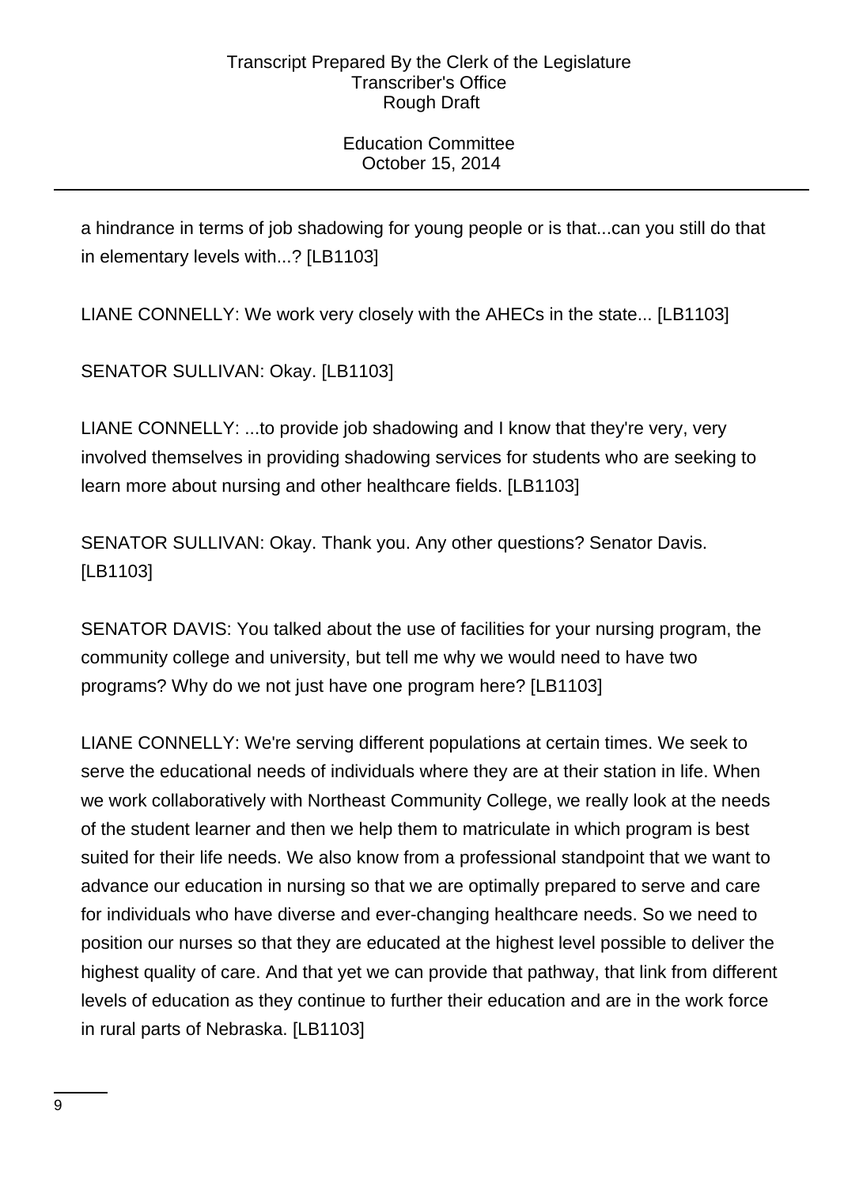a hindrance in terms of job shadowing for young people or is that...can you still do that in elementary levels with...? [LB1103]

LIANE CONNELLY: We work very closely with the AHECs in the state... [LB1103]

SENATOR SULLIVAN: Okay. [LB1103]

LIANE CONNELLY: ...to provide job shadowing and I know that they're very, very involved themselves in providing shadowing services for students who are seeking to learn more about nursing and other healthcare fields. [LB1103]

SENATOR SULLIVAN: Okay. Thank you. Any other questions? Senator Davis. [LB1103]

SENATOR DAVIS: You talked about the use of facilities for your nursing program, the community college and university, but tell me why we would need to have two programs? Why do we not just have one program here? [LB1103]

LIANE CONNELLY: We're serving different populations at certain times. We seek to serve the educational needs of individuals where they are at their station in life. When we work collaboratively with Northeast Community College, we really look at the needs of the student learner and then we help them to matriculate in which program is best suited for their life needs. We also know from a professional standpoint that we want to advance our education in nursing so that we are optimally prepared to serve and care for individuals who have diverse and ever-changing healthcare needs. So we need to position our nurses so that they are educated at the highest level possible to deliver the highest quality of care. And that yet we can provide that pathway, that link from different levels of education as they continue to further their education and are in the work force in rural parts of Nebraska. [LB1103]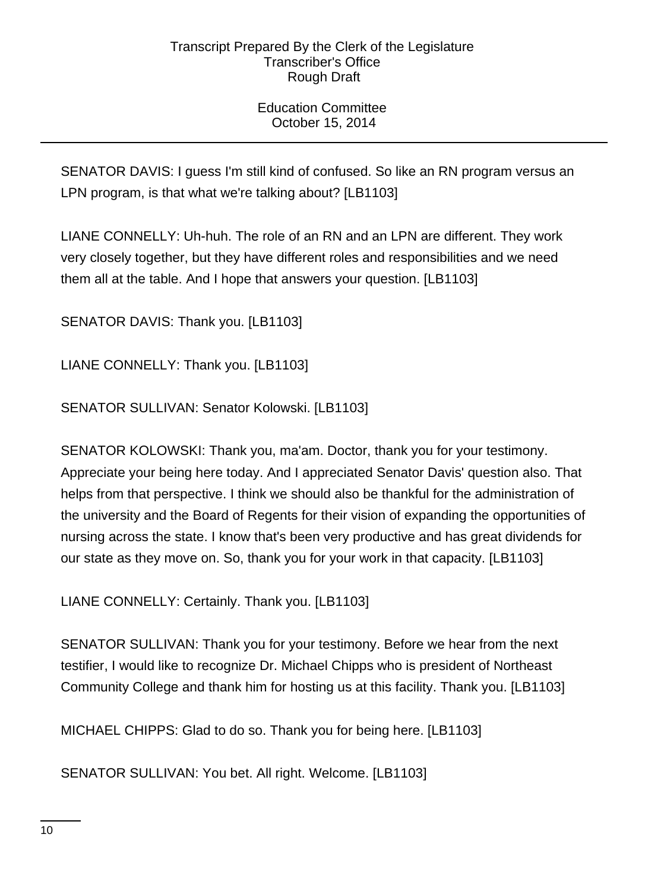SENATOR DAVIS: I guess I'm still kind of confused. So like an RN program versus an LPN program, is that what we're talking about? [LB1103]

LIANE CONNELLY: Uh-huh. The role of an RN and an LPN are different. They work very closely together, but they have different roles and responsibilities and we need them all at the table. And I hope that answers your question. [LB1103]

SENATOR DAVIS: Thank you. [LB1103]

LIANE CONNELLY: Thank you. [LB1103]

SENATOR SULLIVAN: Senator Kolowski. [LB1103]

SENATOR KOLOWSKI: Thank you, ma'am. Doctor, thank you for your testimony. Appreciate your being here today. And I appreciated Senator Davis' question also. That helps from that perspective. I think we should also be thankful for the administration of the university and the Board of Regents for their vision of expanding the opportunities of nursing across the state. I know that's been very productive and has great dividends for our state as they move on. So, thank you for your work in that capacity. [LB1103]

LIANE CONNELLY: Certainly. Thank you. [LB1103]

SENATOR SULLIVAN: Thank you for your testimony. Before we hear from the next testifier, I would like to recognize Dr. Michael Chipps who is president of Northeast Community College and thank him for hosting us at this facility. Thank you. [LB1103]

MICHAEL CHIPPS: Glad to do so. Thank you for being here. [LB1103]

SENATOR SULLIVAN: You bet. All right. Welcome. [LB1103]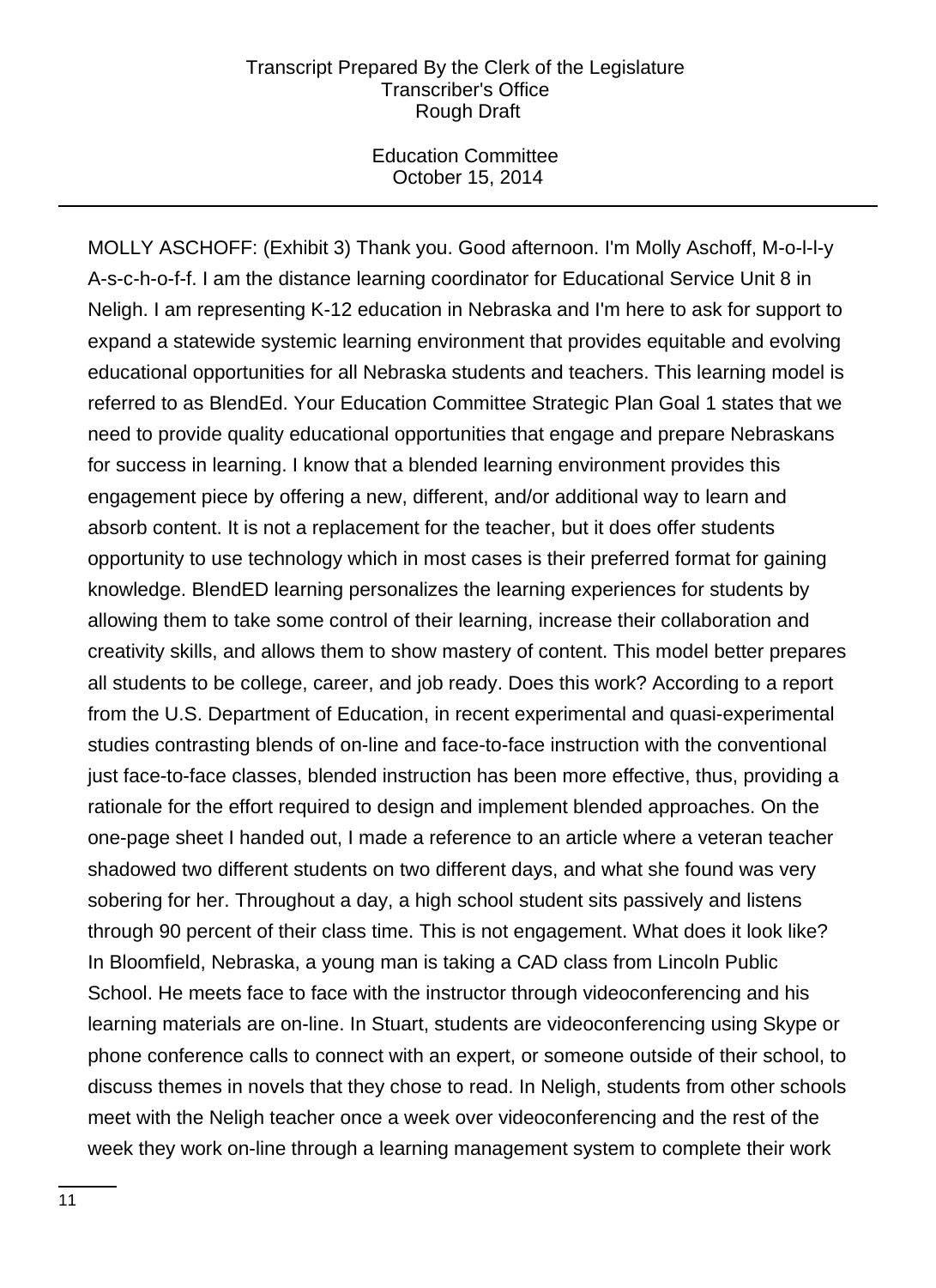MOLLY ASCHOFF: (Exhibit 3) Thank you. Good afternoon. I'm Molly Aschoff, M-o-l-l-y A-s-c-h-o-f-f. I am the distance learning coordinator for Educational Service Unit 8 in Neligh. I am representing K-12 education in Nebraska and I'm here to ask for support to expand a statewide systemic learning environment that provides equitable and evolving educational opportunities for all Nebraska students and teachers. This learning model is referred to as BlendEd. Your Education Committee Strategic Plan Goal 1 states that we need to provide quality educational opportunities that engage and prepare Nebraskans for success in learning. I know that a blended learning environment provides this engagement piece by offering a new, different, and/or additional way to learn and absorb content. It is not a replacement for the teacher, but it does offer students opportunity to use technology which in most cases is their preferred format for gaining knowledge. BlendED learning personalizes the learning experiences for students by allowing them to take some control of their learning, increase their collaboration and creativity skills, and allows them to show mastery of content. This model better prepares all students to be college, career, and job ready. Does this work? According to a report from the U.S. Department of Education, in recent experimental and quasi-experimental studies contrasting blends of on-line and face-to-face instruction with the conventional just face-to-face classes, blended instruction has been more effective, thus, providing a rationale for the effort required to design and implement blended approaches. On the one-page sheet I handed out, I made a reference to an article where a veteran teacher shadowed two different students on two different days, and what she found was very sobering for her. Throughout a day, a high school student sits passively and listens through 90 percent of their class time. This is not engagement. What does it look like? In Bloomfield, Nebraska, a young man is taking a CAD class from Lincoln Public School. He meets face to face with the instructor through videoconferencing and his learning materials are on-line. In Stuart, students are videoconferencing using Skype or phone conference calls to connect with an expert, or someone outside of their school, to discuss themes in novels that they chose to read. In Neligh, students from other schools meet with the Neligh teacher once a week over videoconferencing and the rest of the week they work on-line through a learning management system to complete their work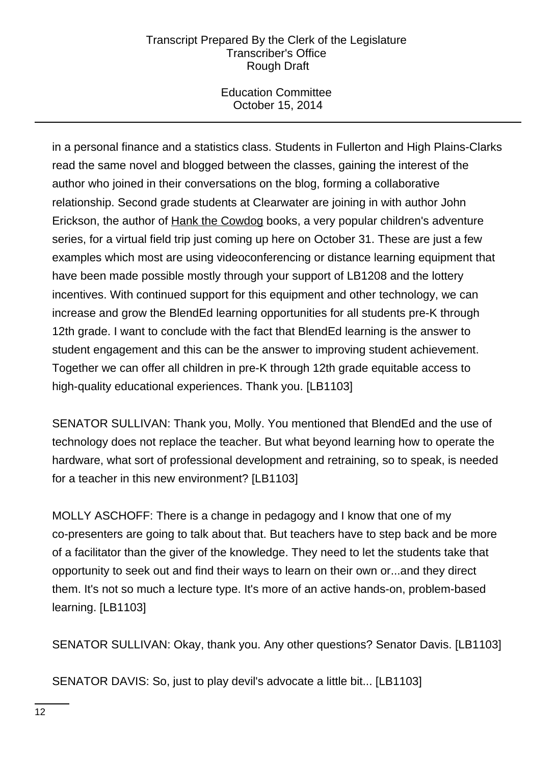in a personal finance and a statistics class. Students in Fullerton and High Plains-Clarks read the same novel and blogged between the classes, gaining the interest of the author who joined in their conversations on the blog, forming a collaborative relationship. Second grade students at Clearwater are joining in with author John Erickson, the author of Hank the Cowdog books, a very popular children's adventure series, for a virtual field trip just coming up here on October 31. These are just a few examples which most are using videoconferencing or distance learning equipment that have been made possible mostly through your support of LB1208 and the lottery incentives. With continued support for this equipment and other technology, we can increase and grow the BlendEd learning opportunities for all students pre-K through 12th grade. I want to conclude with the fact that BlendEd learning is the answer to student engagement and this can be the answer to improving student achievement. Together we can offer all children in pre-K through 12th grade equitable access to high-quality educational experiences. Thank you. [LB1103]

SENATOR SULLIVAN: Thank you, Molly. You mentioned that BlendEd and the use of technology does not replace the teacher. But what beyond learning how to operate the hardware, what sort of professional development and retraining, so to speak, is needed for a teacher in this new environment? [LB1103]

MOLLY ASCHOFF: There is a change in pedagogy and I know that one of my co-presenters are going to talk about that. But teachers have to step back and be more of a facilitator than the giver of the knowledge. They need to let the students take that opportunity to seek out and find their ways to learn on their own or...and they direct them. It's not so much a lecture type. It's more of an active hands-on, problem-based learning. [LB1103]

SENATOR SULLIVAN: Okay, thank you. Any other questions? Senator Davis. [LB1103]

SENATOR DAVIS: So, just to play devil's advocate a little bit... [LB1103]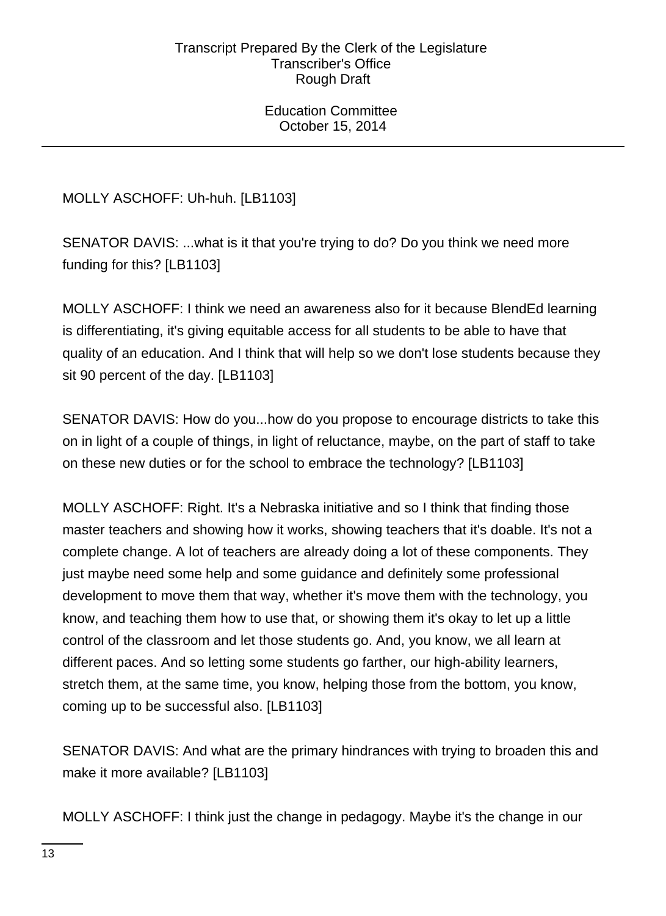MOLLY ASCHOFF: Uh-huh. [LB1103]

SENATOR DAVIS: ...what is it that you're trying to do? Do you think we need more funding for this? [LB1103]

MOLLY ASCHOFF: I think we need an awareness also for it because BlendEd learning is differentiating, it's giving equitable access for all students to be able to have that quality of an education. And I think that will help so we don't lose students because they sit 90 percent of the day. [LB1103]

SENATOR DAVIS: How do you...how do you propose to encourage districts to take this on in light of a couple of things, in light of reluctance, maybe, on the part of staff to take on these new duties or for the school to embrace the technology? [LB1103]

MOLLY ASCHOFF: Right. It's a Nebraska initiative and so I think that finding those master teachers and showing how it works, showing teachers that it's doable. It's not a complete change. A lot of teachers are already doing a lot of these components. They just maybe need some help and some guidance and definitely some professional development to move them that way, whether it's move them with the technology, you know, and teaching them how to use that, or showing them it's okay to let up a little control of the classroom and let those students go. And, you know, we all learn at different paces. And so letting some students go farther, our high-ability learners, stretch them, at the same time, you know, helping those from the bottom, you know, coming up to be successful also. [LB1103]

SENATOR DAVIS: And what are the primary hindrances with trying to broaden this and make it more available? [LB1103]

MOLLY ASCHOFF: I think just the change in pedagogy. Maybe it's the change in our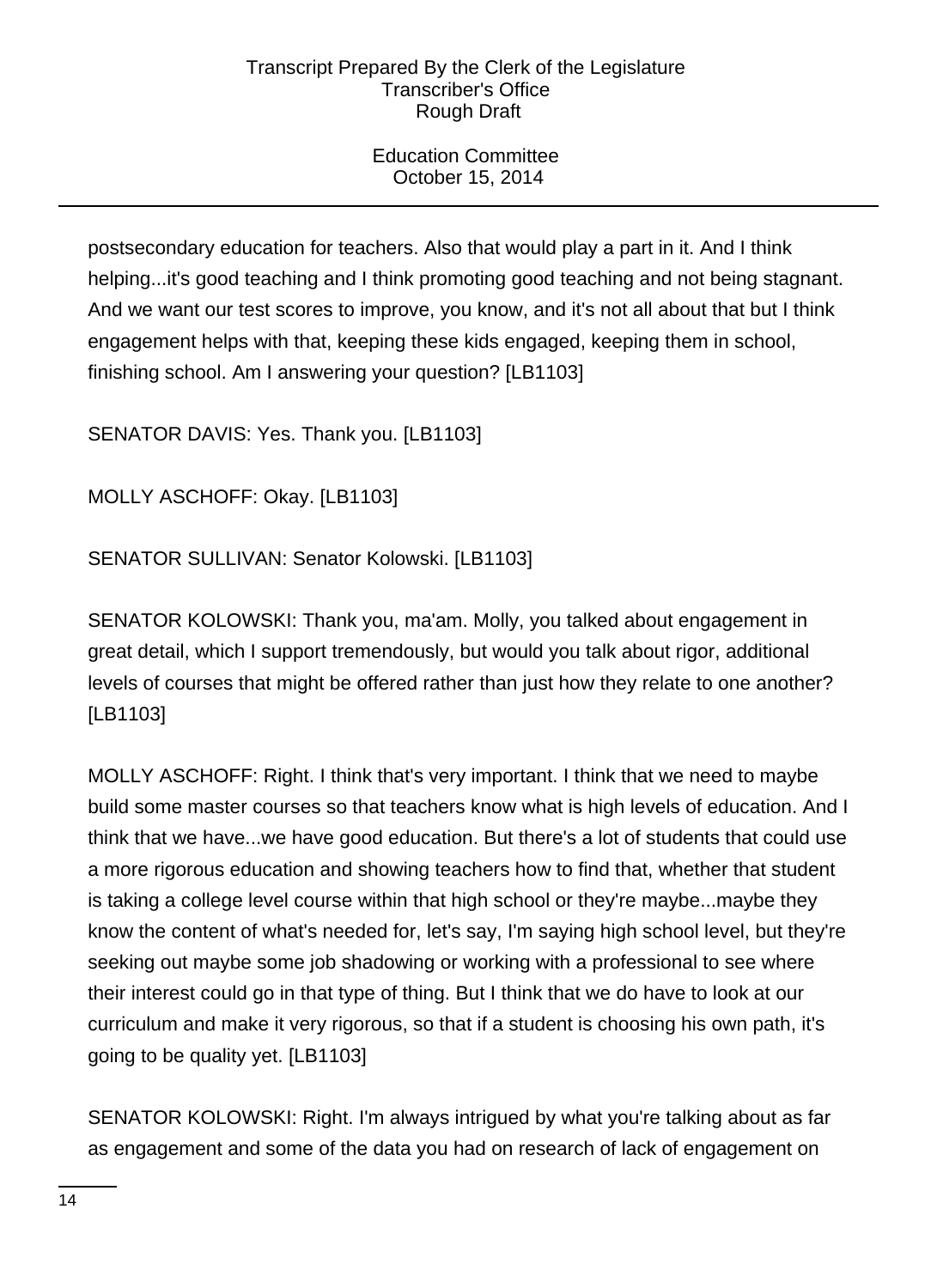postsecondary education for teachers. Also that would play a part in it. And I think helping...it's good teaching and I think promoting good teaching and not being stagnant. And we want our test scores to improve, you know, and it's not all about that but I think engagement helps with that, keeping these kids engaged, keeping them in school, finishing school. Am I answering your question? [LB1103]

SENATOR DAVIS: Yes. Thank you. [LB1103]

MOLLY ASCHOFF: Okay. [LB1103]

SENATOR SULLIVAN: Senator Kolowski. [LB1103]

SENATOR KOLOWSKI: Thank you, ma'am. Molly, you talked about engagement in great detail, which I support tremendously, but would you talk about rigor, additional levels of courses that might be offered rather than just how they relate to one another? [LB1103]

MOLLY ASCHOFF: Right. I think that's very important. I think that we need to maybe build some master courses so that teachers know what is high levels of education. And I think that we have...we have good education. But there's a lot of students that could use a more rigorous education and showing teachers how to find that, whether that student is taking a college level course within that high school or they're maybe...maybe they know the content of what's needed for, let's say, I'm saying high school level, but they're seeking out maybe some job shadowing or working with a professional to see where their interest could go in that type of thing. But I think that we do have to look at our curriculum and make it very rigorous, so that if a student is choosing his own path, it's going to be quality yet. [LB1103]

SENATOR KOLOWSKI: Right. I'm always intrigued by what you're talking about as far as engagement and some of the data you had on research of lack of engagement on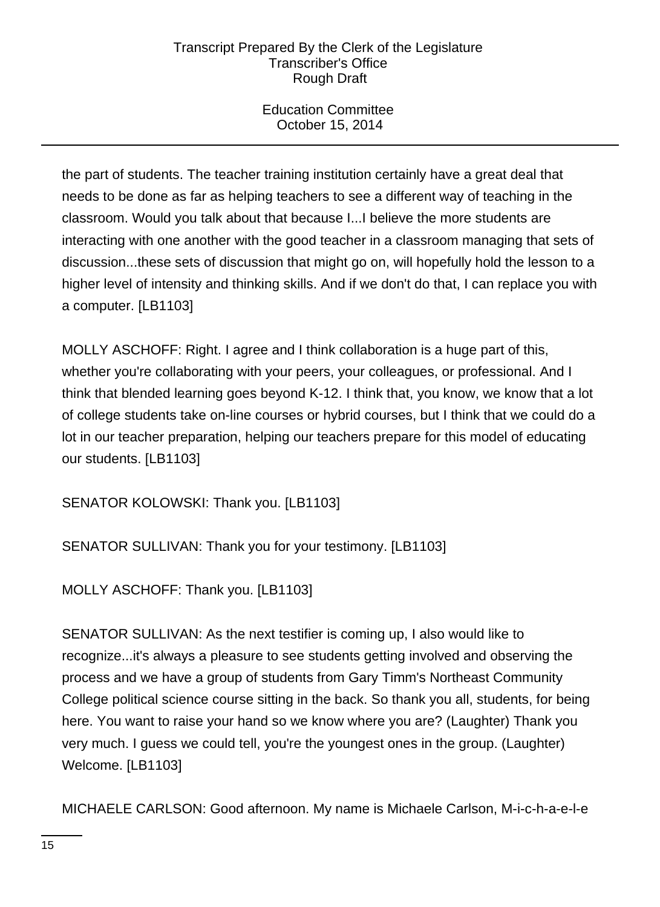the part of students. The teacher training institution certainly have a great deal that needs to be done as far as helping teachers to see a different way of teaching in the classroom. Would you talk about that because I...I believe the more students are interacting with one another with the good teacher in a classroom managing that sets of discussion...these sets of discussion that might go on, will hopefully hold the lesson to a higher level of intensity and thinking skills. And if we don't do that, I can replace you with a computer. [LB1103]

MOLLY ASCHOFF: Right. I agree and I think collaboration is a huge part of this, whether you're collaborating with your peers, your colleagues, or professional. And I think that blended learning goes beyond K-12. I think that, you know, we know that a lot of college students take on-line courses or hybrid courses, but I think that we could do a lot in our teacher preparation, helping our teachers prepare for this model of educating our students. [LB1103]

SENATOR KOLOWSKI: Thank you. [LB1103]

SENATOR SULLIVAN: Thank you for your testimony. [LB1103]

MOLLY ASCHOFF: Thank you. [LB1103]

SENATOR SULLIVAN: As the next testifier is coming up, I also would like to recognize...it's always a pleasure to see students getting involved and observing the process and we have a group of students from Gary Timm's Northeast Community College political science course sitting in the back. So thank you all, students, for being here. You want to raise your hand so we know where you are? (Laughter) Thank you very much. I guess we could tell, you're the youngest ones in the group. (Laughter) Welcome. [LB1103]

MICHAELE CARLSON: Good afternoon. My name is Michaele Carlson, M-i-c-h-a-e-l-e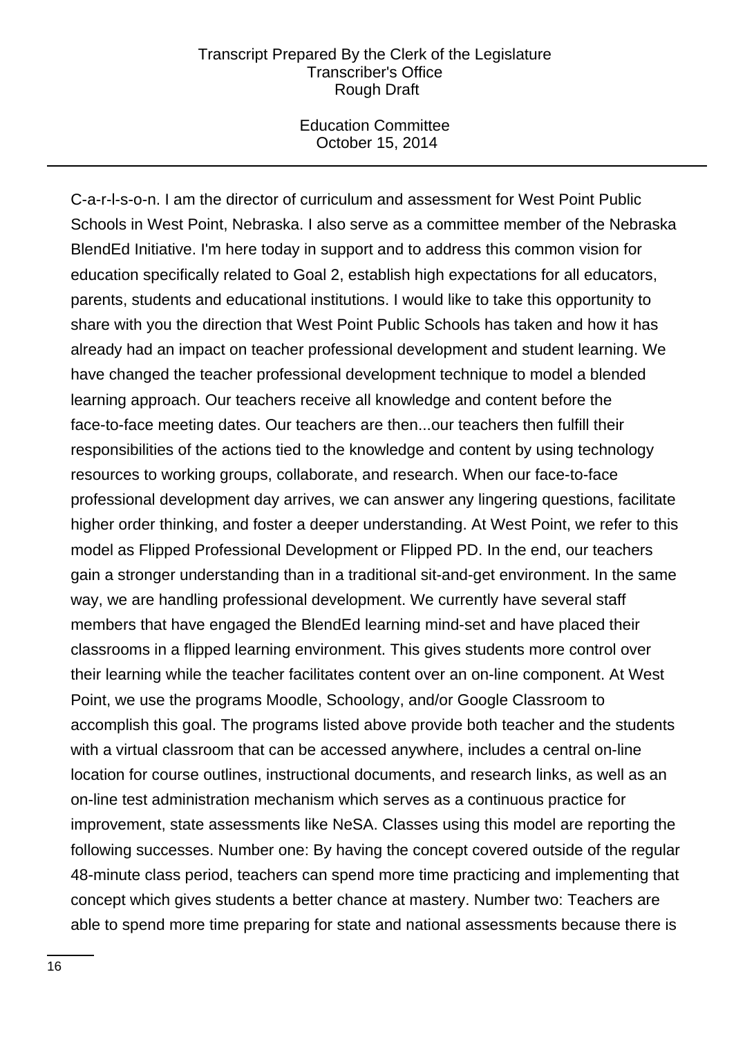C-a-r-l-s-o-n. I am the director of curriculum and assessment for West Point Public Schools in West Point, Nebraska. I also serve as a committee member of the Nebraska BlendEd Initiative. I'm here today in support and to address this common vision for education specifically related to Goal 2, establish high expectations for all educators, parents, students and educational institutions. I would like to take this opportunity to share with you the direction that West Point Public Schools has taken and how it has already had an impact on teacher professional development and student learning. We have changed the teacher professional development technique to model a blended learning approach. Our teachers receive all knowledge and content before the face-to-face meeting dates. Our teachers are then...our teachers then fulfill their responsibilities of the actions tied to the knowledge and content by using technology resources to working groups, collaborate, and research. When our face-to-face professional development day arrives, we can answer any lingering questions, facilitate higher order thinking, and foster a deeper understanding. At West Point, we refer to this model as Flipped Professional Development or Flipped PD. In the end, our teachers gain a stronger understanding than in a traditional sit-and-get environment. In the same way, we are handling professional development. We currently have several staff members that have engaged the BlendEd learning mind-set and have placed their classrooms in a flipped learning environment. This gives students more control over their learning while the teacher facilitates content over an on-line component. At West Point, we use the programs Moodle, Schoology, and/or Google Classroom to accomplish this goal. The programs listed above provide both teacher and the students with a virtual classroom that can be accessed anywhere, includes a central on-line location for course outlines, instructional documents, and research links, as well as an on-line test administration mechanism which serves as a continuous practice for improvement, state assessments like NeSA. Classes using this model are reporting the following successes. Number one: By having the concept covered outside of the regular 48-minute class period, teachers can spend more time practicing and implementing that concept which gives students a better chance at mastery. Number two: Teachers are able to spend more time preparing for state and national assessments because there is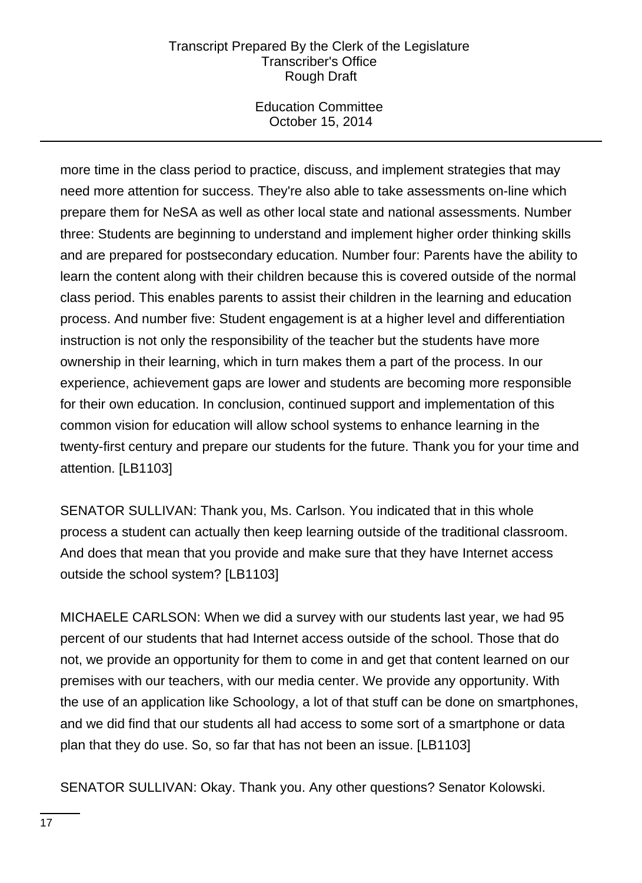more time in the class period to practice, discuss, and implement strategies that may need more attention for success. They're also able to take assessments on-line which prepare them for NeSA as well as other local state and national assessments. Number three: Students are beginning to understand and implement higher order thinking skills and are prepared for postsecondary education. Number four: Parents have the ability to learn the content along with their children because this is covered outside of the normal class period. This enables parents to assist their children in the learning and education process. And number five: Student engagement is at a higher level and differentiation instruction is not only the responsibility of the teacher but the students have more ownership in their learning, which in turn makes them a part of the process. In our experience, achievement gaps are lower and students are becoming more responsible for their own education. In conclusion, continued support and implementation of this common vision for education will allow school systems to enhance learning in the twenty-first century and prepare our students for the future. Thank you for your time and attention. [LB1103]

SENATOR SULLIVAN: Thank you, Ms. Carlson. You indicated that in this whole process a student can actually then keep learning outside of the traditional classroom. And does that mean that you provide and make sure that they have Internet access outside the school system? [LB1103]

MICHAELE CARLSON: When we did a survey with our students last year, we had 95 percent of our students that had Internet access outside of the school. Those that do not, we provide an opportunity for them to come in and get that content learned on our premises with our teachers, with our media center. We provide any opportunity. With the use of an application like Schoology, a lot of that stuff can be done on smartphones, and we did find that our students all had access to some sort of a smartphone or data plan that they do use. So, so far that has not been an issue. [LB1103]

SENATOR SULLIVAN: Okay. Thank you. Any other questions? Senator Kolowski.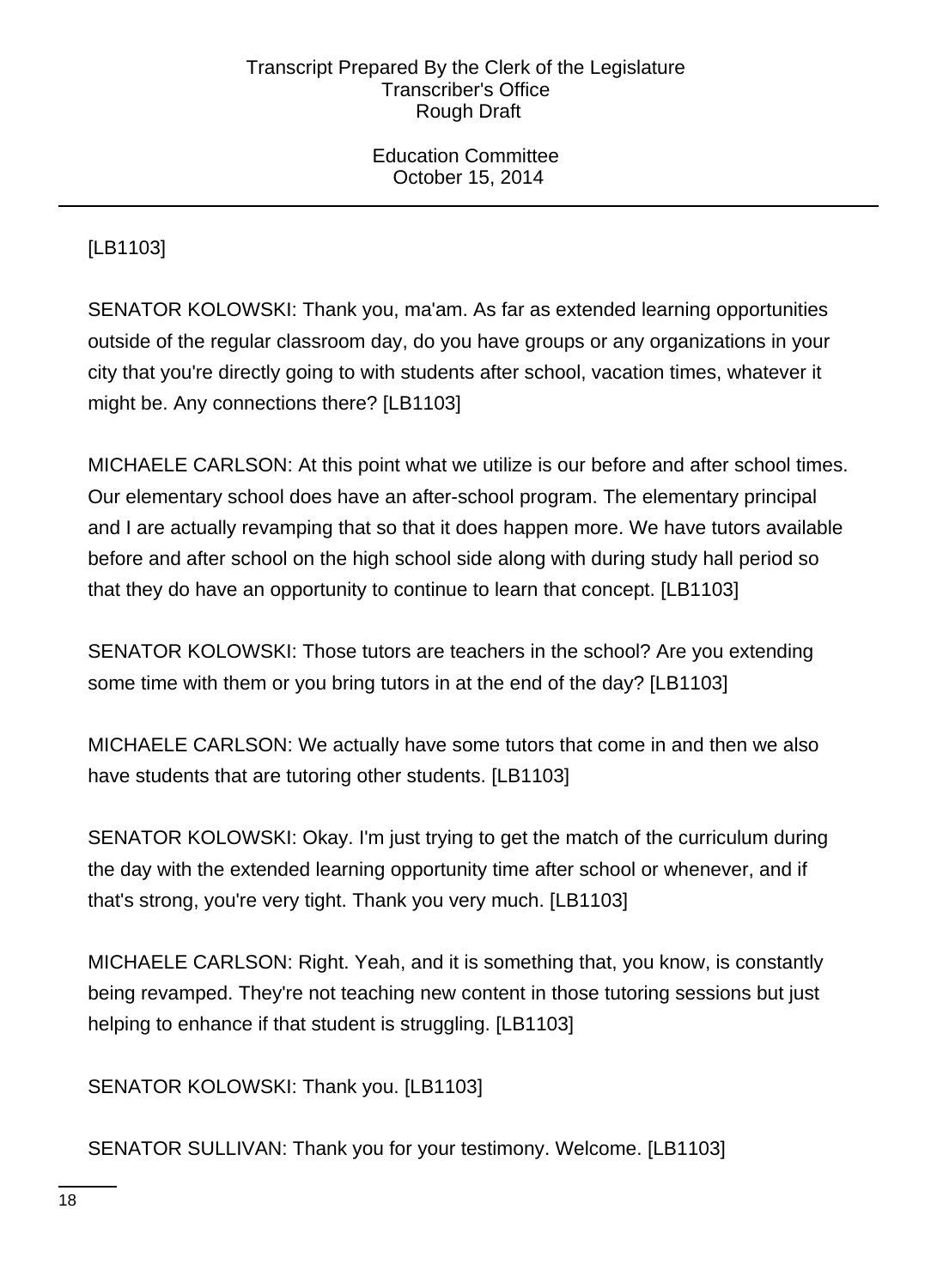[LB1103]

SENATOR KOLOWSKI: Thank you, ma'am. As far as extended learning opportunities outside of the regular classroom day, do you have groups or any organizations in your city that you're directly going to with students after school, vacation times, whatever it might be. Any connections there? [LB1103]

MICHAELE CARLSON: At this point what we utilize is our before and after school times. Our elementary school does have an after-school program. The elementary principal and I are actually revamping that so that it does happen more. We have tutors available before and after school on the high school side along with during study hall period so that they do have an opportunity to continue to learn that concept. [LB1103]

SENATOR KOLOWSKI: Those tutors are teachers in the school? Are you extending some time with them or you bring tutors in at the end of the day? [LB1103]

MICHAELE CARLSON: We actually have some tutors that come in and then we also have students that are tutoring other students. [LB1103]

SENATOR KOLOWSKI: Okay. I'm just trying to get the match of the curriculum during the day with the extended learning opportunity time after school or whenever, and if that's strong, you're very tight. Thank you very much. [LB1103]

MICHAELE CARLSON: Right. Yeah, and it is something that, you know, is constantly being revamped. They're not teaching new content in those tutoring sessions but just helping to enhance if that student is struggling. [LB1103]

SENATOR KOLOWSKI: Thank you. [LB1103]

SENATOR SULLIVAN: Thank you for your testimony. Welcome. [LB1103]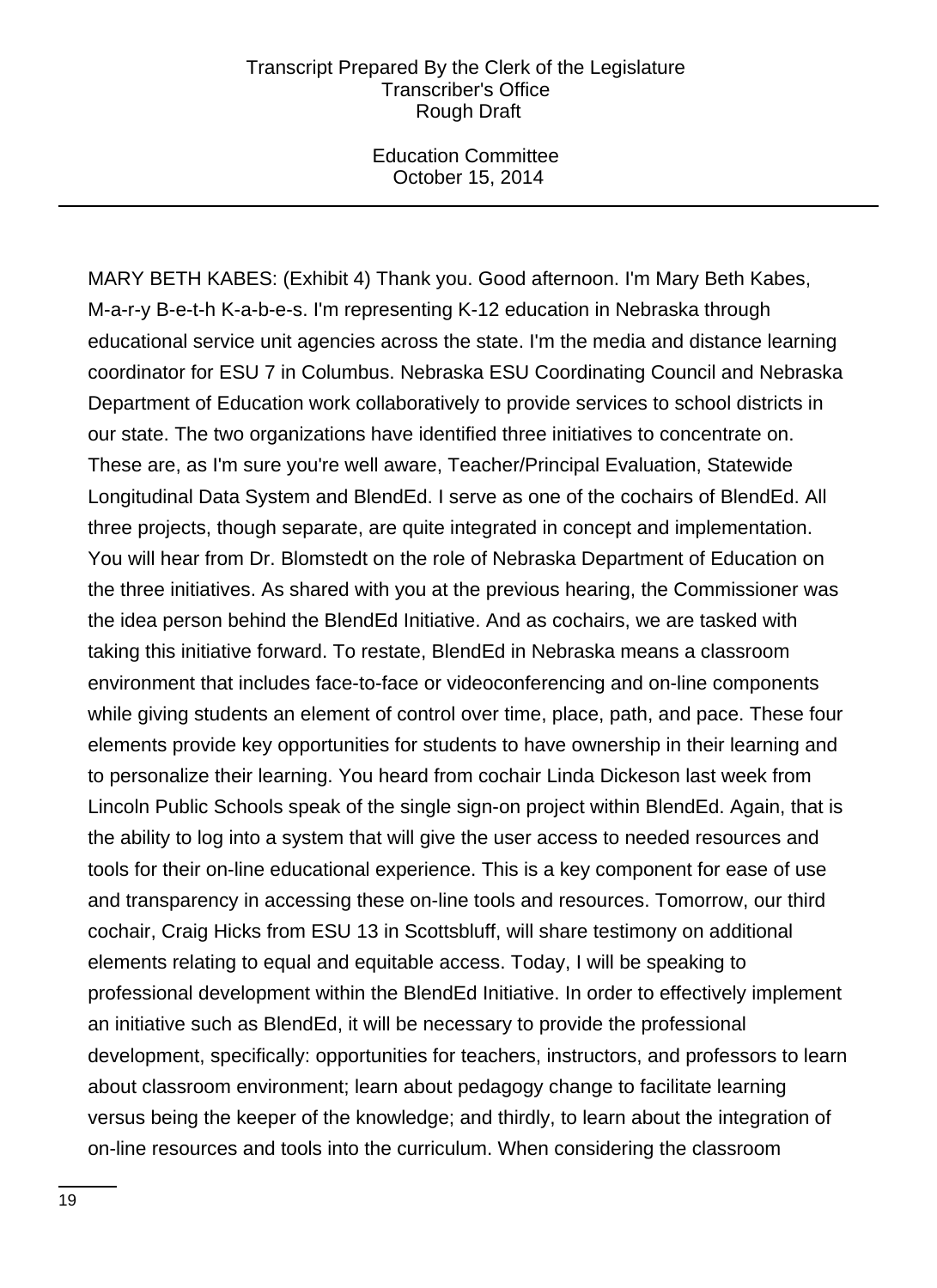MARY BETH KABES: (Exhibit 4) Thank you. Good afternoon. I'm Mary Beth Kabes, M-a-r-y B-e-t-h K-a-b-e-s. I'm representing K-12 education in Nebraska through educational service unit agencies across the state. I'm the media and distance learning coordinator for ESU 7 in Columbus. Nebraska ESU Coordinating Council and Nebraska Department of Education work collaboratively to provide services to school districts in our state. The two organizations have identified three initiatives to concentrate on. These are, as I'm sure you're well aware, Teacher/Principal Evaluation, Statewide Longitudinal Data System and BlendEd. I serve as one of the cochairs of BlendEd. All three projects, though separate, are quite integrated in concept and implementation. You will hear from Dr. Blomstedt on the role of Nebraska Department of Education on the three initiatives. As shared with you at the previous hearing, the Commissioner was the idea person behind the BlendEd Initiative. And as cochairs, we are tasked with taking this initiative forward. To restate, BlendEd in Nebraska means a classroom environment that includes face-to-face or videoconferencing and on-line components while giving students an element of control over time, place, path, and pace. These four elements provide key opportunities for students to have ownership in their learning and to personalize their learning. You heard from cochair Linda Dickeson last week from Lincoln Public Schools speak of the single sign-on project within BlendEd. Again, that is the ability to log into a system that will give the user access to needed resources and tools for their on-line educational experience. This is a key component for ease of use and transparency in accessing these on-line tools and resources. Tomorrow, our third cochair, Craig Hicks from ESU 13 in Scottsbluff, will share testimony on additional elements relating to equal and equitable access. Today, I will be speaking to professional development within the BlendEd Initiative. In order to effectively implement an initiative such as BlendEd, it will be necessary to provide the professional development, specifically: opportunities for teachers, instructors, and professors to learn about classroom environment; learn about pedagogy change to facilitate learning versus being the keeper of the knowledge; and thirdly, to learn about the integration of on-line resources and tools into the curriculum. When considering the classroom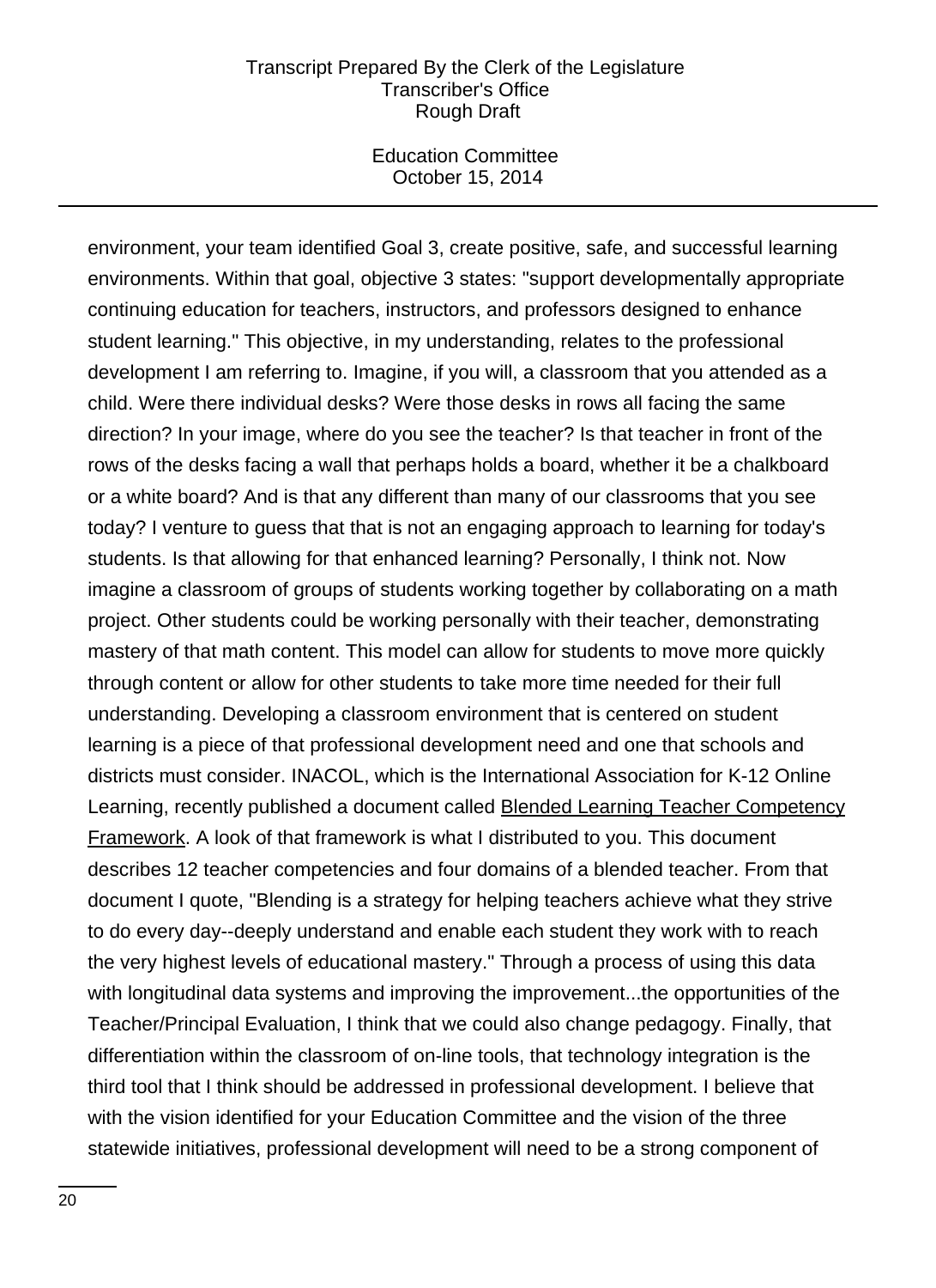environment, your team identified Goal 3, create positive, safe, and successful learning environments. Within that goal, objective 3 states: "support developmentally appropriate continuing education for teachers, instructors, and professors designed to enhance student learning." This objective, in my understanding, relates to the professional development I am referring to. Imagine, if you will, a classroom that you attended as a child. Were there individual desks? Were those desks in rows all facing the same direction? In your image, where do you see the teacher? Is that teacher in front of the rows of the desks facing a wall that perhaps holds a board, whether it be a chalkboard or a white board? And is that any different than many of our classrooms that you see today? I venture to guess that that is not an engaging approach to learning for today's students. Is that allowing for that enhanced learning? Personally, I think not. Now imagine a classroom of groups of students working together by collaborating on a math project. Other students could be working personally with their teacher, demonstrating mastery of that math content. This model can allow for students to move more quickly through content or allow for other students to take more time needed for their full understanding. Developing a classroom environment that is centered on student learning is a piece of that professional development need and one that schools and districts must consider. INACOL, which is the International Association for K-12 Online Learning, recently published a document called Blended Learning Teacher Competency Framework. A look of that framework is what I distributed to you. This document describes 12 teacher competencies and four domains of a blended teacher. From that document I quote, "Blending is a strategy for helping teachers achieve what they strive to do every day--deeply understand and enable each student they work with to reach the very highest levels of educational mastery." Through a process of using this data with longitudinal data systems and improving the improvement...the opportunities of the Teacher/Principal Evaluation, I think that we could also change pedagogy. Finally, that differentiation within the classroom of on-line tools, that technology integration is the third tool that I think should be addressed in professional development. I believe that with the vision identified for your Education Committee and the vision of the three statewide initiatives, professional development will need to be a strong component of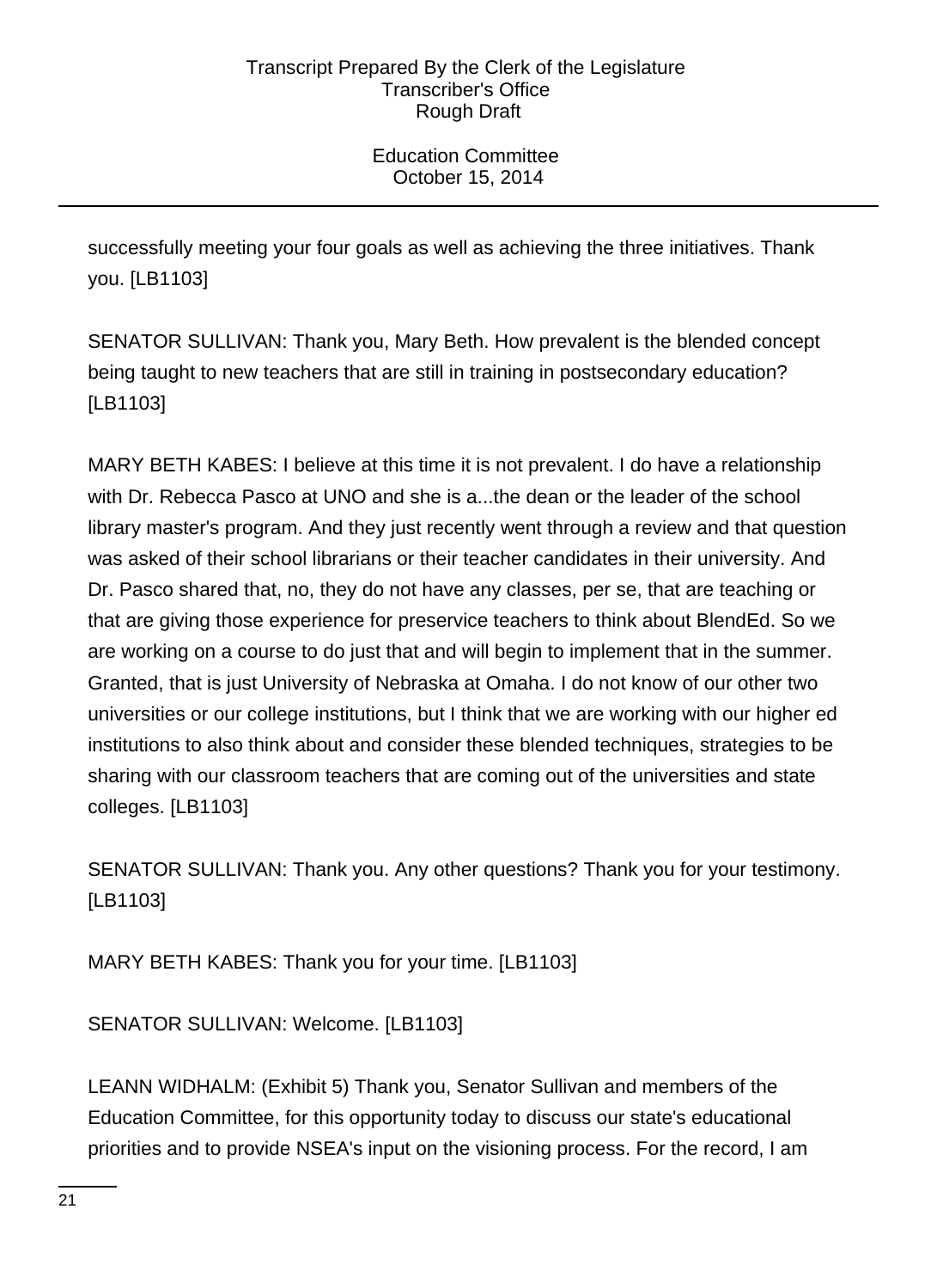successfully meeting your four goals as well as achieving the three initiatives. Thank you. [LB1103]

SENATOR SULLIVAN: Thank you, Mary Beth. How prevalent is the blended concept being taught to new teachers that are still in training in postsecondary education? [LB1103]

MARY BETH KABES: I believe at this time it is not prevalent. I do have a relationship with Dr. Rebecca Pasco at UNO and she is a...the dean or the leader of the school library master's program. And they just recently went through a review and that question was asked of their school librarians or their teacher candidates in their university. And Dr. Pasco shared that, no, they do not have any classes, per se, that are teaching or that are giving those experience for preservice teachers to think about BlendEd. So we are working on a course to do just that and will begin to implement that in the summer. Granted, that is just University of Nebraska at Omaha. I do not know of our other two universities or our college institutions, but I think that we are working with our higher ed institutions to also think about and consider these blended techniques, strategies to be sharing with our classroom teachers that are coming out of the universities and state colleges. [LB1103]

SENATOR SULLIVAN: Thank you. Any other questions? Thank you for your testimony. [LB1103]

MARY BETH KABES: Thank you for your time. [LB1103]

SENATOR SULLIVAN: Welcome. [LB1103]

LEANN WIDHALM: (Exhibit 5) Thank you, Senator Sullivan and members of the Education Committee, for this opportunity today to discuss our state's educational priorities and to provide NSEA's input on the visioning process. For the record, I am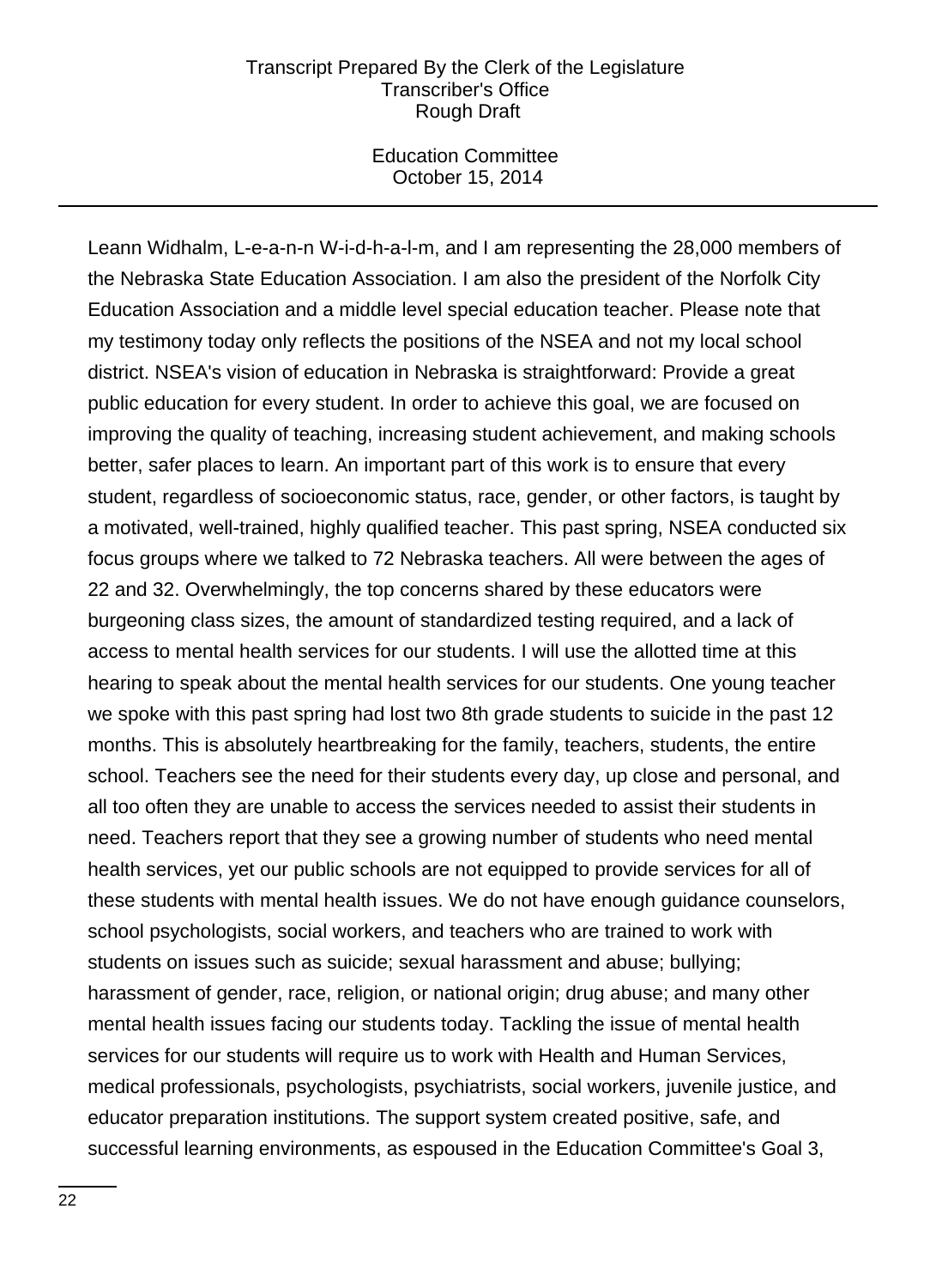Leann Widhalm, L-e-a-n-n W-i-d-h-a-l-m, and I am representing the 28,000 members of the Nebraska State Education Association. I am also the president of the Norfolk City Education Association and a middle level special education teacher. Please note that my testimony today only reflects the positions of the NSEA and not my local school district. NSEA's vision of education in Nebraska is straightforward: Provide a great public education for every student. In order to achieve this goal, we are focused on improving the quality of teaching, increasing student achievement, and making schools better, safer places to learn. An important part of this work is to ensure that every student, regardless of socioeconomic status, race, gender, or other factors, is taught by a motivated, well-trained, highly qualified teacher. This past spring, NSEA conducted six focus groups where we talked to 72 Nebraska teachers. All were between the ages of 22 and 32. Overwhelmingly, the top concerns shared by these educators were burgeoning class sizes, the amount of standardized testing required, and a lack of access to mental health services for our students. I will use the allotted time at this hearing to speak about the mental health services for our students. One young teacher we spoke with this past spring had lost two 8th grade students to suicide in the past 12 months. This is absolutely heartbreaking for the family, teachers, students, the entire school. Teachers see the need for their students every day, up close and personal, and all too often they are unable to access the services needed to assist their students in need. Teachers report that they see a growing number of students who need mental health services, yet our public schools are not equipped to provide services for all of these students with mental health issues. We do not have enough guidance counselors, school psychologists, social workers, and teachers who are trained to work with students on issues such as suicide; sexual harassment and abuse; bullying; harassment of gender, race, religion, or national origin; drug abuse; and many other mental health issues facing our students today. Tackling the issue of mental health services for our students will require us to work with Health and Human Services, medical professionals, psychologists, psychiatrists, social workers, juvenile justice, and educator preparation institutions. The support system created positive, safe, and successful learning environments, as espoused in the Education Committee's Goal 3,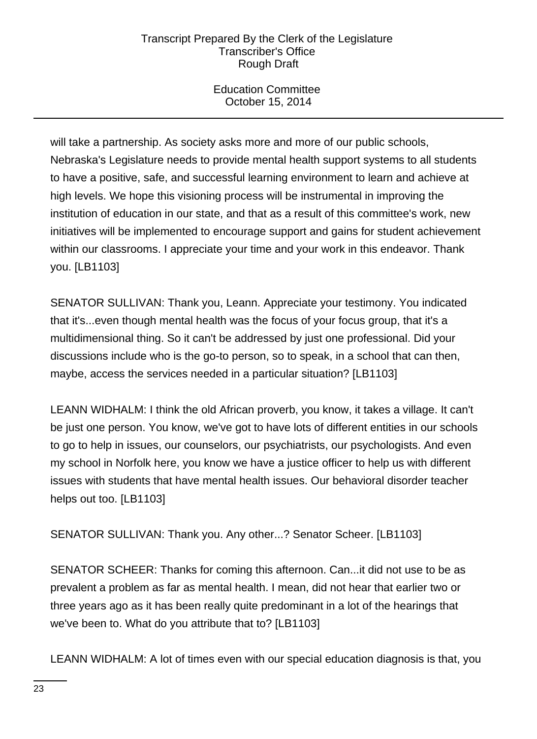will take a partnership. As society asks more and more of our public schools, Nebraska's Legislature needs to provide mental health support systems to all students to have a positive, safe, and successful learning environment to learn and achieve at high levels. We hope this visioning process will be instrumental in improving the institution of education in our state, and that as a result of this committee's work, new initiatives will be implemented to encourage support and gains for student achievement within our classrooms. I appreciate your time and your work in this endeavor. Thank you. [LB1103]

SENATOR SULLIVAN: Thank you, Leann. Appreciate your testimony. You indicated that it's...even though mental health was the focus of your focus group, that it's a multidimensional thing. So it can't be addressed by just one professional. Did your discussions include who is the go-to person, so to speak, in a school that can then, maybe, access the services needed in a particular situation? [LB1103]

LEANN WIDHALM: I think the old African proverb, you know, it takes a village. It can't be just one person. You know, we've got to have lots of different entities in our schools to go to help in issues, our counselors, our psychiatrists, our psychologists. And even my school in Norfolk here, you know we have a justice officer to help us with different issues with students that have mental health issues. Our behavioral disorder teacher helps out too. [LB1103]

SENATOR SULLIVAN: Thank you. Any other...? Senator Scheer. [LB1103]

SENATOR SCHEER: Thanks for coming this afternoon. Can...it did not use to be as prevalent a problem as far as mental health. I mean, did not hear that earlier two or three years ago as it has been really quite predominant in a lot of the hearings that we've been to. What do you attribute that to? [LB1103]

LEANN WIDHALM: A lot of times even with our special education diagnosis is that, you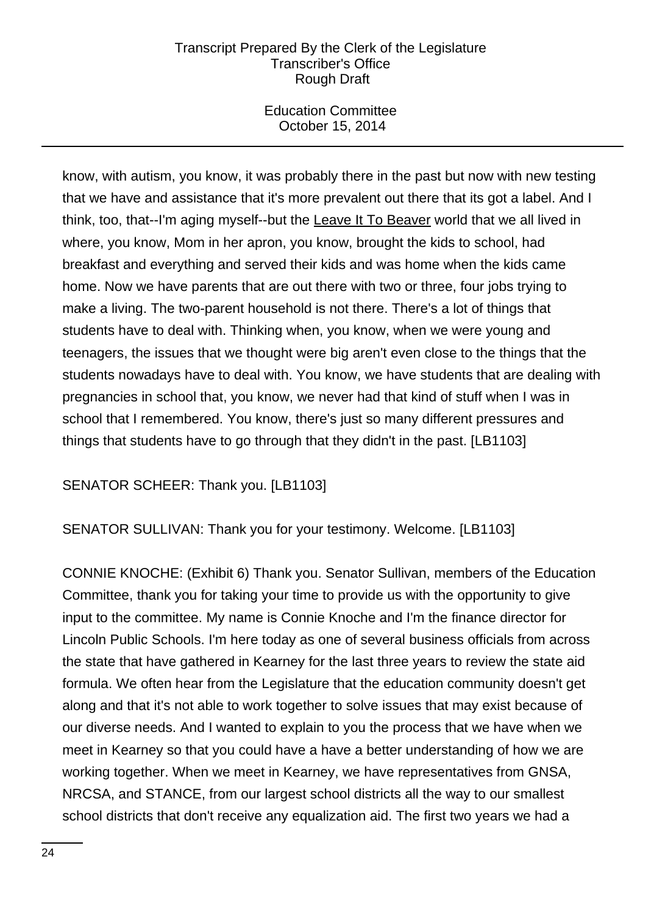know, with autism, you know, it was probably there in the past but now with new testing that we have and assistance that it's more prevalent out there that its got a label. And I think, too, that--I'm aging myself--but the Leave It To Beaver world that we all lived in where, you know, Mom in her apron, you know, brought the kids to school, had breakfast and everything and served their kids and was home when the kids came home. Now we have parents that are out there with two or three, four jobs trying to make a living. The two-parent household is not there. There's a lot of things that students have to deal with. Thinking when, you know, when we were young and teenagers, the issues that we thought were big aren't even close to the things that the students nowadays have to deal with. You know, we have students that are dealing with pregnancies in school that, you know, we never had that kind of stuff when I was in school that I remembered. You know, there's just so many different pressures and things that students have to go through that they didn't in the past. [LB1103]

SENATOR SCHEER: Thank you. [LB1103]

SENATOR SULLIVAN: Thank you for your testimony. Welcome. [LB1103]

CONNIE KNOCHE: (Exhibit 6) Thank you. Senator Sullivan, members of the Education Committee, thank you for taking your time to provide us with the opportunity to give input to the committee. My name is Connie Knoche and I'm the finance director for Lincoln Public Schools. I'm here today as one of several business officials from across the state that have gathered in Kearney for the last three years to review the state aid formula. We often hear from the Legislature that the education community doesn't get along and that it's not able to work together to solve issues that may exist because of our diverse needs. And I wanted to explain to you the process that we have when we meet in Kearney so that you could have a have a better understanding of how we are working together. When we meet in Kearney, we have representatives from GNSA, NRCSA, and STANCE, from our largest school districts all the way to our smallest school districts that don't receive any equalization aid. The first two years we had a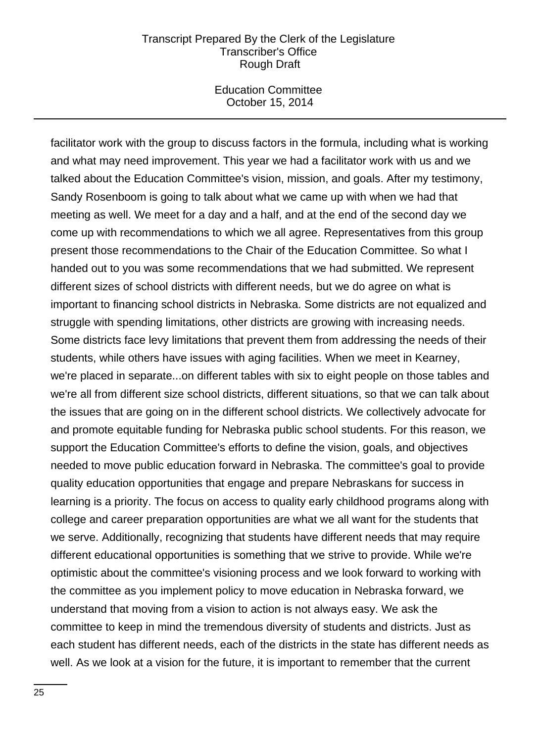facilitator work with the group to discuss factors in the formula, including what is working and what may need improvement. This year we had a facilitator work with us and we talked about the Education Committee's vision, mission, and goals. After my testimony, Sandy Rosenboom is going to talk about what we came up with when we had that meeting as well. We meet for a day and a half, and at the end of the second day we come up with recommendations to which we all agree. Representatives from this group present those recommendations to the Chair of the Education Committee. So what I handed out to you was some recommendations that we had submitted. We represent different sizes of school districts with different needs, but we do agree on what is important to financing school districts in Nebraska. Some districts are not equalized and struggle with spending limitations, other districts are growing with increasing needs. Some districts face levy limitations that prevent them from addressing the needs of their students, while others have issues with aging facilities. When we meet in Kearney, we're placed in separate...on different tables with six to eight people on those tables and we're all from different size school districts, different situations, so that we can talk about the issues that are going on in the different school districts. We collectively advocate for and promote equitable funding for Nebraska public school students. For this reason, we support the Education Committee's efforts to define the vision, goals, and objectives needed to move public education forward in Nebraska. The committee's goal to provide quality education opportunities that engage and prepare Nebraskans for success in learning is a priority. The focus on access to quality early childhood programs along with college and career preparation opportunities are what we all want for the students that we serve. Additionally, recognizing that students have different needs that may require different educational opportunities is something that we strive to provide. While we're optimistic about the committee's visioning process and we look forward to working with the committee as you implement policy to move education in Nebraska forward, we understand that moving from a vision to action is not always easy. We ask the committee to keep in mind the tremendous diversity of students and districts. Just as each student has different needs, each of the districts in the state has different needs as well. As we look at a vision for the future, it is important to remember that the current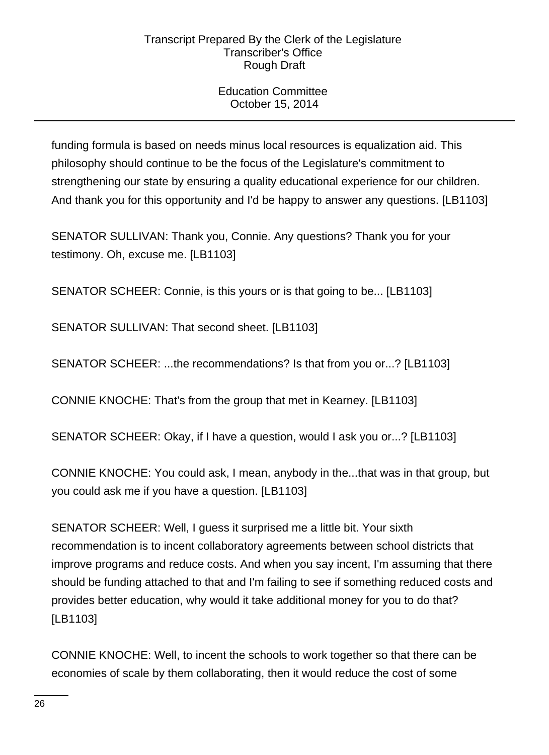funding formula is based on needs minus local resources is equalization aid. This philosophy should continue to be the focus of the Legislature's commitment to strengthening our state by ensuring a quality educational experience for our children. And thank you for this opportunity and I'd be happy to answer any questions. [LB1103]

SENATOR SULLIVAN: Thank you, Connie. Any questions? Thank you for your testimony. Oh, excuse me. [LB1103]

SENATOR SCHEER: Connie, is this yours or is that going to be... [LB1103]

SENATOR SULLIVAN: That second sheet. [LB1103]

SENATOR SCHEER: ...the recommendations? Is that from you or...? [LB1103]

CONNIE KNOCHE: That's from the group that met in Kearney. [LB1103]

SENATOR SCHEER: Okay, if I have a question, would I ask you or...? [LB1103]

CONNIE KNOCHE: You could ask, I mean, anybody in the...that was in that group, but you could ask me if you have a question. [LB1103]

SENATOR SCHEER: Well, I guess it surprised me a little bit. Your sixth recommendation is to incent collaboratory agreements between school districts that improve programs and reduce costs. And when you say incent, I'm assuming that there should be funding attached to that and I'm failing to see if something reduced costs and provides better education, why would it take additional money for you to do that? [LB1103]

CONNIE KNOCHE: Well, to incent the schools to work together so that there can be economies of scale by them collaborating, then it would reduce the cost of some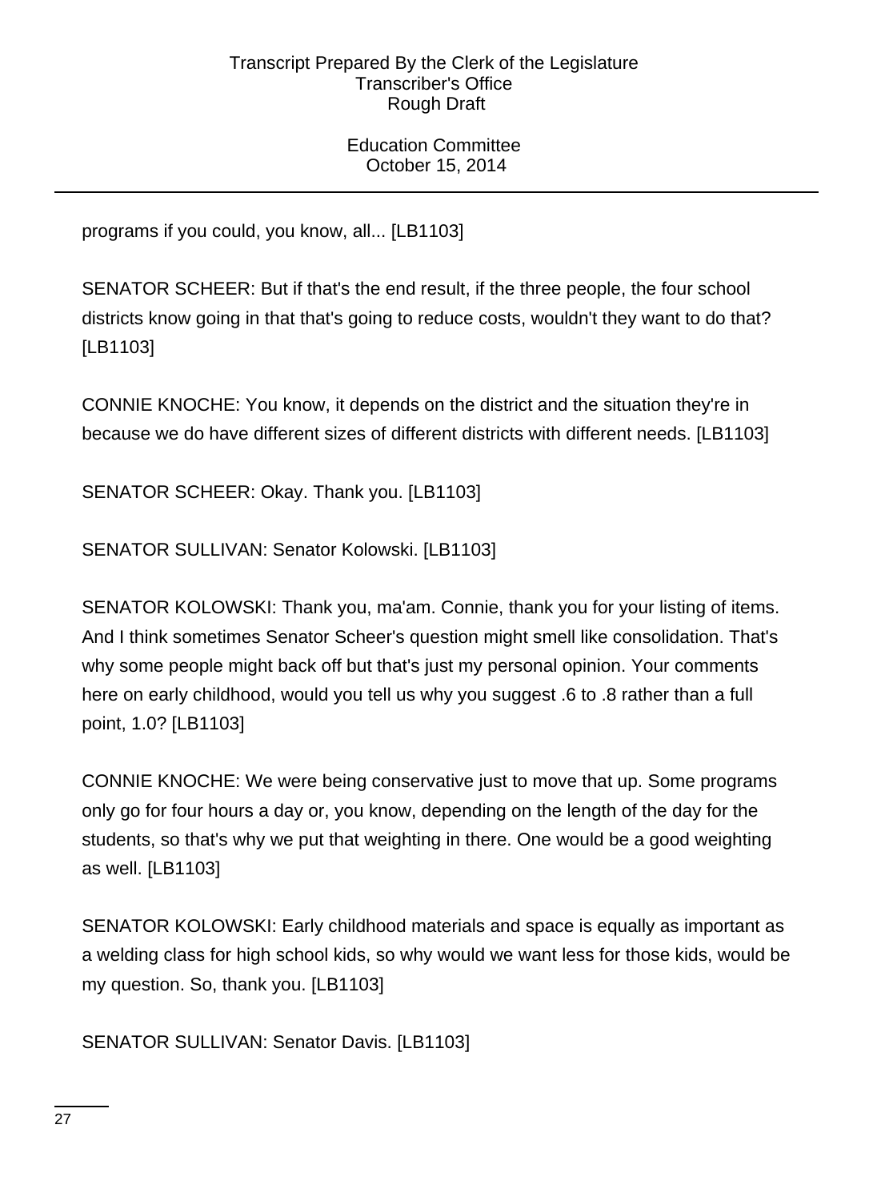programs if you could, you know, all... [LB1103]

SENATOR SCHEER: But if that's the end result, if the three people, the four school districts know going in that that's going to reduce costs, wouldn't they want to do that? [LB1103]

CONNIE KNOCHE: You know, it depends on the district and the situation they're in because we do have different sizes of different districts with different needs. [LB1103]

SENATOR SCHEER: Okay. Thank you. [LB1103]

SENATOR SULLIVAN: Senator Kolowski. [LB1103]

SENATOR KOLOWSKI: Thank you, ma'am. Connie, thank you for your listing of items. And I think sometimes Senator Scheer's question might smell like consolidation. That's why some people might back off but that's just my personal opinion. Your comments here on early childhood, would you tell us why you suggest .6 to .8 rather than a full point, 1.0? [LB1103]

CONNIE KNOCHE: We were being conservative just to move that up. Some programs only go for four hours a day or, you know, depending on the length of the day for the students, so that's why we put that weighting in there. One would be a good weighting as well. [LB1103]

SENATOR KOLOWSKI: Early childhood materials and space is equally as important as a welding class for high school kids, so why would we want less for those kids, would be my question. So, thank you. [LB1103]

SENATOR SULLIVAN: Senator Davis. [LB1103]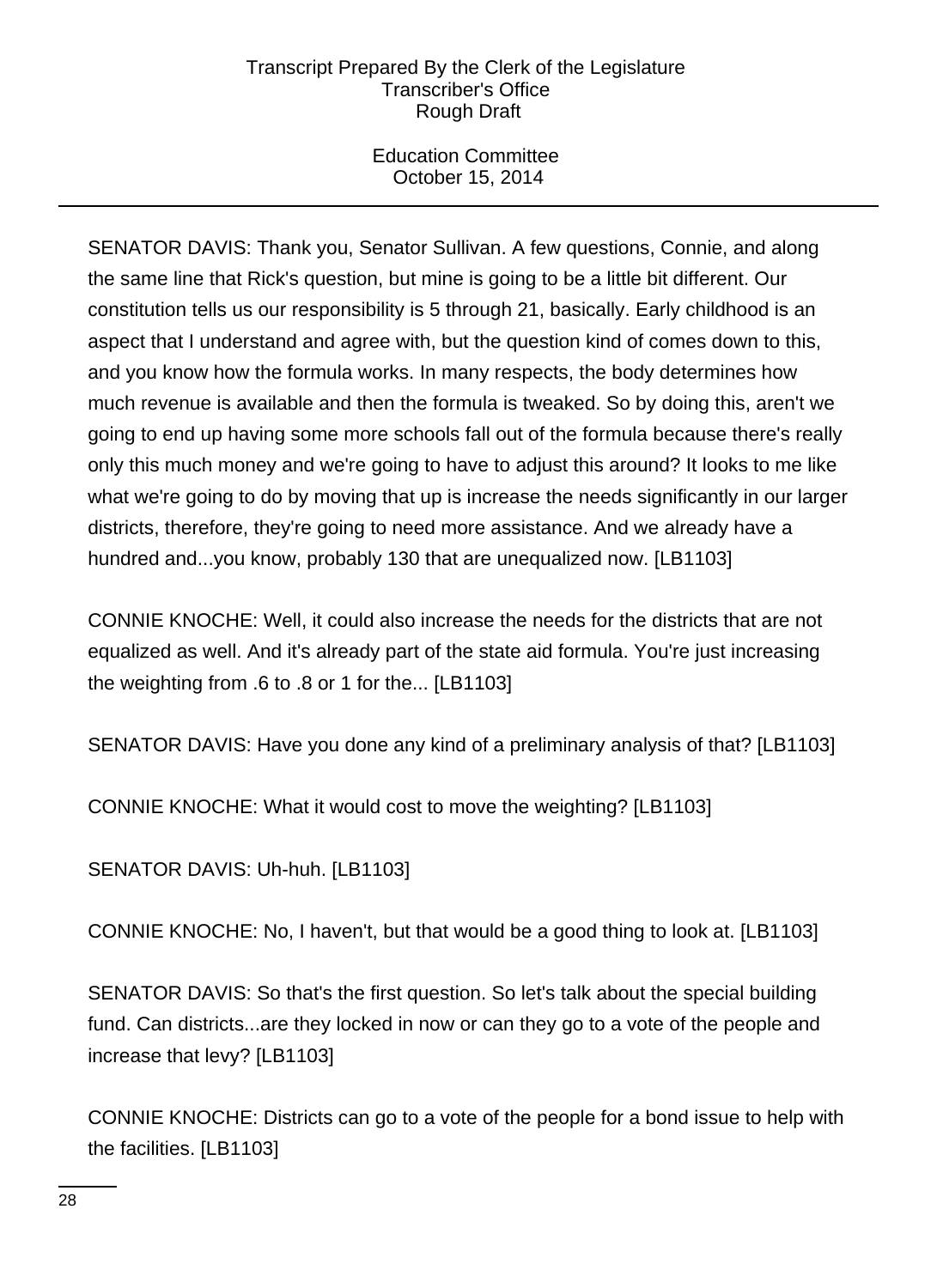SENATOR DAVIS: Thank you, Senator Sullivan. A few questions, Connie, and along the same line that Rick's question, but mine is going to be a little bit different. Our constitution tells us our responsibility is 5 through 21, basically. Early childhood is an aspect that I understand and agree with, but the question kind of comes down to this, and you know how the formula works. In many respects, the body determines how much revenue is available and then the formula is tweaked. So by doing this, aren't we going to end up having some more schools fall out of the formula because there's really only this much money and we're going to have to adjust this around? It looks to me like what we're going to do by moving that up is increase the needs significantly in our larger districts, therefore, they're going to need more assistance. And we already have a hundred and...you know, probably 130 that are unequalized now. [LB1103]

CONNIE KNOCHE: Well, it could also increase the needs for the districts that are not equalized as well. And it's already part of the state aid formula. You're just increasing the weighting from .6 to .8 or 1 for the... [LB1103]

SENATOR DAVIS: Have you done any kind of a preliminary analysis of that? [LB1103]

CONNIE KNOCHE: What it would cost to move the weighting? [LB1103]

SENATOR DAVIS: Uh-huh. [LB1103]

CONNIE KNOCHE: No, I haven't, but that would be a good thing to look at. [LB1103]

SENATOR DAVIS: So that's the first question. So let's talk about the special building fund. Can districts...are they locked in now or can they go to a vote of the people and increase that levy? [LB1103]

CONNIE KNOCHE: Districts can go to a vote of the people for a bond issue to help with the facilities. [LB1103]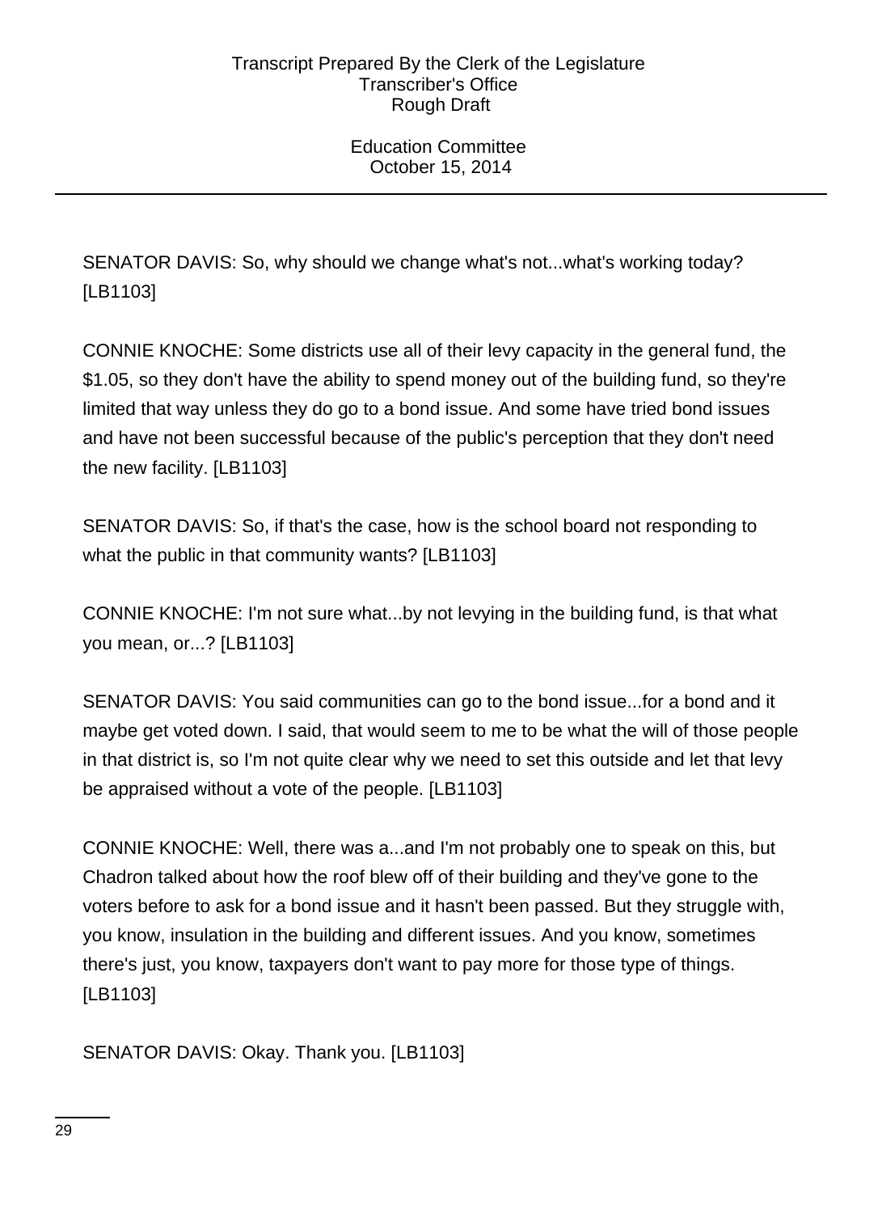SENATOR DAVIS: So, why should we change what's not...what's working today? [LB1103]

CONNIE KNOCHE: Some districts use all of their levy capacity in the general fund, the $1.05, so they don't have the ability to spend money out of the building fund, so they're limited that way unless they do go to a bond issue. And some have tried bond issues and have not been successful because of the public's perception that they don't need the new facility. [LB1103]

SENATOR DAVIS: So, if that's the case, how is the school board not responding to what the public in that community wants? [LB1103]

CONNIE KNOCHE: I'm not sure what...by not levying in the building fund, is that what you mean, or...? [LB1103]

SENATOR DAVIS: You said communities can go to the bond issue...for a bond and it maybe get voted down. I said, that would seem to me to be what the will of those people in that district is, so I'm not quite clear why we need to set this outside and let that levy be appraised without a vote of the people. [LB1103]

CONNIE KNOCHE: Well, there was a...and I'm not probably one to speak on this, but Chadron talked about how the roof blew off of their building and they've gone to the voters before to ask for a bond issue and it hasn't been passed. But they struggle with, you know, insulation in the building and different issues. And you know, sometimes there's just, you know, taxpayers don't want to pay more for those type of things. [LB1103]

SENATOR DAVIS: Okay. Thank you. [LB1103]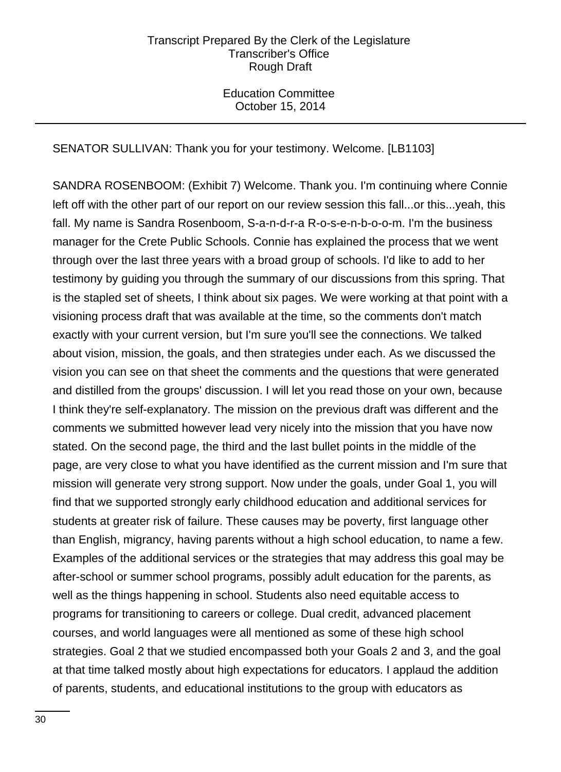SENATOR SULLIVAN: Thank you for your testimony. Welcome. [LB1103]

SANDRA ROSENBOOM: (Exhibit 7) Welcome. Thank you. I'm continuing where Connie left off with the other part of our report on our review session this fall...or this...yeah, this fall. My name is Sandra Rosenboom, S-a-n-d-r-a R-o-s-e-n-b-o-o-m. I'm the business manager for the Crete Public Schools. Connie has explained the process that we went through over the last three years with a broad group of schools. I'd like to add to her testimony by guiding you through the summary of our discussions from this spring. That is the stapled set of sheets, I think about six pages. We were working at that point with a visioning process draft that was available at the time, so the comments don't match exactly with your current version, but I'm sure you'll see the connections. We talked about vision, mission, the goals, and then strategies under each. As we discussed the vision you can see on that sheet the comments and the questions that were generated and distilled from the groups' discussion. I will let you read those on your own, because I think they're self-explanatory. The mission on the previous draft was different and the comments we submitted however lead very nicely into the mission that you have now stated. On the second page, the third and the last bullet points in the middle of the page, are very close to what you have identified as the current mission and I'm sure that mission will generate very strong support. Now under the goals, under Goal 1, you will find that we supported strongly early childhood education and additional services for students at greater risk of failure. These causes may be poverty, first language other than English, migrancy, having parents without a high school education, to name a few. Examples of the additional services or the strategies that may address this goal may be after-school or summer school programs, possibly adult education for the parents, as well as the things happening in school. Students also need equitable access to programs for transitioning to careers or college. Dual credit, advanced placement courses, and world languages were all mentioned as some of these high school strategies. Goal 2 that we studied encompassed both your Goals 2 and 3, and the goal at that time talked mostly about high expectations for educators. I applaud the addition of parents, students, and educational institutions to the group with educators as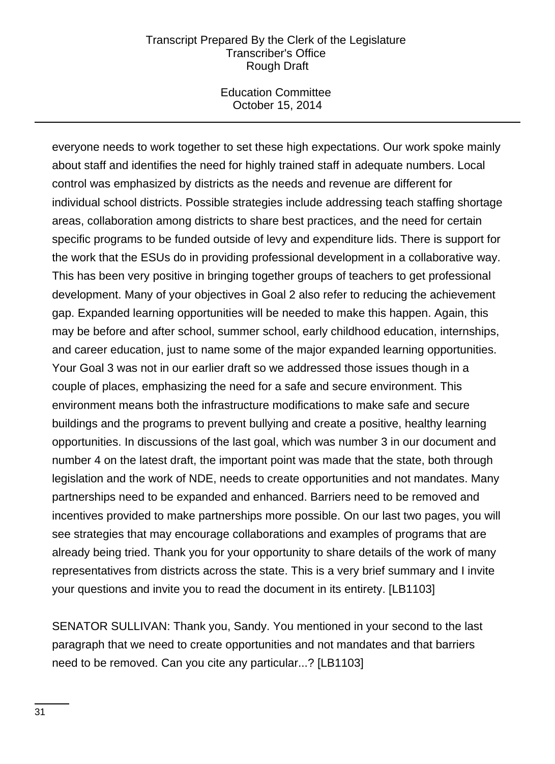everyone needs to work together to set these high expectations. Our work spoke mainly about staff and identifies the need for highly trained staff in adequate numbers. Local control was emphasized by districts as the needs and revenue are different for individual school districts. Possible strategies include addressing teach staffing shortage areas, collaboration among districts to share best practices, and the need for certain specific programs to be funded outside of levy and expenditure lids. There is support for the work that the ESUs do in providing professional development in a collaborative way. This has been very positive in bringing together groups of teachers to get professional development. Many of your objectives in Goal 2 also refer to reducing the achievement gap. Expanded learning opportunities will be needed to make this happen. Again, this may be before and after school, summer school, early childhood education, internships, and career education, just to name some of the major expanded learning opportunities. Your Goal 3 was not in our earlier draft so we addressed those issues though in a couple of places, emphasizing the need for a safe and secure environment. This environment means both the infrastructure modifications to make safe and secure buildings and the programs to prevent bullying and create a positive, healthy learning opportunities. In discussions of the last goal, which was number 3 in our document and number 4 on the latest draft, the important point was made that the state, both through legislation and the work of NDE, needs to create opportunities and not mandates. Many partnerships need to be expanded and enhanced. Barriers need to be removed and incentives provided to make partnerships more possible. On our last two pages, you will see strategies that may encourage collaborations and examples of programs that are already being tried. Thank you for your opportunity to share details of the work of many representatives from districts across the state. This is a very brief summary and I invite your questions and invite you to read the document in its entirety. [LB1103]

SENATOR SULLIVAN: Thank you, Sandy. You mentioned in your second to the last paragraph that we need to create opportunities and not mandates and that barriers need to be removed. Can you cite any particular...? [LB1103]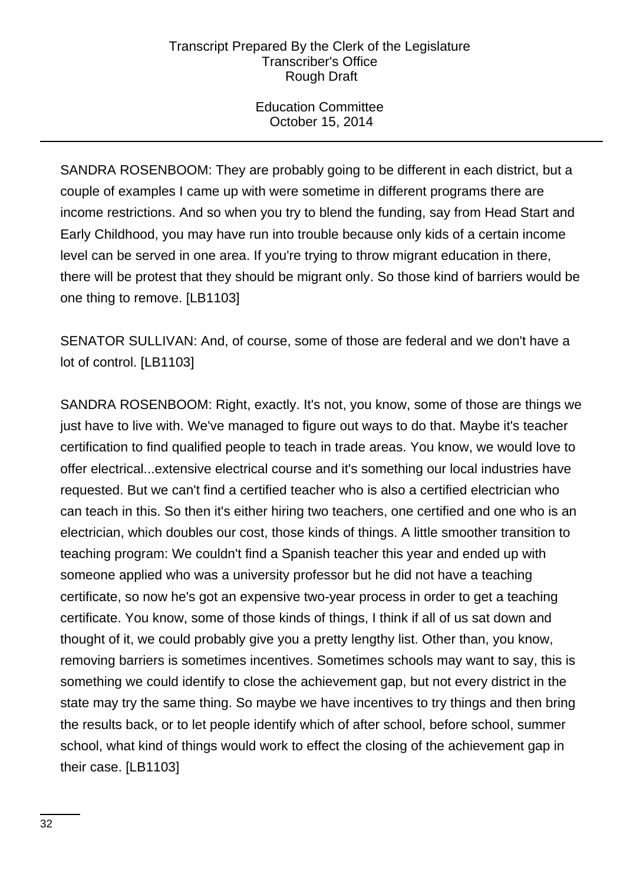SANDRA ROSENBOOM: They are probably going to be different in each district, but a couple of examples I came up with were sometime in different programs there are income restrictions. And so when you try to blend the funding, say from Head Start and Early Childhood, you may have run into trouble because only kids of a certain income level can be served in one area. If you're trying to throw migrant education in there, there will be protest that they should be migrant only. So those kind of barriers would be one thing to remove. [LB1103]

SENATOR SULLIVAN: And, of course, some of those are federal and we don't have a lot of control. [LB1103]

SANDRA ROSENBOOM: Right, exactly. It's not, you know, some of those are things we just have to live with. We've managed to figure out ways to do that. Maybe it's teacher certification to find qualified people to teach in trade areas. You know, we would love to offer electrical...extensive electrical course and it's something our local industries have requested. But we can't find a certified teacher who is also a certified electrician who can teach in this. So then it's either hiring two teachers, one certified and one who is an electrician, which doubles our cost, those kinds of things. A little smoother transition to teaching program: We couldn't find a Spanish teacher this year and ended up with someone applied who was a university professor but he did not have a teaching certificate, so now he's got an expensive two-year process in order to get a teaching certificate. You know, some of those kinds of things, I think if all of us sat down and thought of it, we could probably give you a pretty lengthy list. Other than, you know, removing barriers is sometimes incentives. Sometimes schools may want to say, this is something we could identify to close the achievement gap, but not every district in the state may try the same thing. So maybe we have incentives to try things and then bring the results back, or to let people identify which of after school, before school, summer school, what kind of things would work to effect the closing of the achievement gap in their case. [LB1103]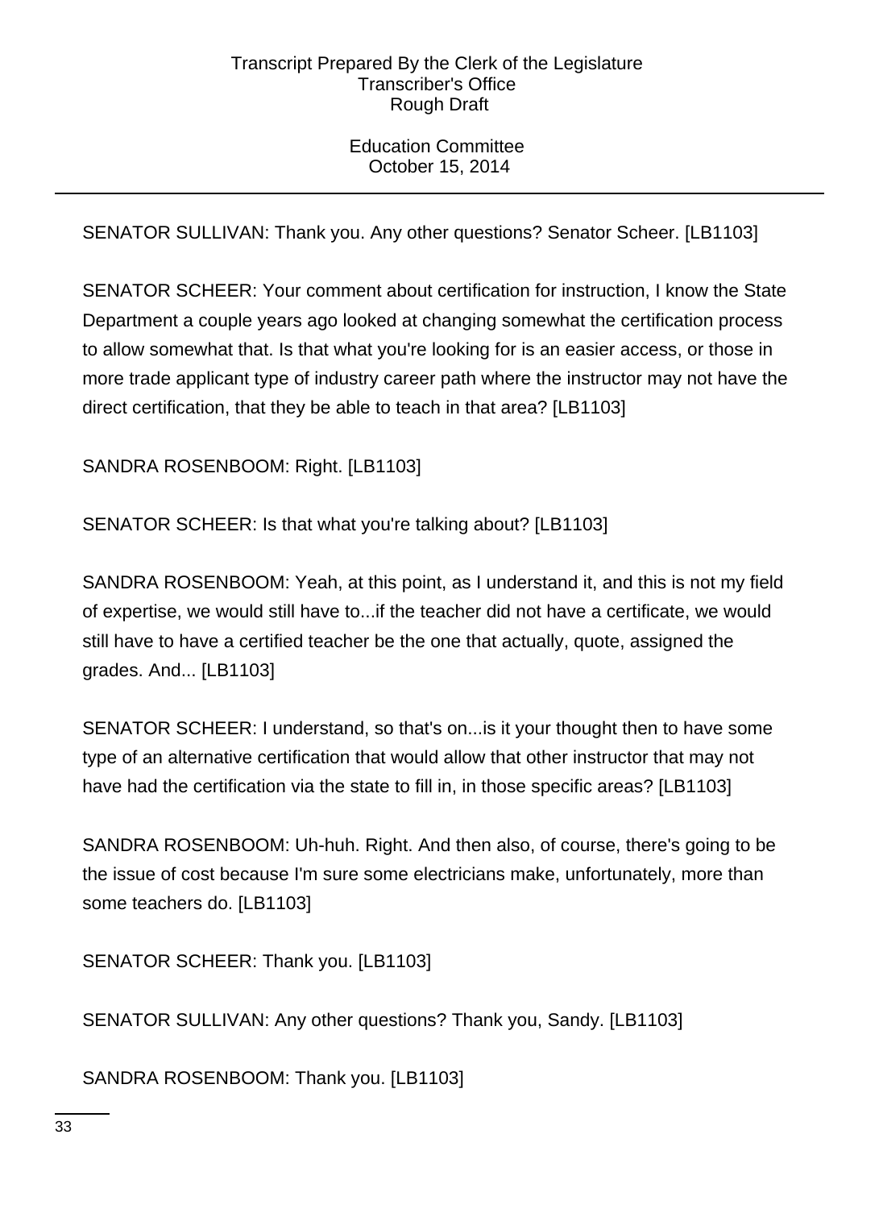SENATOR SULLIVAN: Thank you. Any other questions? Senator Scheer. [LB1103]

SENATOR SCHEER: Your comment about certification for instruction, I know the State Department a couple years ago looked at changing somewhat the certification process to allow somewhat that. Is that what you're looking for is an easier access, or those in more trade applicant type of industry career path where the instructor may not have the direct certification, that they be able to teach in that area? [LB1103]

SANDRA ROSENBOOM: Right. [LB1103]

SENATOR SCHEER: Is that what you're talking about? [LB1103]

SANDRA ROSENBOOM: Yeah, at this point, as I understand it, and this is not my field of expertise, we would still have to...if the teacher did not have a certificate, we would still have to have a certified teacher be the one that actually, quote, assigned the grades. And... [LB1103]

SENATOR SCHEER: I understand, so that's on...is it your thought then to have some type of an alternative certification that would allow that other instructor that may not have had the certification via the state to fill in, in those specific areas? [LB1103]

SANDRA ROSENBOOM: Uh-huh. Right. And then also, of course, there's going to be the issue of cost because I'm sure some electricians make, unfortunately, more than some teachers do. [LB1103]

SENATOR SCHEER: Thank you. [LB1103]

SENATOR SULLIVAN: Any other questions? Thank you, Sandy. [LB1103]

SANDRA ROSENBOOM: Thank you. [LB1103]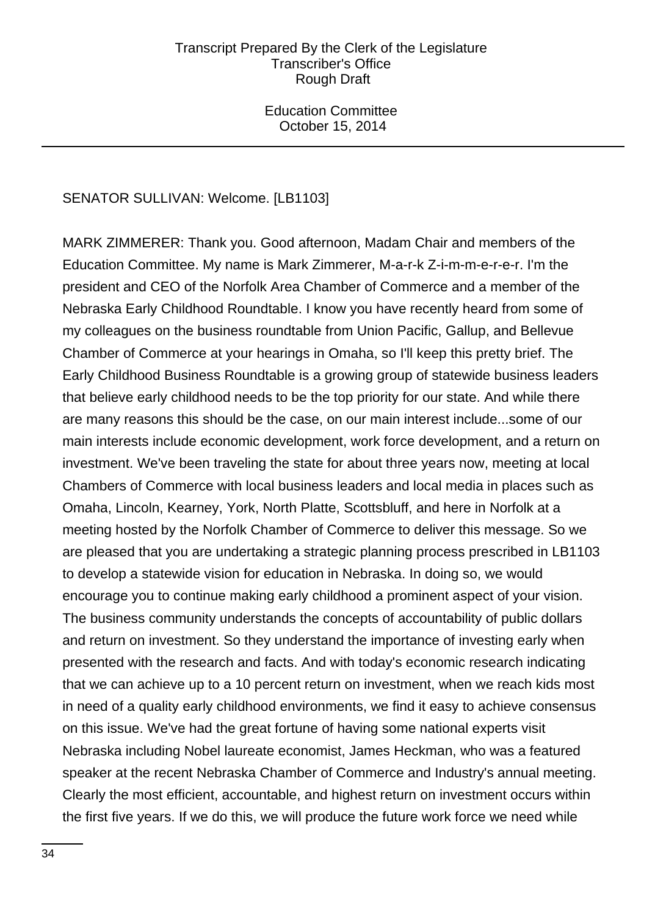SENATOR SULLIVAN: Welcome. [LB1103]

MARK ZIMMERER: Thank you. Good afternoon, Madam Chair and members of the Education Committee. My name is Mark Zimmerer, M-a-r-k Z-i-m-m-e-r-e-r. I'm the president and CEO of the Norfolk Area Chamber of Commerce and a member of the Nebraska Early Childhood Roundtable. I know you have recently heard from some of my colleagues on the business roundtable from Union Pacific, Gallup, and Bellevue Chamber of Commerce at your hearings in Omaha, so I'll keep this pretty brief. The Early Childhood Business Roundtable is a growing group of statewide business leaders that believe early childhood needs to be the top priority for our state. And while there are many reasons this should be the case, on our main interest include...some of our main interests include economic development, work force development, and a return on investment. We've been traveling the state for about three years now, meeting at local Chambers of Commerce with local business leaders and local media in places such as Omaha, Lincoln, Kearney, York, North Platte, Scottsbluff, and here in Norfolk at a meeting hosted by the Norfolk Chamber of Commerce to deliver this message. So we are pleased that you are undertaking a strategic planning process prescribed in LB1103 to develop a statewide vision for education in Nebraska. In doing so, we would encourage you to continue making early childhood a prominent aspect of your vision. The business community understands the concepts of accountability of public dollars and return on investment. So they understand the importance of investing early when presented with the research and facts. And with today's economic research indicating that we can achieve up to a 10 percent return on investment, when we reach kids most in need of a quality early childhood environments, we find it easy to achieve consensus on this issue. We've had the great fortune of having some national experts visit Nebraska including Nobel laureate economist, James Heckman, who was a featured speaker at the recent Nebraska Chamber of Commerce and Industry's annual meeting. Clearly the most efficient, accountable, and highest return on investment occurs within the first five years. If we do this, we will produce the future work force we need while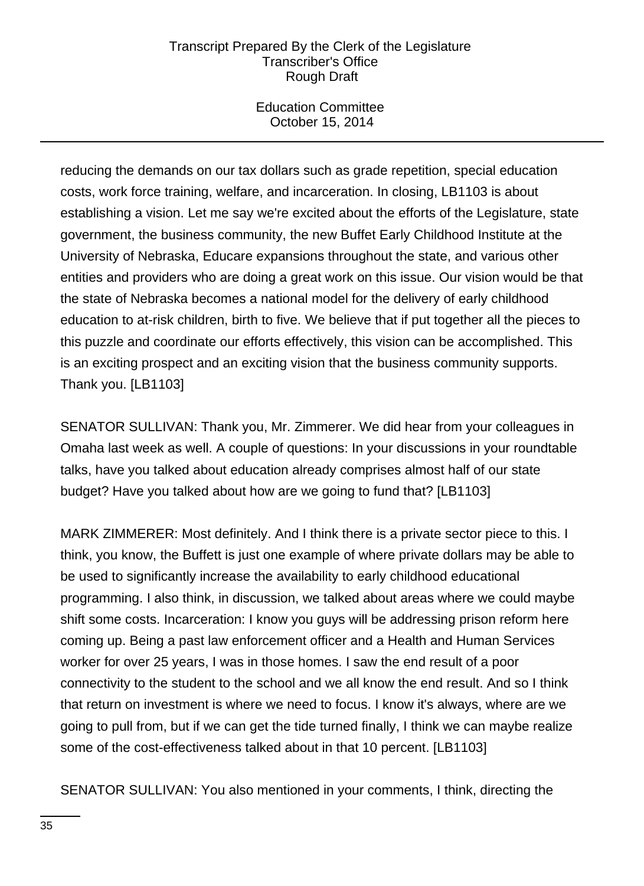reducing the demands on our tax dollars such as grade repetition, special education costs, work force training, welfare, and incarceration. In closing, LB1103 is about establishing a vision. Let me say we're excited about the efforts of the Legislature, state government, the business community, the new Buffet Early Childhood Institute at the University of Nebraska, Educare expansions throughout the state, and various other entities and providers who are doing a great work on this issue. Our vision would be that the state of Nebraska becomes a national model for the delivery of early childhood education to at-risk children, birth to five. We believe that if put together all the pieces to this puzzle and coordinate our efforts effectively, this vision can be accomplished. This is an exciting prospect and an exciting vision that the business community supports. Thank you. [LB1103]

SENATOR SULLIVAN: Thank you, Mr. Zimmerer. We did hear from your colleagues in Omaha last week as well. A couple of questions: In your discussions in your roundtable talks, have you talked about education already comprises almost half of our state budget? Have you talked about how are we going to fund that? [LB1103]

MARK ZIMMERER: Most definitely. And I think there is a private sector piece to this. I think, you know, the Buffett is just one example of where private dollars may be able to be used to significantly increase the availability to early childhood educational programming. I also think, in discussion, we talked about areas where we could maybe shift some costs. Incarceration: I know you guys will be addressing prison reform here coming up. Being a past law enforcement officer and a Health and Human Services worker for over 25 years, I was in those homes. I saw the end result of a poor connectivity to the student to the school and we all know the end result. And so I think that return on investment is where we need to focus. I know it's always, where are we going to pull from, but if we can get the tide turned finally, I think we can maybe realize some of the cost-effectiveness talked about in that 10 percent. [LB1103]

SENATOR SULLIVAN: You also mentioned in your comments, I think, directing the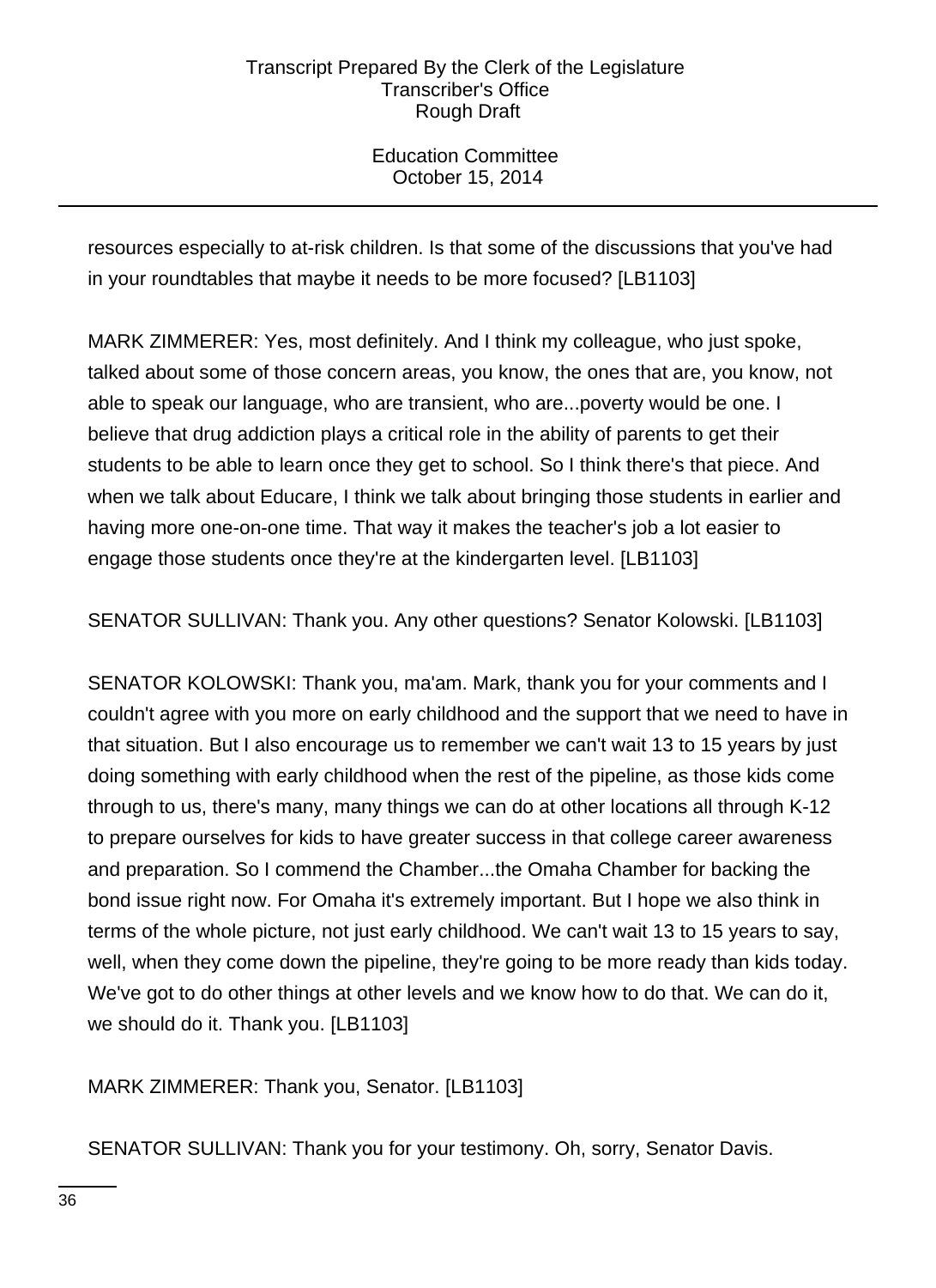resources especially to at-risk children. Is that some of the discussions that you've had in your roundtables that maybe it needs to be more focused? [LB1103]

MARK ZIMMERER: Yes, most definitely. And I think my colleague, who just spoke, talked about some of those concern areas, you know, the ones that are, you know, not able to speak our language, who are transient, who are...poverty would be one. I believe that drug addiction plays a critical role in the ability of parents to get their students to be able to learn once they get to school. So I think there's that piece. And when we talk about Educare, I think we talk about bringing those students in earlier and having more one-on-one time. That way it makes the teacher's job a lot easier to engage those students once they're at the kindergarten level. [LB1103]

SENATOR SULLIVAN: Thank you. Any other questions? Senator Kolowski. [LB1103]

SENATOR KOLOWSKI: Thank you, ma'am. Mark, thank you for your comments and I couldn't agree with you more on early childhood and the support that we need to have in that situation. But I also encourage us to remember we can't wait 13 to 15 years by just doing something with early childhood when the rest of the pipeline, as those kids come through to us, there's many, many things we can do at other locations all through K-12 to prepare ourselves for kids to have greater success in that college career awareness and preparation. So I commend the Chamber...the Omaha Chamber for backing the bond issue right now. For Omaha it's extremely important. But I hope we also think in terms of the whole picture, not just early childhood. We can't wait 13 to 15 years to say, well, when they come down the pipeline, they're going to be more ready than kids today. We've got to do other things at other levels and we know how to do that. We can do it, we should do it. Thank you. [LB1103]

MARK ZIMMERER: Thank you, Senator. [LB1103]

SENATOR SULLIVAN: Thank you for your testimony. Oh, sorry, Senator Davis.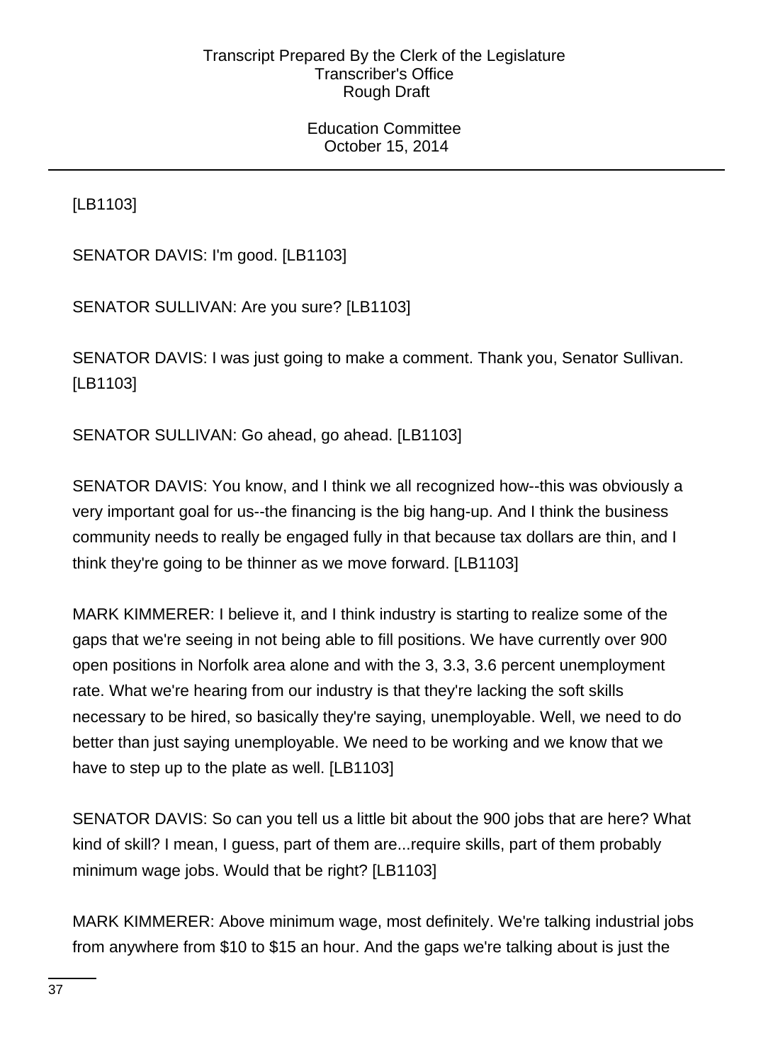[LB1103]

SENATOR DAVIS: I'm good. [LB1103]

SENATOR SULLIVAN: Are you sure? [LB1103]

SENATOR DAVIS: I was just going to make a comment. Thank you, Senator Sullivan. [LB1103]

SENATOR SULLIVAN: Go ahead, go ahead. [LB1103]

SENATOR DAVIS: You know, and I think we all recognized how--this was obviously a very important goal for us--the financing is the big hang-up. And I think the business community needs to really be engaged fully in that because tax dollars are thin, and I think they're going to be thinner as we move forward. [LB1103]

MARK KIMMERER: I believe it, and I think industry is starting to realize some of the gaps that we're seeing in not being able to fill positions. We have currently over 900 open positions in Norfolk area alone and with the 3, 3.3, 3.6 percent unemployment rate. What we're hearing from our industry is that they're lacking the soft skills necessary to be hired, so basically they're saying, unemployable. Well, we need to do better than just saying unemployable. We need to be working and we know that we have to step up to the plate as well. [LB1103]

SENATOR DAVIS: So can you tell us a little bit about the 900 jobs that are here? What kind of skill? I mean, I guess, part of them are...require skills, part of them probably minimum wage jobs. Would that be right? [LB1103]

MARK KIMMERER: Above minimum wage, most definitely. We're talking industrial jobs from anywhere from $10 to $15 an hour. And the gaps we're talking about is just the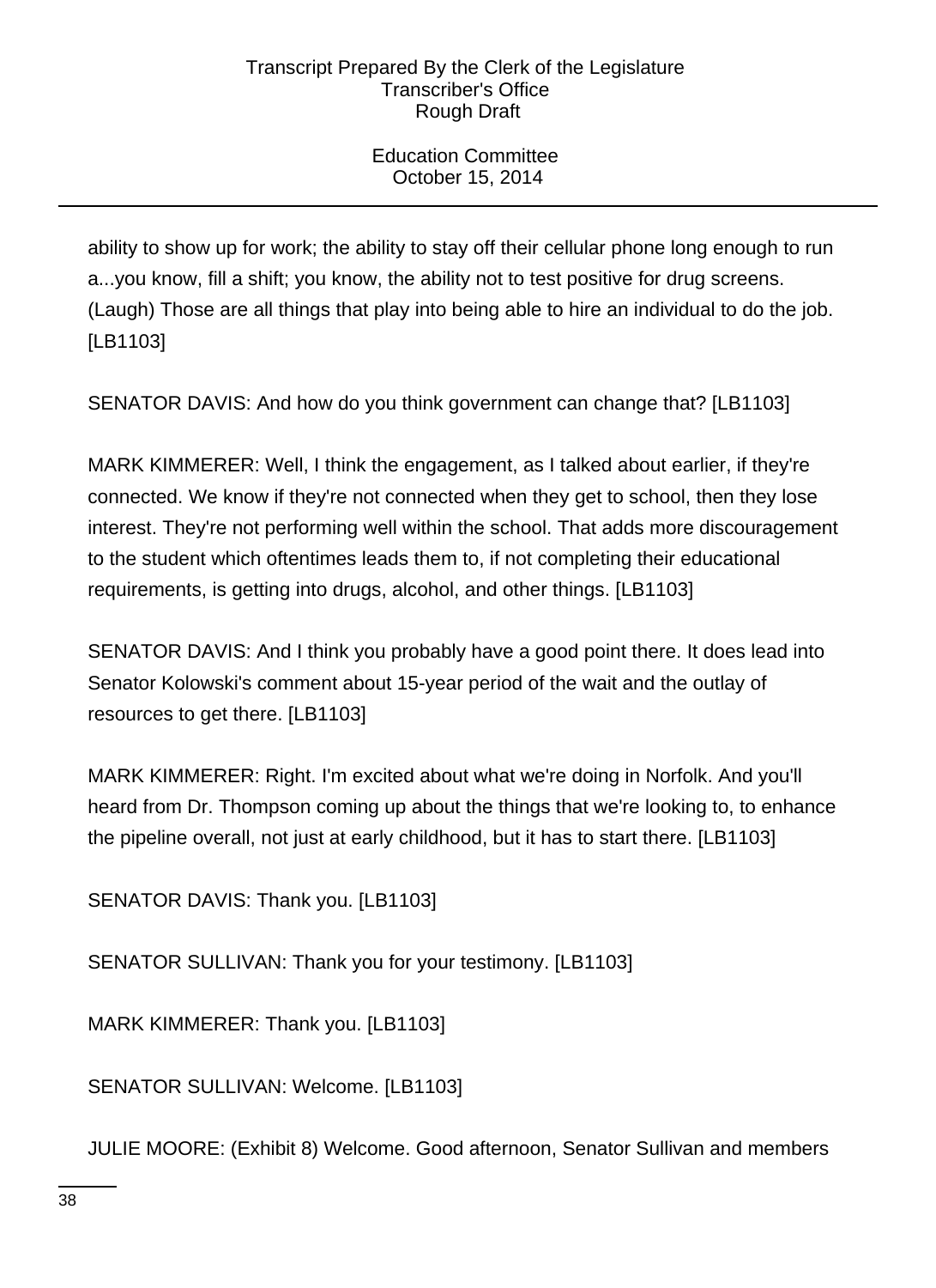ability to show up for work; the ability to stay off their cellular phone long enough to run a...you know, fill a shift; you know, the ability not to test positive for drug screens. (Laugh) Those are all things that play into being able to hire an individual to do the job. [LB1103]

SENATOR DAVIS: And how do you think government can change that? [LB1103]

MARK KIMMERER: Well, I think the engagement, as I talked about earlier, if they're connected. We know if they're not connected when they get to school, then they lose interest. They're not performing well within the school. That adds more discouragement to the student which oftentimes leads them to, if not completing their educational requirements, is getting into drugs, alcohol, and other things. [LB1103]

SENATOR DAVIS: And I think you probably have a good point there. It does lead into Senator Kolowski's comment about 15-year period of the wait and the outlay of resources to get there. [LB1103]

MARK KIMMERER: Right. I'm excited about what we're doing in Norfolk. And you'll heard from Dr. Thompson coming up about the things that we're looking to, to enhance the pipeline overall, not just at early childhood, but it has to start there. [LB1103]

SENATOR DAVIS: Thank you. [LB1103]

SENATOR SULLIVAN: Thank you for your testimony. [LB1103]

MARK KIMMERER: Thank you. [LB1103]

SENATOR SULLIVAN: Welcome. [LB1103]

JULIE MOORE: (Exhibit 8) Welcome. Good afternoon, Senator Sullivan and members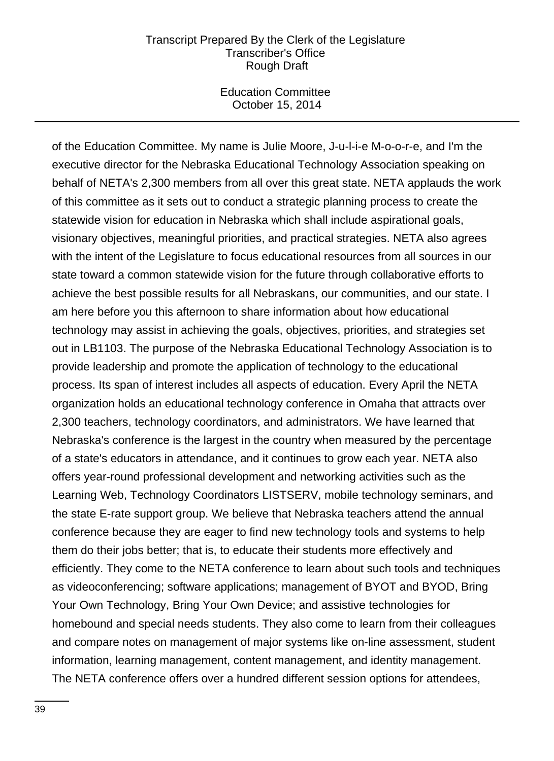of the Education Committee. My name is Julie Moore, J-u-l-i-e M-o-o-r-e, and I'm the executive director for the Nebraska Educational Technology Association speaking on behalf of NETA's 2,300 members from all over this great state. NETA applauds the work of this committee as it sets out to conduct a strategic planning process to create the statewide vision for education in Nebraska which shall include aspirational goals, visionary objectives, meaningful priorities, and practical strategies. NETA also agrees with the intent of the Legislature to focus educational resources from all sources in our state toward a common statewide vision for the future through collaborative efforts to achieve the best possible results for all Nebraskans, our communities, and our state. I am here before you this afternoon to share information about how educational technology may assist in achieving the goals, objectives, priorities, and strategies set out in LB1103. The purpose of the Nebraska Educational Technology Association is to provide leadership and promote the application of technology to the educational process. Its span of interest includes all aspects of education. Every April the NETA organization holds an educational technology conference in Omaha that attracts over 2,300 teachers, technology coordinators, and administrators. We have learned that Nebraska's conference is the largest in the country when measured by the percentage of a state's educators in attendance, and it continues to grow each year. NETA also offers year-round professional development and networking activities such as the Learning Web, Technology Coordinators LISTSERV, mobile technology seminars, and the state E-rate support group. We believe that Nebraska teachers attend the annual conference because they are eager to find new technology tools and systems to help them do their jobs better; that is, to educate their students more effectively and efficiently. They come to the NETA conference to learn about such tools and techniques as videoconferencing; software applications; management of BYOT and BYOD, Bring Your Own Technology, Bring Your Own Device; and assistive technologies for homebound and special needs students. They also come to learn from their colleagues and compare notes on management of major systems like on-line assessment, student information, learning management, content management, and identity management. The NETA conference offers over a hundred different session options for attendees,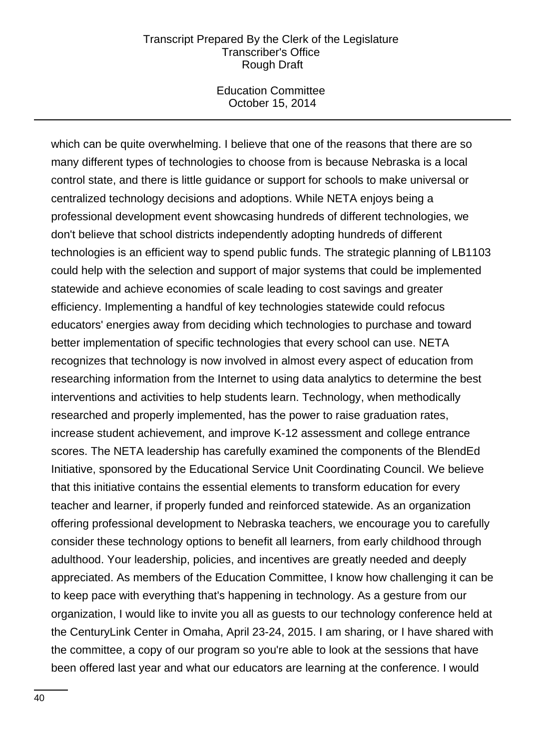which can be quite overwhelming. I believe that one of the reasons that there are so many different types of technologies to choose from is because Nebraska is a local control state, and there is little guidance or support for schools to make universal or centralized technology decisions and adoptions. While NETA enjoys being a professional development event showcasing hundreds of different technologies, we don't believe that school districts independently adopting hundreds of different technologies is an efficient way to spend public funds. The strategic planning of LB1103 could help with the selection and support of major systems that could be implemented statewide and achieve economies of scale leading to cost savings and greater efficiency. Implementing a handful of key technologies statewide could refocus educators' energies away from deciding which technologies to purchase and toward better implementation of specific technologies that every school can use. NETA recognizes that technology is now involved in almost every aspect of education from researching information from the Internet to using data analytics to determine the best interventions and activities to help students learn. Technology, when methodically researched and properly implemented, has the power to raise graduation rates, increase student achievement, and improve K-12 assessment and college entrance scores. The NETA leadership has carefully examined the components of the BlendEd Initiative, sponsored by the Educational Service Unit Coordinating Council. We believe that this initiative contains the essential elements to transform education for every teacher and learner, if properly funded and reinforced statewide. As an organization offering professional development to Nebraska teachers, we encourage you to carefully consider these technology options to benefit all learners, from early childhood through adulthood. Your leadership, policies, and incentives are greatly needed and deeply appreciated. As members of the Education Committee, I know how challenging it can be to keep pace with everything that's happening in technology. As a gesture from our organization, I would like to invite you all as guests to our technology conference held at the CenturyLink Center in Omaha, April 23-24, 2015. I am sharing, or I have shared with the committee, a copy of our program so you're able to look at the sessions that have been offered last year and what our educators are learning at the conference. I would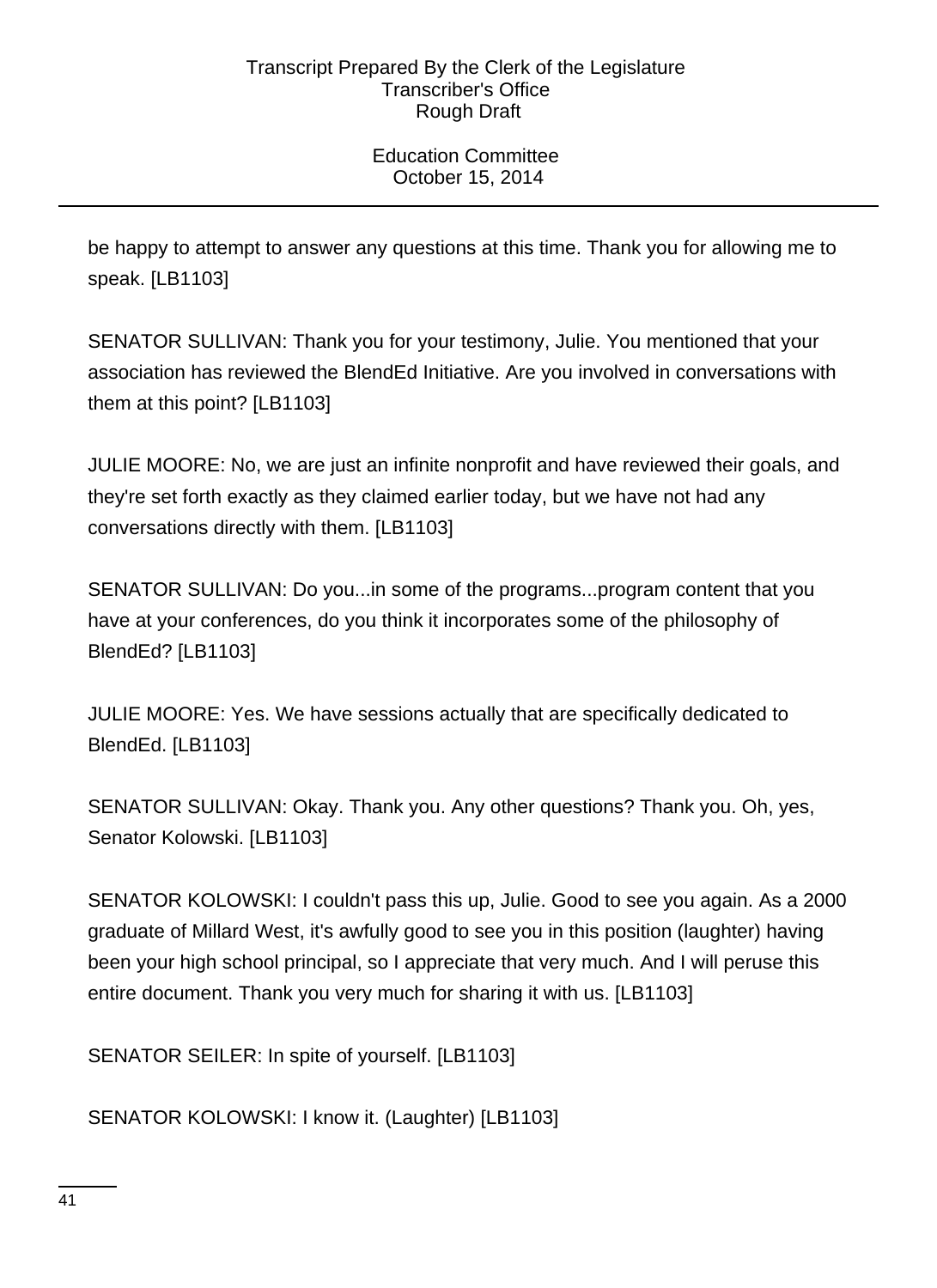be happy to attempt to answer any questions at this time. Thank you for allowing me to speak. [LB1103]

SENATOR SULLIVAN: Thank you for your testimony, Julie. You mentioned that your association has reviewed the BlendEd Initiative. Are you involved in conversations with them at this point? [LB1103]

JULIE MOORE: No, we are just an infinite nonprofit and have reviewed their goals, and they're set forth exactly as they claimed earlier today, but we have not had any conversations directly with them. [LB1103]

SENATOR SULLIVAN: Do you...in some of the programs...program content that you have at your conferences, do you think it incorporates some of the philosophy of BlendEd? [LB1103]

JULIE MOORE: Yes. We have sessions actually that are specifically dedicated to BlendEd. [LB1103]

SENATOR SULLIVAN: Okay. Thank you. Any other questions? Thank you. Oh, yes, Senator Kolowski. [LB1103]

SENATOR KOLOWSKI: I couldn't pass this up, Julie. Good to see you again. As a 2000 graduate of Millard West, it's awfully good to see you in this position (laughter) having been your high school principal, so I appreciate that very much. And I will peruse this entire document. Thank you very much for sharing it with us. [LB1103]

SENATOR SEILER: In spite of yourself. [LB1103]

SENATOR KOLOWSKI: I know it. (Laughter) [LB1103]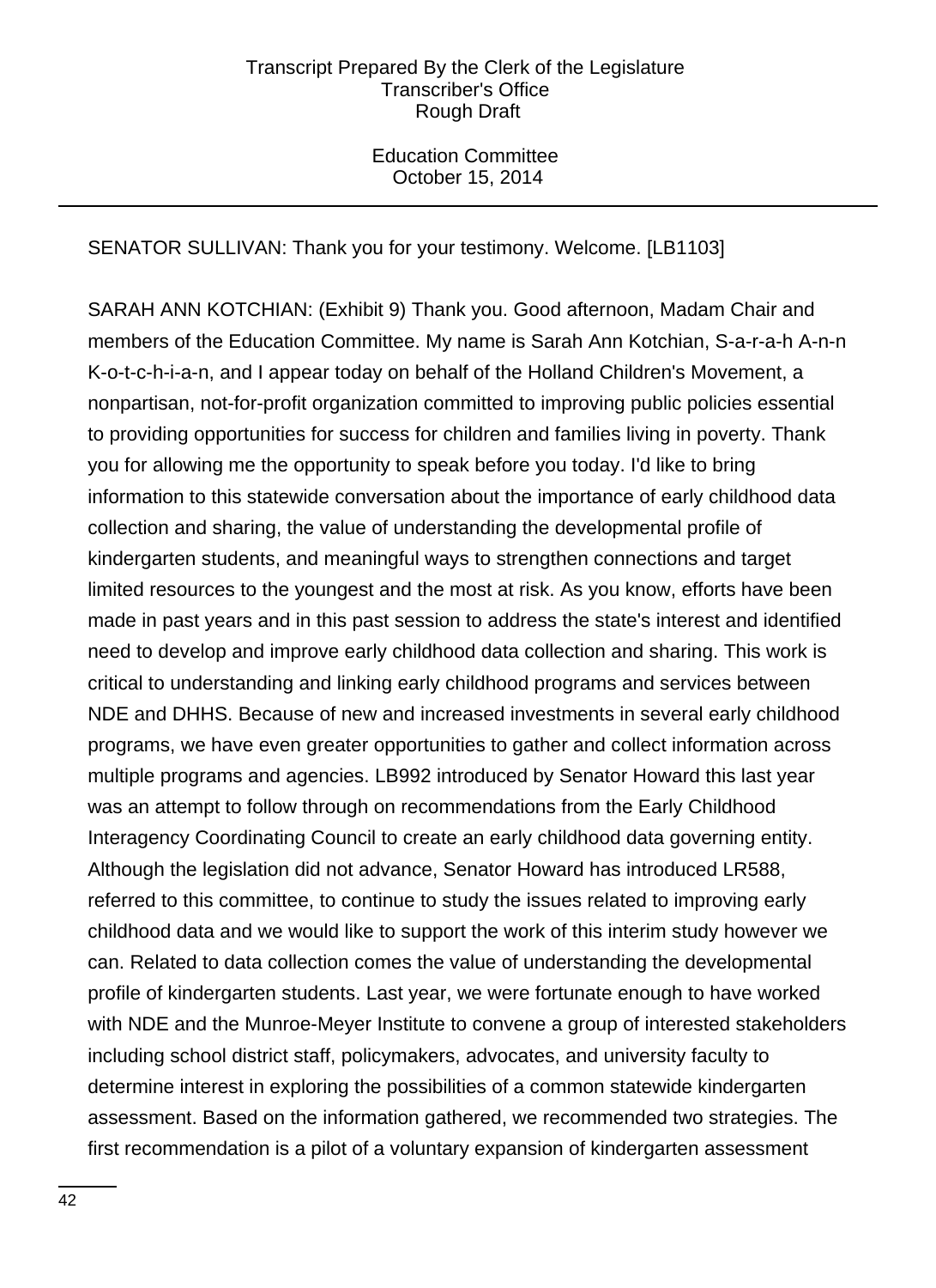SENATOR SULLIVAN: Thank you for your testimony. Welcome. [LB1103]

SARAH ANN KOTCHIAN: (Exhibit 9) Thank you. Good afternoon, Madam Chair and members of the Education Committee. My name is Sarah Ann Kotchian, S-a-r-a-h A-n-n K-o-t-c-h-i-a-n, and I appear today on behalf of the Holland Children's Movement, a nonpartisan, not-for-profit organization committed to improving public policies essential to providing opportunities for success for children and families living in poverty. Thank you for allowing me the opportunity to speak before you today. I'd like to bring information to this statewide conversation about the importance of early childhood data collection and sharing, the value of understanding the developmental profile of kindergarten students, and meaningful ways to strengthen connections and target limited resources to the youngest and the most at risk. As you know, efforts have been made in past years and in this past session to address the state's interest and identified need to develop and improve early childhood data collection and sharing. This work is critical to understanding and linking early childhood programs and services between NDE and DHHS. Because of new and increased investments in several early childhood programs, we have even greater opportunities to gather and collect information across multiple programs and agencies. LB992 introduced by Senator Howard this last year was an attempt to follow through on recommendations from the Early Childhood Interagency Coordinating Council to create an early childhood data governing entity. Although the legislation did not advance, Senator Howard has introduced LR588, referred to this committee, to continue to study the issues related to improving early childhood data and we would like to support the work of this interim study however we can. Related to data collection comes the value of understanding the developmental profile of kindergarten students. Last year, we were fortunate enough to have worked with NDE and the Munroe-Meyer Institute to convene a group of interested stakeholders including school district staff, policymakers, advocates, and university faculty to determine interest in exploring the possibilities of a common statewide kindergarten assessment. Based on the information gathered, we recommended two strategies. The first recommendation is a pilot of a voluntary expansion of kindergarten assessment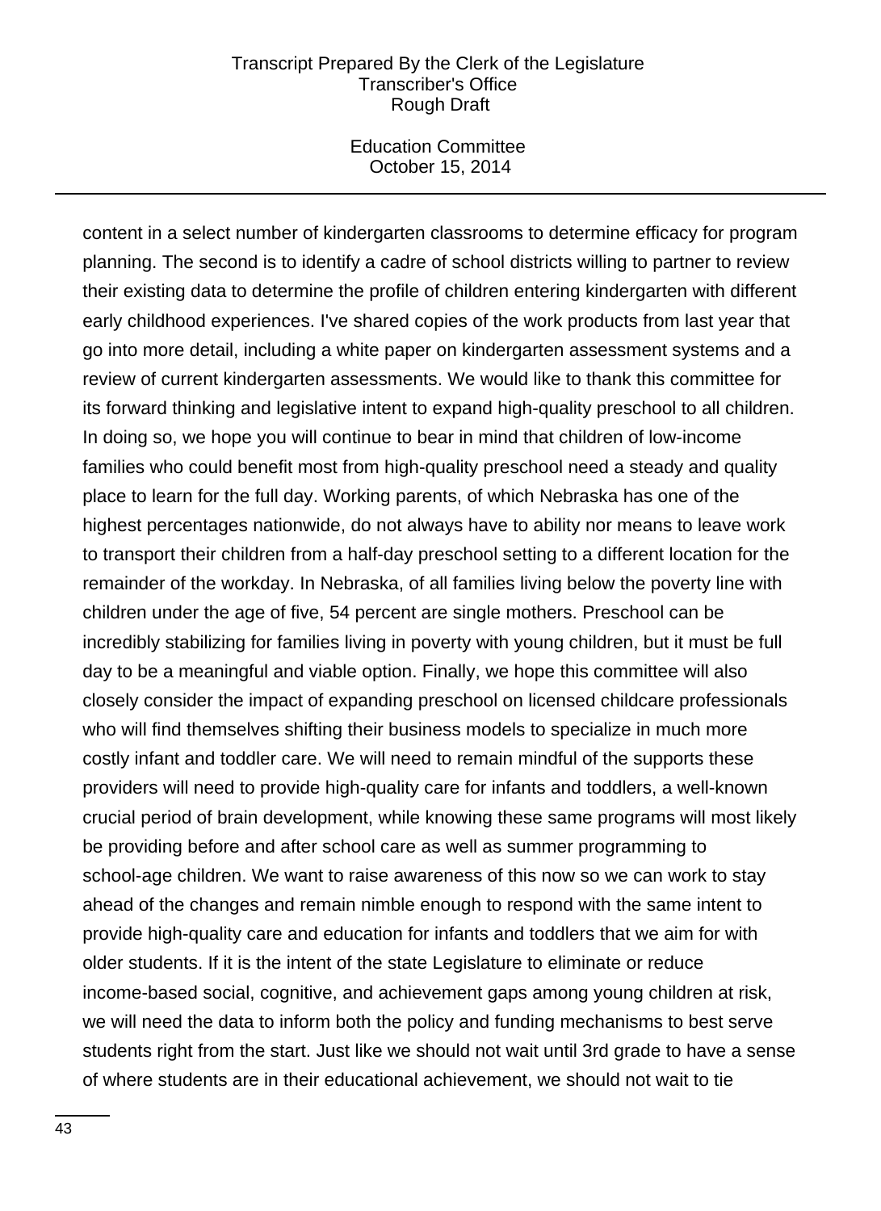content in a select number of kindergarten classrooms to determine efficacy for program planning. The second is to identify a cadre of school districts willing to partner to review their existing data to determine the profile of children entering kindergarten with different early childhood experiences. I've shared copies of the work products from last year that go into more detail, including a white paper on kindergarten assessment systems and a review of current kindergarten assessments. We would like to thank this committee for its forward thinking and legislative intent to expand high-quality preschool to all children. In doing so, we hope you will continue to bear in mind that children of low-income families who could benefit most from high-quality preschool need a steady and quality place to learn for the full day. Working parents, of which Nebraska has one of the highest percentages nationwide, do not always have to ability nor means to leave work to transport their children from a half-day preschool setting to a different location for the remainder of the workday. In Nebraska, of all families living below the poverty line with children under the age of five, 54 percent are single mothers. Preschool can be incredibly stabilizing for families living in poverty with young children, but it must be full day to be a meaningful and viable option. Finally, we hope this committee will also closely consider the impact of expanding preschool on licensed childcare professionals who will find themselves shifting their business models to specialize in much more costly infant and toddler care. We will need to remain mindful of the supports these providers will need to provide high-quality care for infants and toddlers, a well-known crucial period of brain development, while knowing these same programs will most likely be providing before and after school care as well as summer programming to school-age children. We want to raise awareness of this now so we can work to stay ahead of the changes and remain nimble enough to respond with the same intent to provide high-quality care and education for infants and toddlers that we aim for with older students. If it is the intent of the state Legislature to eliminate or reduce income-based social, cognitive, and achievement gaps among young children at risk, we will need the data to inform both the policy and funding mechanisms to best serve students right from the start. Just like we should not wait until 3rd grade to have a sense of where students are in their educational achievement, we should not wait to tie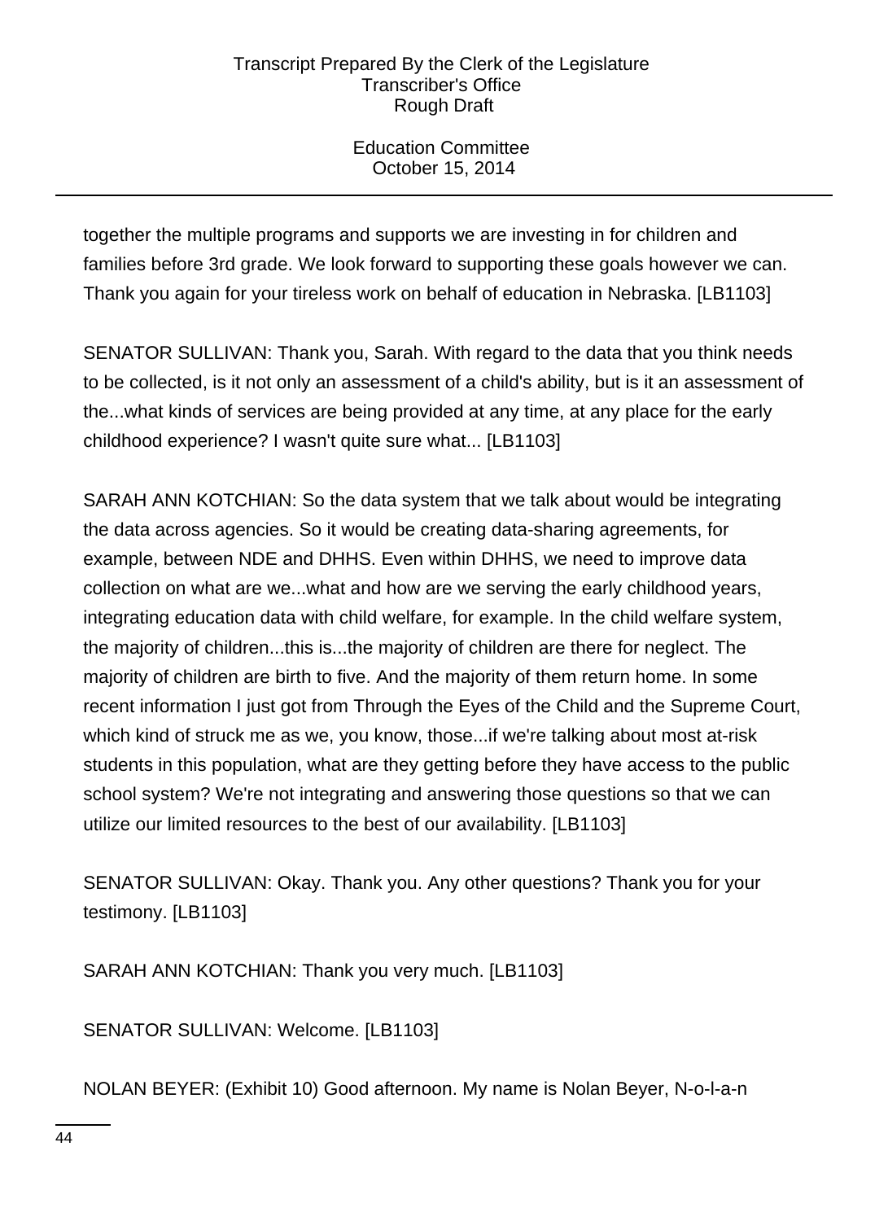together the multiple programs and supports we are investing in for children and families before 3rd grade. We look forward to supporting these goals however we can. Thank you again for your tireless work on behalf of education in Nebraska. [LB1103]

SENATOR SULLIVAN: Thank you, Sarah. With regard to the data that you think needs to be collected, is it not only an assessment of a child's ability, but is it an assessment of the...what kinds of services are being provided at any time, at any place for the early childhood experience? I wasn't quite sure what... [LB1103]

SARAH ANN KOTCHIAN: So the data system that we talk about would be integrating the data across agencies. So it would be creating data-sharing agreements, for example, between NDE and DHHS. Even within DHHS, we need to improve data collection on what are we...what and how are we serving the early childhood years, integrating education data with child welfare, for example. In the child welfare system, the majority of children...this is...the majority of children are there for neglect. The majority of children are birth to five. And the majority of them return home. In some recent information I just got from Through the Eyes of the Child and the Supreme Court, which kind of struck me as we, you know, those...if we're talking about most at-risk students in this population, what are they getting before they have access to the public school system? We're not integrating and answering those questions so that we can utilize our limited resources to the best of our availability. [LB1103]

SENATOR SULLIVAN: Okay. Thank you. Any other questions? Thank you for your testimony. [LB1103]

SARAH ANN KOTCHIAN: Thank you very much. [LB1103]

SENATOR SULLIVAN: Welcome. [LB1103]

NOLAN BEYER: (Exhibit 10) Good afternoon. My name is Nolan Beyer, N-o-l-a-n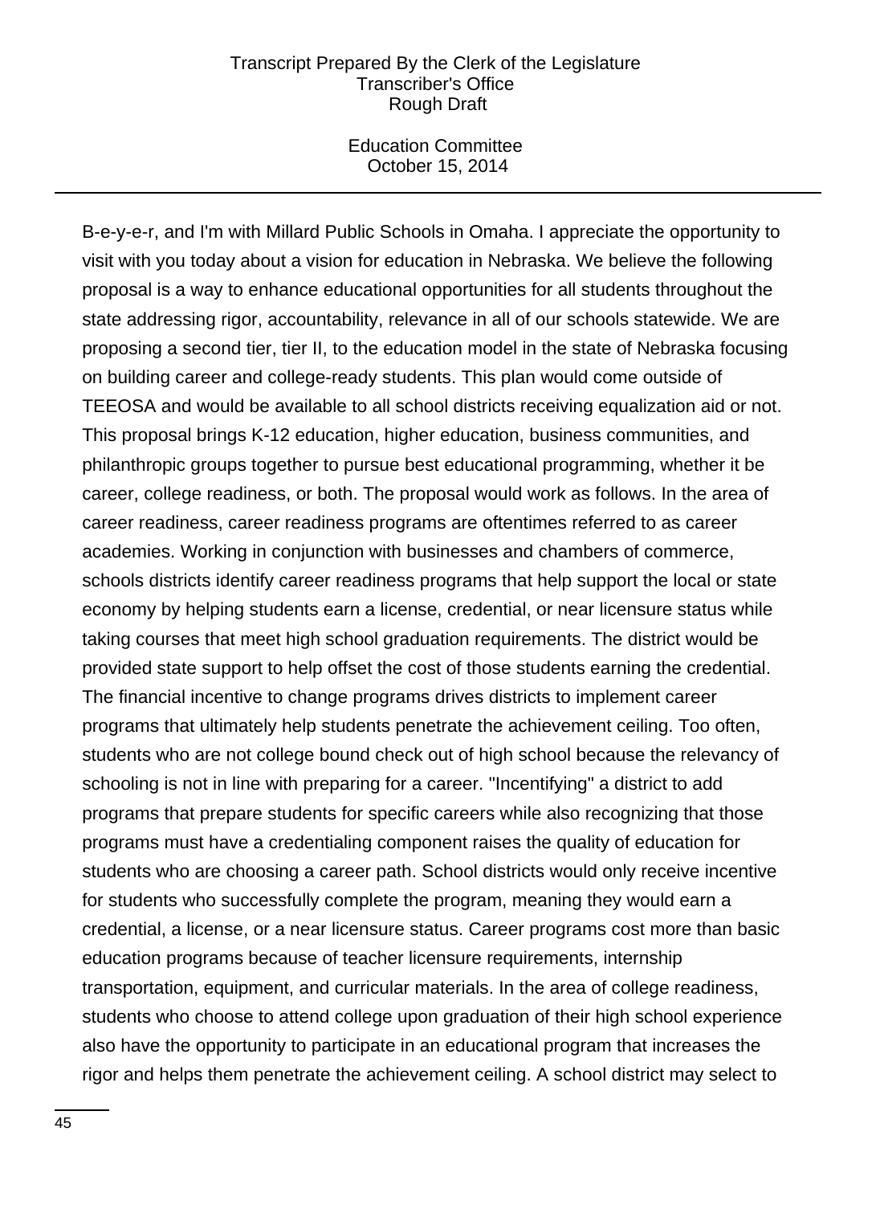B-e-y-e-r, and I'm with Millard Public Schools in Omaha. I appreciate the opportunity to visit with you today about a vision for education in Nebraska. We believe the following proposal is a way to enhance educational opportunities for all students throughout the state addressing rigor, accountability, relevance in all of our schools statewide. We are proposing a second tier, tier II, to the education model in the state of Nebraska focusing on building career and college-ready students. This plan would come outside of TEEOSA and would be available to all school districts receiving equalization aid or not. This proposal brings K-12 education, higher education, business communities, and philanthropic groups together to pursue best educational programming, whether it be career, college readiness, or both. The proposal would work as follows. In the area of career readiness, career readiness programs are oftentimes referred to as career academies. Working in conjunction with businesses and chambers of commerce, schools districts identify career readiness programs that help support the local or state economy by helping students earn a license, credential, or near licensure status while taking courses that meet high school graduation requirements. The district would be provided state support to help offset the cost of those students earning the credential. The financial incentive to change programs drives districts to implement career programs that ultimately help students penetrate the achievement ceiling. Too often, students who are not college bound check out of high school because the relevancy of schooling is not in line with preparing for a career. "Incentifying" a district to add programs that prepare students for specific careers while also recognizing that those programs must have a credentialing component raises the quality of education for students who are choosing a career path. School districts would only receive incentive for students who successfully complete the program, meaning they would earn a credential, a license, or a near licensure status. Career programs cost more than basic education programs because of teacher licensure requirements, internship transportation, equipment, and curricular materials. In the area of college readiness, students who choose to attend college upon graduation of their high school experience also have the opportunity to participate in an educational program that increases the rigor and helps them penetrate the achievement ceiling. A school district may select to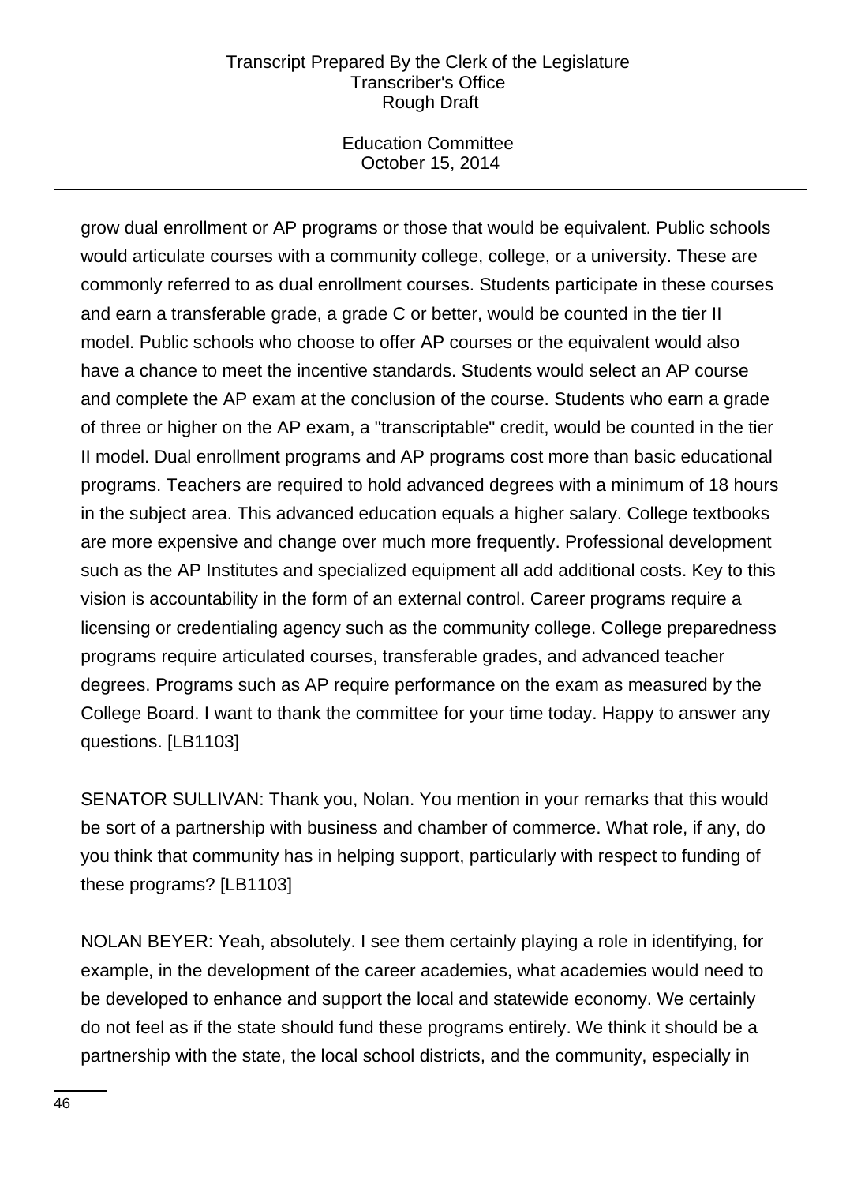grow dual enrollment or AP programs or those that would be equivalent. Public schools would articulate courses with a community college, college, or a university. These are commonly referred to as dual enrollment courses. Students participate in these courses and earn a transferable grade, a grade C or better, would be counted in the tier II model. Public schools who choose to offer AP courses or the equivalent would also have a chance to meet the incentive standards. Students would select an AP course and complete the AP exam at the conclusion of the course. Students who earn a grade of three or higher on the AP exam, a "transcriptable" credit, would be counted in the tier II model. Dual enrollment programs and AP programs cost more than basic educational programs. Teachers are required to hold advanced degrees with a minimum of 18 hours in the subject area. This advanced education equals a higher salary. College textbooks are more expensive and change over much more frequently. Professional development such as the AP Institutes and specialized equipment all add additional costs. Key to this vision is accountability in the form of an external control. Career programs require a licensing or credentialing agency such as the community college. College preparedness programs require articulated courses, transferable grades, and advanced teacher degrees. Programs such as AP require performance on the exam as measured by the College Board. I want to thank the committee for your time today. Happy to answer any questions. [LB1103]

SENATOR SULLIVAN: Thank you, Nolan. You mention in your remarks that this would be sort of a partnership with business and chamber of commerce. What role, if any, do you think that community has in helping support, particularly with respect to funding of these programs? [LB1103]

NOLAN BEYER: Yeah, absolutely. I see them certainly playing a role in identifying, for example, in the development of the career academies, what academies would need to be developed to enhance and support the local and statewide economy. We certainly do not feel as if the state should fund these programs entirely. We think it should be a partnership with the state, the local school districts, and the community, especially in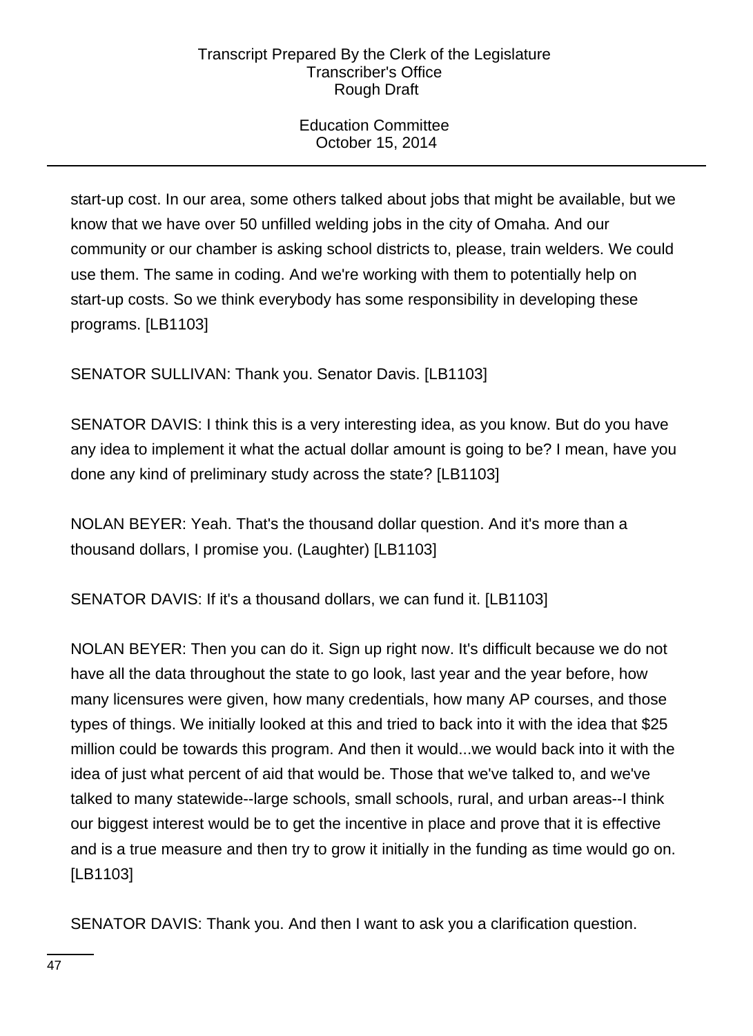start-up cost. In our area, some others talked about jobs that might be available, but we know that we have over 50 unfilled welding jobs in the city of Omaha. And our community or our chamber is asking school districts to, please, train welders. We could use them. The same in coding. And we're working with them to potentially help on start-up costs. So we think everybody has some responsibility in developing these programs. [LB1103]

SENATOR SULLIVAN: Thank you. Senator Davis. [LB1103]

SENATOR DAVIS: I think this is a very interesting idea, as you know. But do you have any idea to implement it what the actual dollar amount is going to be? I mean, have you done any kind of preliminary study across the state? [LB1103]

NOLAN BEYER: Yeah. That's the thousand dollar question. And it's more than a thousand dollars, I promise you. (Laughter) [LB1103]

SENATOR DAVIS: If it's a thousand dollars, we can fund it. [LB1103]

NOLAN BEYER: Then you can do it. Sign up right now. It's difficult because we do not have all the data throughout the state to go look, last year and the year before, how many licensures were given, how many credentials, how many AP courses, and those types of things. We initially looked at this and tried to back into it with the idea that $25 million could be towards this program. And then it would...we would back into it with the idea of just what percent of aid that would be. Those that we've talked to, and we've talked to many statewide--large schools, small schools, rural, and urban areas--I think our biggest interest would be to get the incentive in place and prove that it is effective and is a true measure and then try to grow it initially in the funding as time would go on. [LB1103]

SENATOR DAVIS: Thank you. And then I want to ask you a clarification question.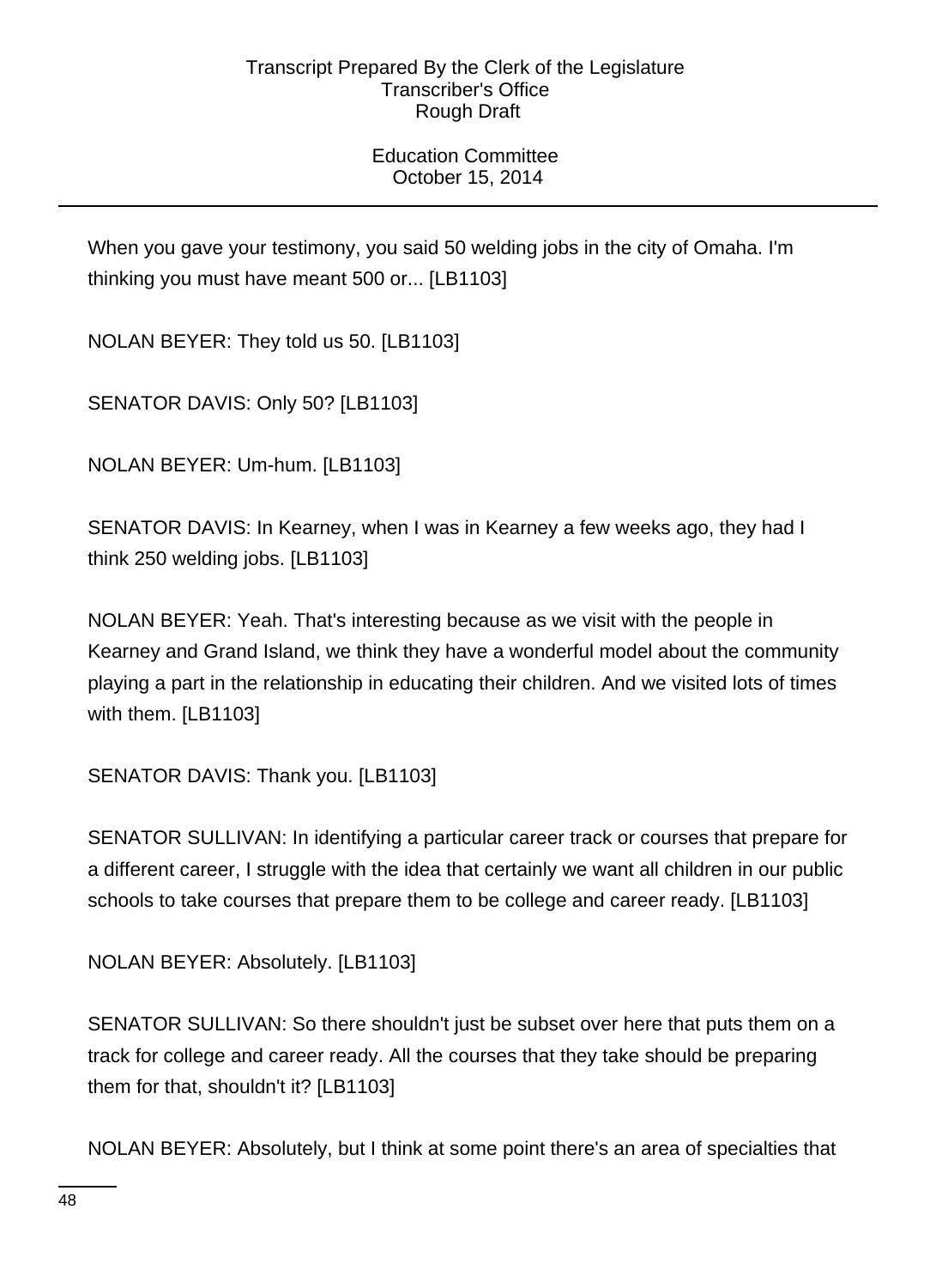When you gave your testimony, you said 50 welding jobs in the city of Omaha. I'm thinking you must have meant 500 or... [LB1103]

NOLAN BEYER: They told us 50. [LB1103]

SENATOR DAVIS: Only 50? [LB1103]

NOLAN BEYER: Um-hum. [LB1103]

SENATOR DAVIS: In Kearney, when I was in Kearney a few weeks ago, they had I think 250 welding jobs. [LB1103]

NOLAN BEYER: Yeah. That's interesting because as we visit with the people in Kearney and Grand Island, we think they have a wonderful model about the community playing a part in the relationship in educating their children. And we visited lots of times with them. [LB1103]

SENATOR DAVIS: Thank you. [LB1103]

SENATOR SULLIVAN: In identifying a particular career track or courses that prepare for a different career, I struggle with the idea that certainly we want all children in our public schools to take courses that prepare them to be college and career ready. [LB1103]

NOLAN BEYER: Absolutely. [LB1103]

SENATOR SULLIVAN: So there shouldn't just be subset over here that puts them on a track for college and career ready. All the courses that they take should be preparing them for that, shouldn't it? [LB1103]

NOLAN BEYER: Absolutely, but I think at some point there's an area of specialties that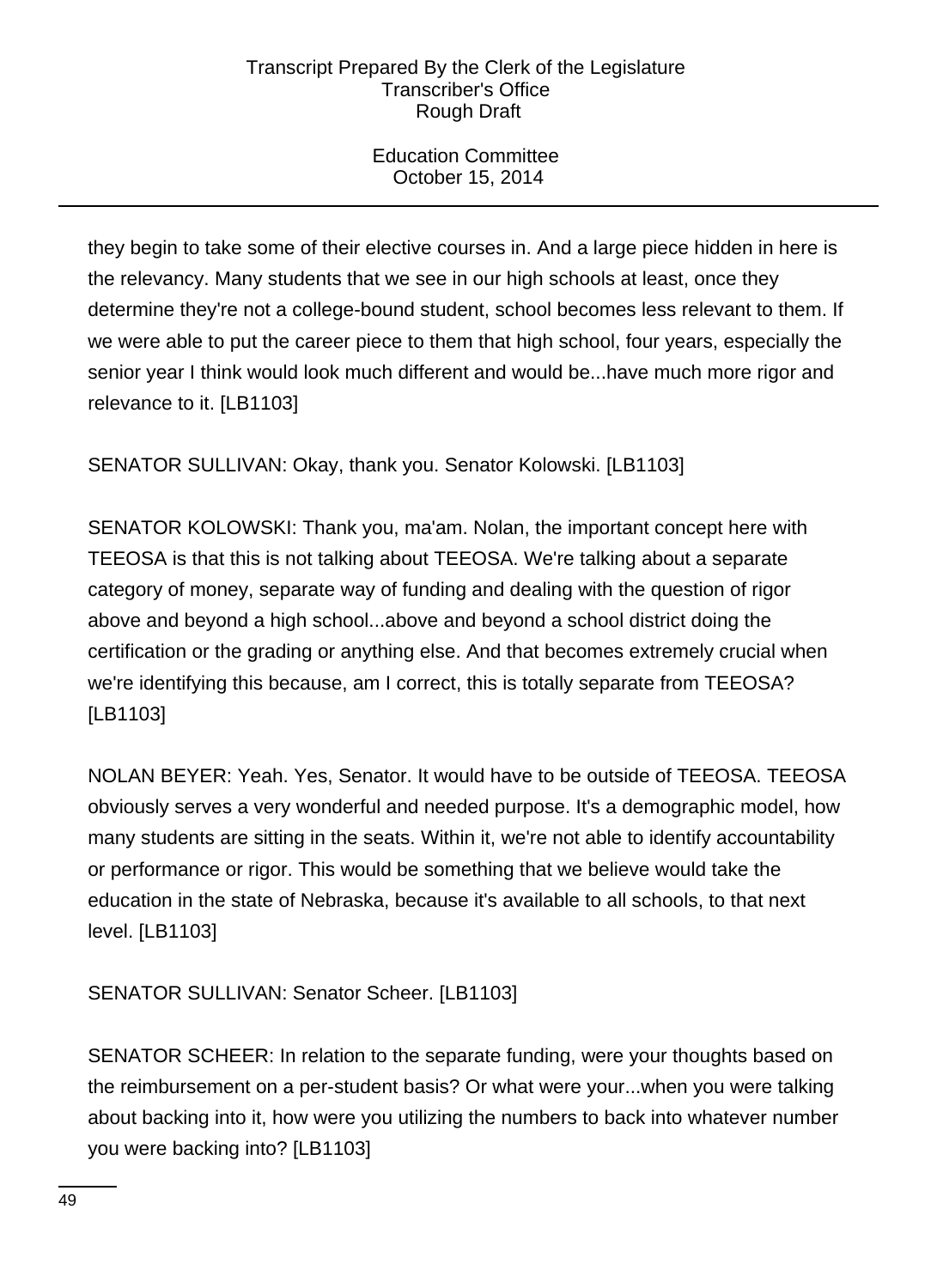they begin to take some of their elective courses in. And a large piece hidden in here is the relevancy. Many students that we see in our high schools at least, once they determine they're not a college-bound student, school becomes less relevant to them. If we were able to put the career piece to them that high school, four years, especially the senior year I think would look much different and would be...have much more rigor and relevance to it. [LB1103]

SENATOR SULLIVAN: Okay, thank you. Senator Kolowski. [LB1103]

SENATOR KOLOWSKI: Thank you, ma'am. Nolan, the important concept here with TEEOSA is that this is not talking about TEEOSA. We're talking about a separate category of money, separate way of funding and dealing with the question of rigor above and beyond a high school...above and beyond a school district doing the certification or the grading or anything else. And that becomes extremely crucial when we're identifying this because, am I correct, this is totally separate from TEEOSA? [LB1103]

NOLAN BEYER: Yeah. Yes, Senator. It would have to be outside of TEEOSA. TEEOSA obviously serves a very wonderful and needed purpose. It's a demographic model, how many students are sitting in the seats. Within it, we're not able to identify accountability or performance or rigor. This would be something that we believe would take the education in the state of Nebraska, because it's available to all schools, to that next level. [LB1103]

SENATOR SULLIVAN: Senator Scheer. [LB1103]

SENATOR SCHEER: In relation to the separate funding, were your thoughts based on the reimbursement on a per-student basis? Or what were your...when you were talking about backing into it, how were you utilizing the numbers to back into whatever number you were backing into? [LB1103]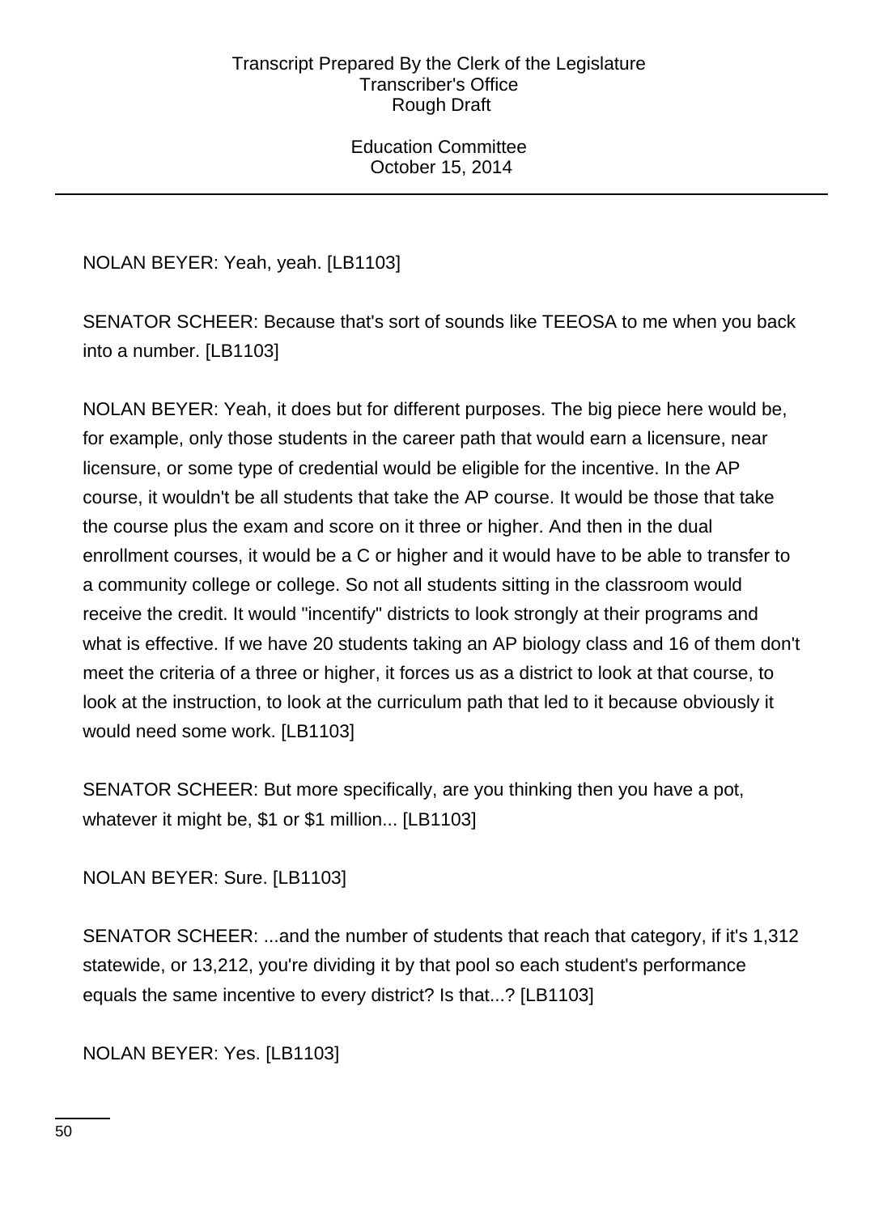NOLAN BEYER: Yeah, yeah. [LB1103]

SENATOR SCHEER: Because that's sort of sounds like TEEOSA to me when you back into a number. [LB1103]

NOLAN BEYER: Yeah, it does but for different purposes. The big piece here would be, for example, only those students in the career path that would earn a licensure, near licensure, or some type of credential would be eligible for the incentive. In the AP course, it wouldn't be all students that take the AP course. It would be those that take the course plus the exam and score on it three or higher. And then in the dual enrollment courses, it would be a C or higher and it would have to be able to transfer to a community college or college. So not all students sitting in the classroom would receive the credit. It would "incentify" districts to look strongly at their programs and what is effective. If we have 20 students taking an AP biology class and 16 of them don't meet the criteria of a three or higher, it forces us as a district to look at that course, to look at the instruction, to look at the curriculum path that led to it because obviously it would need some work. [LB1103]

SENATOR SCHEER: But more specifically, are you thinking then you have a pot, whatever it might be, $1 or $1 million... [LB1103]

NOLAN BEYER: Sure. [LB1103]

SENATOR SCHEER: ...and the number of students that reach that category, if it's 1,312 statewide, or 13,212, you're dividing it by that pool so each student's performance equals the same incentive to every district? Is that...? [LB1103]

NOLAN BEYER: Yes. [LB1103]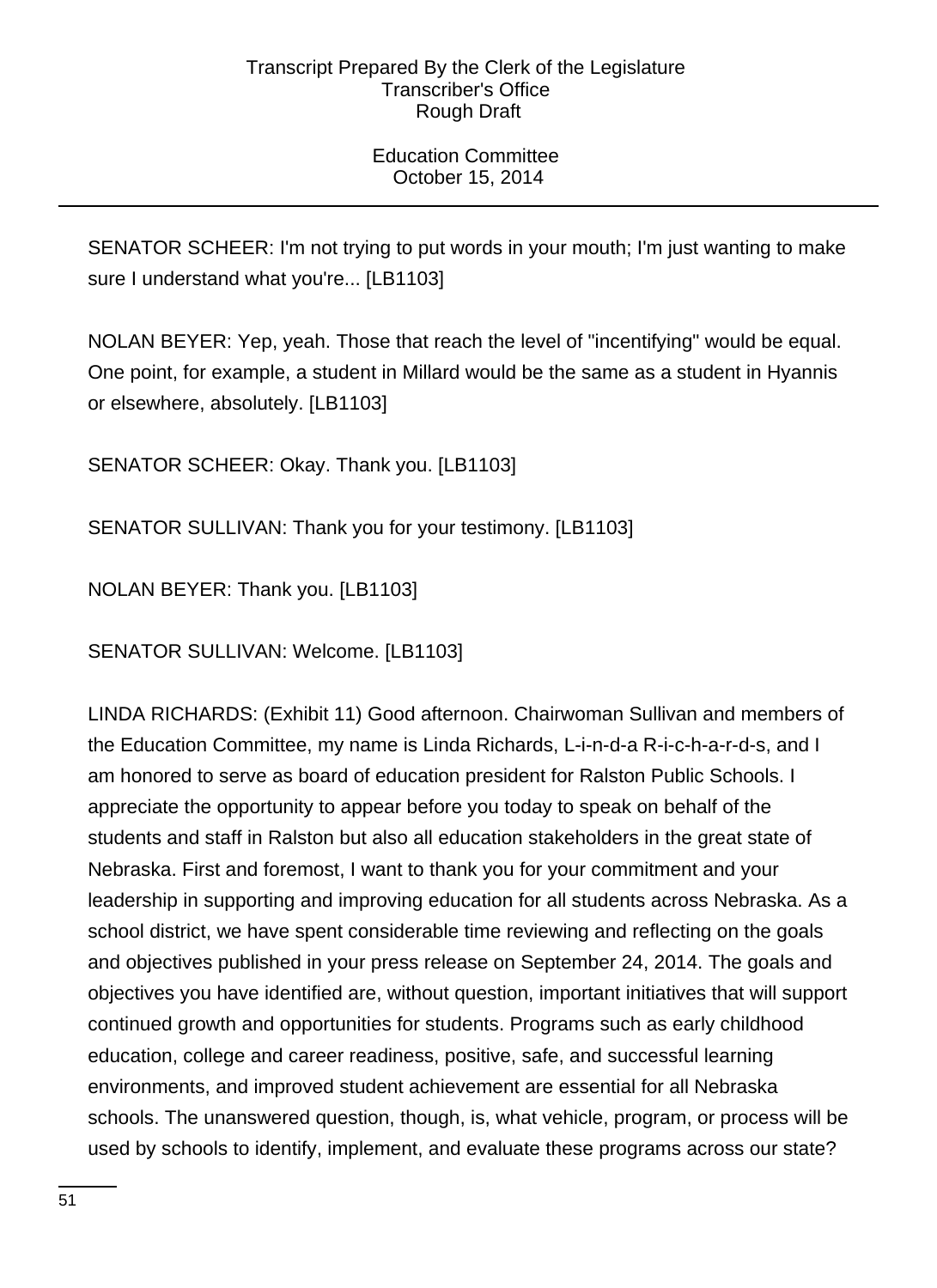SENATOR SCHEER: I'm not trying to put words in your mouth; I'm just wanting to make sure I understand what you're... [LB1103]

NOLAN BEYER: Yep, yeah. Those that reach the level of "incentifying" would be equal. One point, for example, a student in Millard would be the same as a student in Hyannis or elsewhere, absolutely. [LB1103]

SENATOR SCHEER: Okay. Thank you. [LB1103]

SENATOR SULLIVAN: Thank you for your testimony. [LB1103]

NOLAN BEYER: Thank you. [LB1103]

SENATOR SULLIVAN: Welcome. [LB1103]

LINDA RICHARDS: (Exhibit 11) Good afternoon. Chairwoman Sullivan and members of the Education Committee, my name is Linda Richards, L-i-n-d-a R-i-c-h-a-r-d-s, and I am honored to serve as board of education president for Ralston Public Schools. I appreciate the opportunity to appear before you today to speak on behalf of the students and staff in Ralston but also all education stakeholders in the great state of Nebraska. First and foremost, I want to thank you for your commitment and your leadership in supporting and improving education for all students across Nebraska. As a school district, we have spent considerable time reviewing and reflecting on the goals and objectives published in your press release on September 24, 2014. The goals and objectives you have identified are, without question, important initiatives that will support continued growth and opportunities for students. Programs such as early childhood education, college and career readiness, positive, safe, and successful learning environments, and improved student achievement are essential for all Nebraska schools. The unanswered question, though, is, what vehicle, program, or process will be used by schools to identify, implement, and evaluate these programs across our state?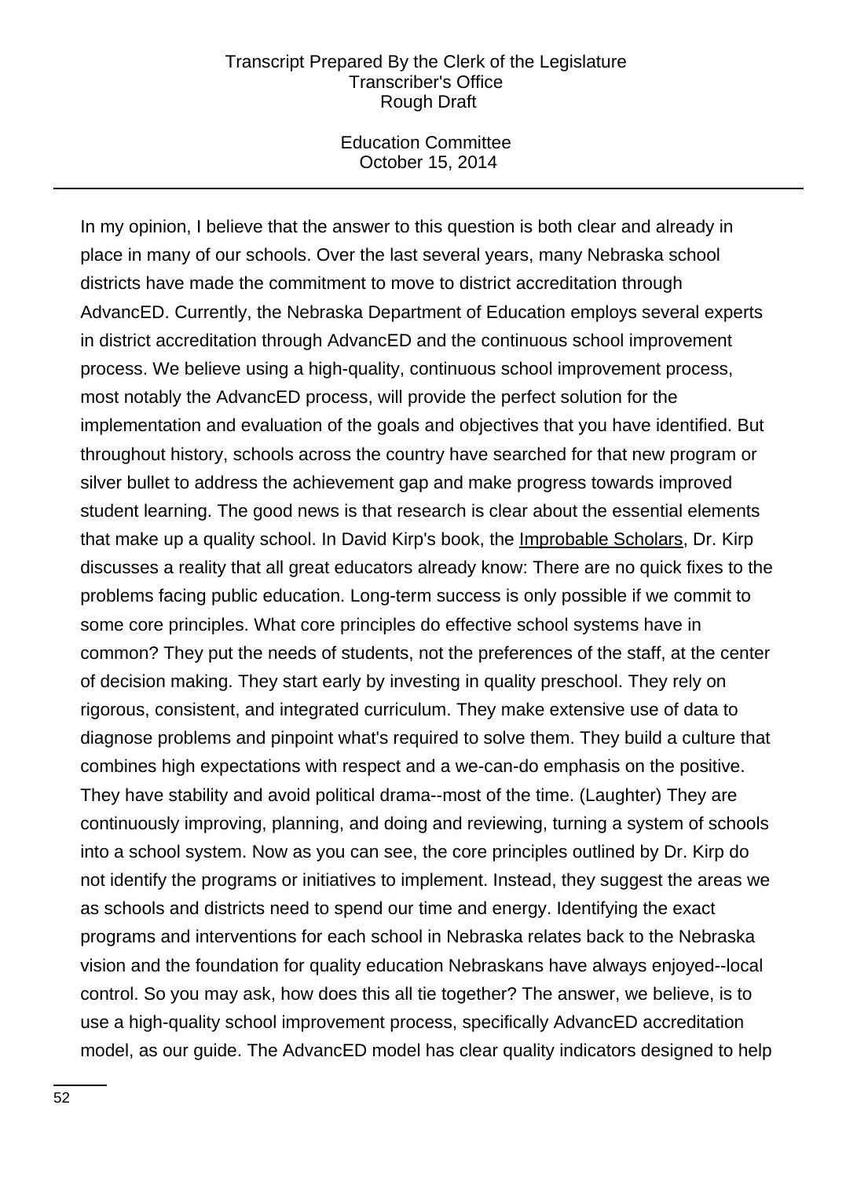In my opinion, I believe that the answer to this question is both clear and already in place in many of our schools. Over the last several years, many Nebraska school districts have made the commitment to move to district accreditation through AdvancED. Currently, the Nebraska Department of Education employs several experts in district accreditation through AdvancED and the continuous school improvement process. We believe using a high-quality, continuous school improvement process, most notably the AdvancED process, will provide the perfect solution for the implementation and evaluation of the goals and objectives that you have identified. But throughout history, schools across the country have searched for that new program or silver bullet to address the achievement gap and make progress towards improved student learning. The good news is that research is clear about the essential elements that make up a quality school. In David Kirp's book, the Improbable Scholars, Dr. Kirp discusses a reality that all great educators already know: There are no quick fixes to the problems facing public education. Long-term success is only possible if we commit to some core principles. What core principles do effective school systems have in common? They put the needs of students, not the preferences of the staff, at the center of decision making. They start early by investing in quality preschool. They rely on rigorous, consistent, and integrated curriculum. They make extensive use of data to diagnose problems and pinpoint what's required to solve them. They build a culture that combines high expectations with respect and a we-can-do emphasis on the positive. They have stability and avoid political drama--most of the time. (Laughter) They are continuously improving, planning, and doing and reviewing, turning a system of schools into a school system. Now as you can see, the core principles outlined by Dr. Kirp do not identify the programs or initiatives to implement. Instead, they suggest the areas we as schools and districts need to spend our time and energy. Identifying the exact programs and interventions for each school in Nebraska relates back to the Nebraska vision and the foundation for quality education Nebraskans have always enjoyed--local control. So you may ask, how does this all tie together? The answer, we believe, is to use a high-quality school improvement process, specifically AdvancED accreditation model, as our guide. The AdvancED model has clear quality indicators designed to help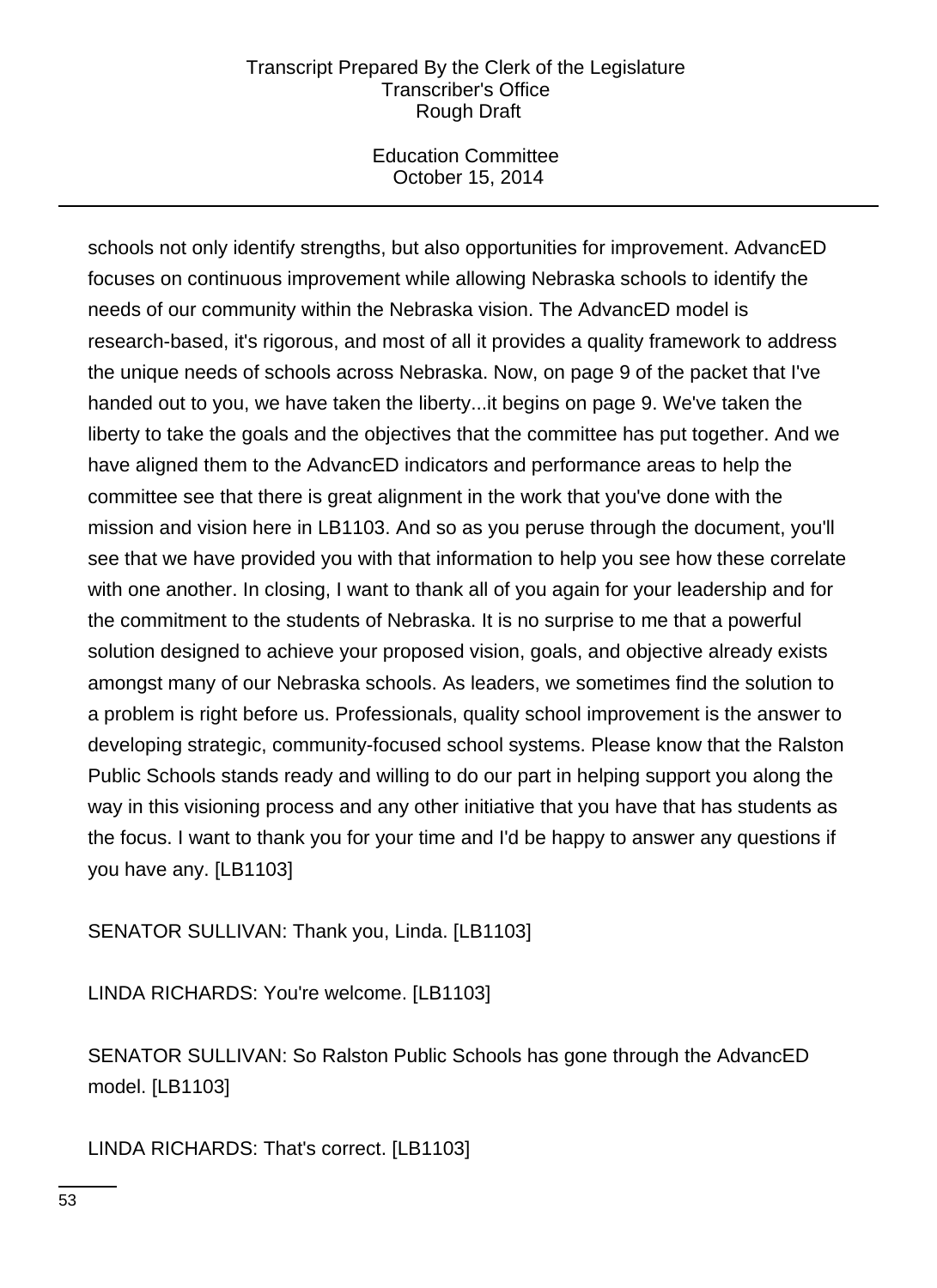schools not only identify strengths, but also opportunities for improvement. AdvancED focuses on continuous improvement while allowing Nebraska schools to identify the needs of our community within the Nebraska vision. The AdvancED model is research-based, it's rigorous, and most of all it provides a quality framework to address the unique needs of schools across Nebraska. Now, on page 9 of the packet that I've handed out to you, we have taken the liberty...it begins on page 9. We've taken the liberty to take the goals and the objectives that the committee has put together. And we have aligned them to the AdvancED indicators and performance areas to help the committee see that there is great alignment in the work that you've done with the mission and vision here in LB1103. And so as you peruse through the document, you'll see that we have provided you with that information to help you see how these correlate with one another. In closing, I want to thank all of you again for your leadership and for the commitment to the students of Nebraska. It is no surprise to me that a powerful solution designed to achieve your proposed vision, goals, and objective already exists amongst many of our Nebraska schools. As leaders, we sometimes find the solution to a problem is right before us. Professionals, quality school improvement is the answer to developing strategic, community-focused school systems. Please know that the Ralston Public Schools stands ready and willing to do our part in helping support you along the way in this visioning process and any other initiative that you have that has students as the focus. I want to thank you for your time and I'd be happy to answer any questions if you have any. [LB1103]

SENATOR SULLIVAN: Thank you, Linda. [LB1103]

LINDA RICHARDS: You're welcome. [LB1103]

SENATOR SULLIVAN: So Ralston Public Schools has gone through the AdvancED model. [LB1103]

LINDA RICHARDS: That's correct. [LB1103]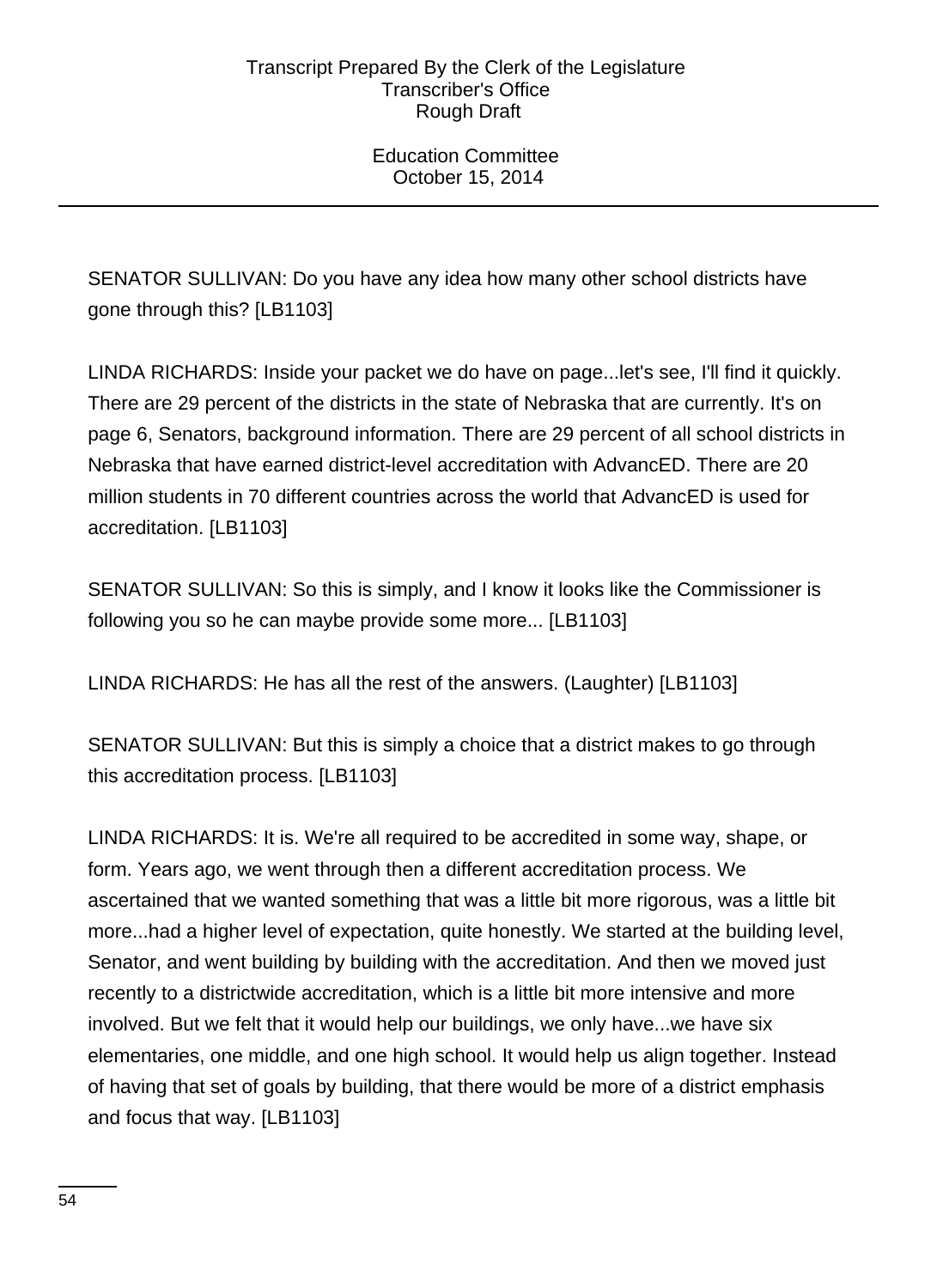SENATOR SULLIVAN: Do you have any idea how many other school districts have gone through this? [LB1103]

LINDA RICHARDS: Inside your packet we do have on page...let's see, I'll find it quickly. There are 29 percent of the districts in the state of Nebraska that are currently. It's on page 6, Senators, background information. There are 29 percent of all school districts in Nebraska that have earned district-level accreditation with AdvancED. There are 20 million students in 70 different countries across the world that AdvancED is used for accreditation. [LB1103]

SENATOR SULLIVAN: So this is simply, and I know it looks like the Commissioner is following you so he can maybe provide some more... [LB1103]

LINDA RICHARDS: He has all the rest of the answers. (Laughter) [LB1103]

SENATOR SULLIVAN: But this is simply a choice that a district makes to go through this accreditation process. [LB1103]

LINDA RICHARDS: It is. We're all required to be accredited in some way, shape, or form. Years ago, we went through then a different accreditation process. We ascertained that we wanted something that was a little bit more rigorous, was a little bit more...had a higher level of expectation, quite honestly. We started at the building level, Senator, and went building by building with the accreditation. And then we moved just recently to a districtwide accreditation, which is a little bit more intensive and more involved. But we felt that it would help our buildings, we only have...we have six elementaries, one middle, and one high school. It would help us align together. Instead of having that set of goals by building, that there would be more of a district emphasis and focus that way. [LB1103]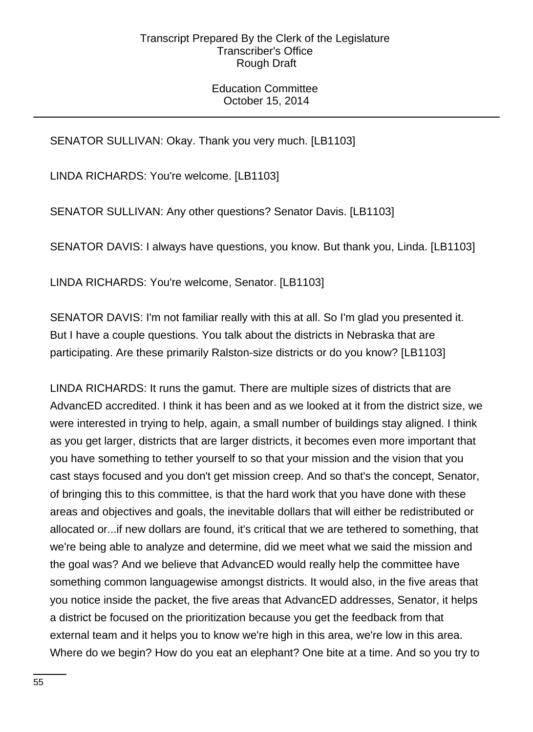SENATOR SULLIVAN: Okay. Thank you very much. [LB1103]

LINDA RICHARDS: You're welcome. [LB1103]

SENATOR SULLIVAN: Any other questions? Senator Davis. [LB1103]

SENATOR DAVIS: I always have questions, you know. But thank you, Linda. [LB1103]

LINDA RICHARDS: You're welcome, Senator. [LB1103]

SENATOR DAVIS: I'm not familiar really with this at all. So I'm glad you presented it. But I have a couple questions. You talk about the districts in Nebraska that are participating. Are these primarily Ralston-size districts or do you know? [LB1103]

LINDA RICHARDS: It runs the gamut. There are multiple sizes of districts that are AdvancED accredited. I think it has been and as we looked at it from the district size, we were interested in trying to help, again, a small number of buildings stay aligned. I think as you get larger, districts that are larger districts, it becomes even more important that you have something to tether yourself to so that your mission and the vision that you cast stays focused and you don't get mission creep. And so that's the concept, Senator, of bringing this to this committee, is that the hard work that you have done with these areas and objectives and goals, the inevitable dollars that will either be redistributed or allocated or...if new dollars are found, it's critical that we are tethered to something, that we're being able to analyze and determine, did we meet what we said the mission and the goal was? And we believe that AdvancED would really help the committee have something common languagewise amongst districts. It would also, in the five areas that you notice inside the packet, the five areas that AdvancED addresses, Senator, it helps a district be focused on the prioritization because you get the feedback from that external team and it helps you to know we're high in this area, we're low in this area. Where do we begin? How do you eat an elephant? One bite at a time. And so you try to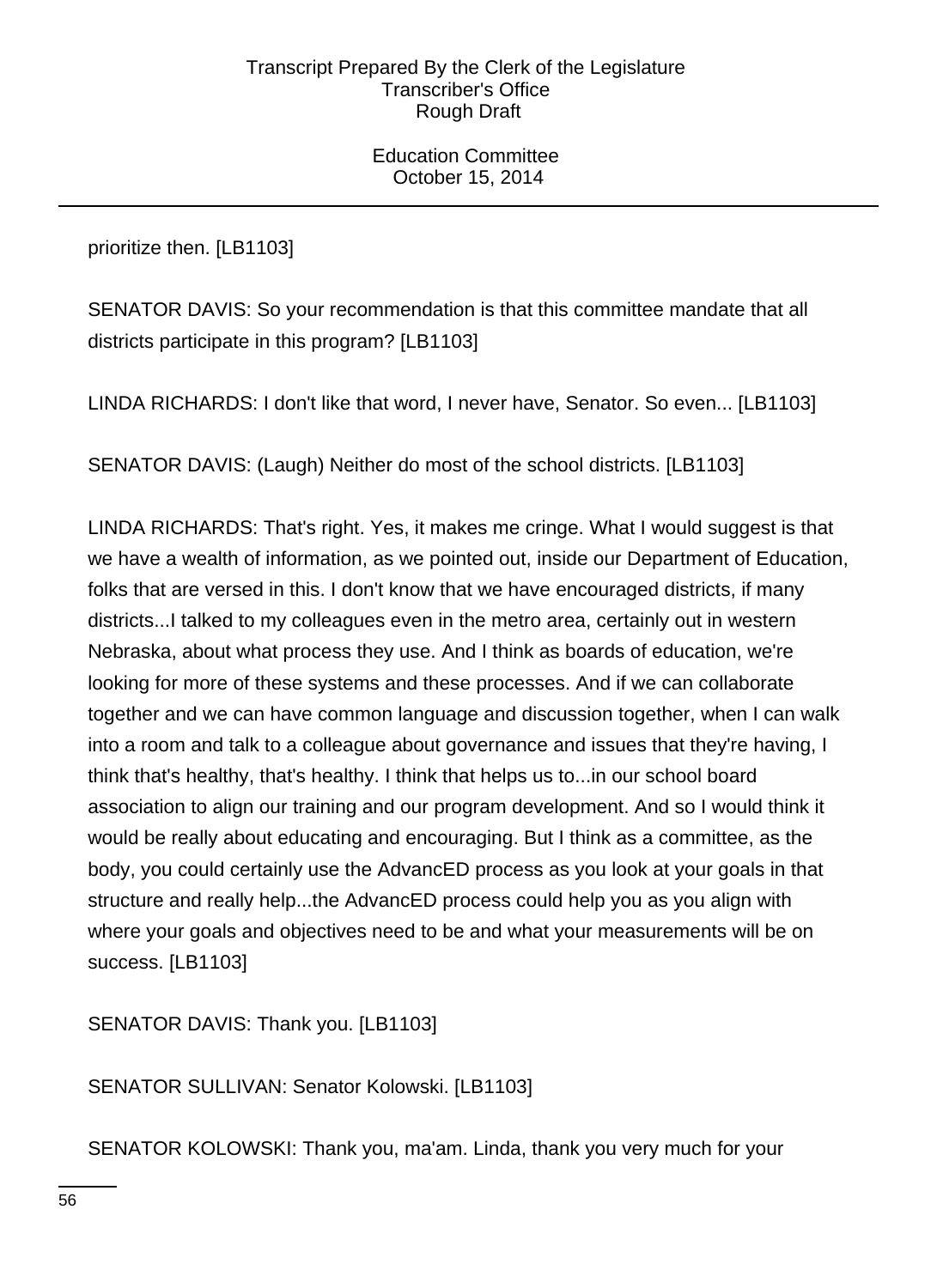prioritize then. [LB1103]

SENATOR DAVIS: So your recommendation is that this committee mandate that all districts participate in this program? [LB1103]

LINDA RICHARDS: I don't like that word, I never have, Senator. So even... [LB1103]

SENATOR DAVIS: (Laugh) Neither do most of the school districts. [LB1103]

LINDA RICHARDS: That's right. Yes, it makes me cringe. What I would suggest is that we have a wealth of information, as we pointed out, inside our Department of Education, folks that are versed in this. I don't know that we have encouraged districts, if many districts...I talked to my colleagues even in the metro area, certainly out in western Nebraska, about what process they use. And I think as boards of education, we're looking for more of these systems and these processes. And if we can collaborate together and we can have common language and discussion together, when I can walk into a room and talk to a colleague about governance and issues that they're having, I think that's healthy, that's healthy. I think that helps us to...in our school board association to align our training and our program development. And so I would think it would be really about educating and encouraging. But I think as a committee, as the body, you could certainly use the AdvancED process as you look at your goals in that structure and really help...the AdvancED process could help you as you align with where your goals and objectives need to be and what your measurements will be on success. [LB1103]

SENATOR DAVIS: Thank you. [LB1103]

SENATOR SULLIVAN: Senator Kolowski. [LB1103]

SENATOR KOLOWSKI: Thank you, ma'am. Linda, thank you very much for your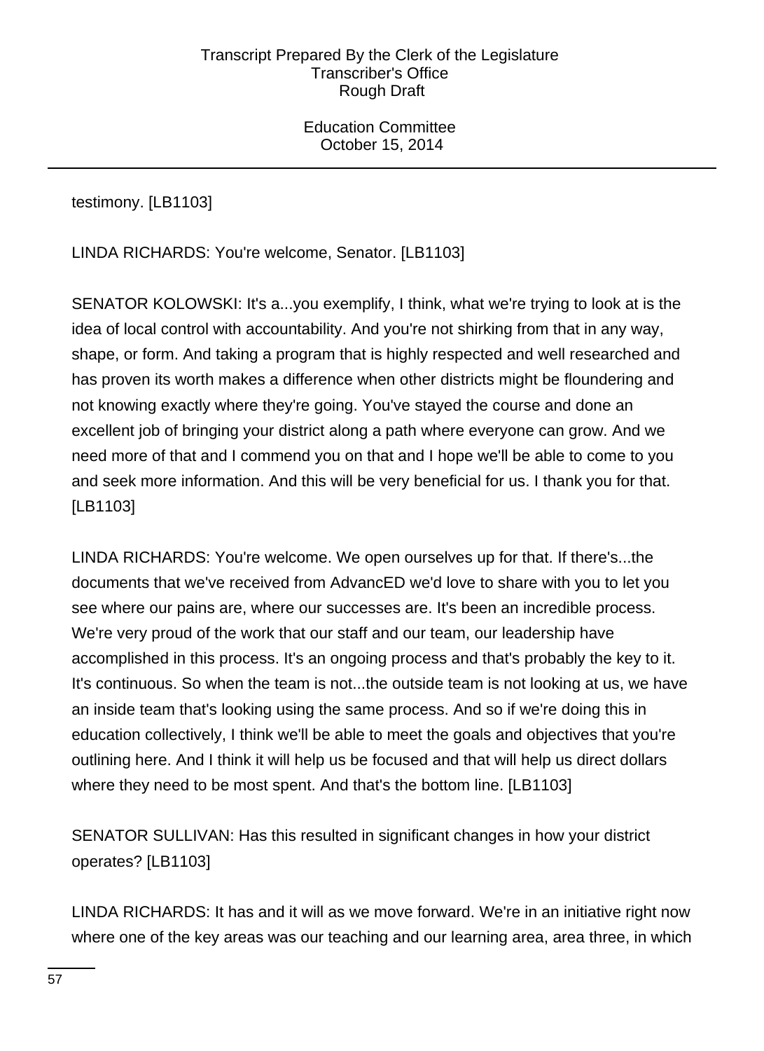testimony. [LB1103]

LINDA RICHARDS: You're welcome, Senator. [LB1103]

SENATOR KOLOWSKI: It's a...you exemplify, I think, what we're trying to look at is the idea of local control with accountability. And you're not shirking from that in any way, shape, or form. And taking a program that is highly respected and well researched and has proven its worth makes a difference when other districts might be floundering and not knowing exactly where they're going. You've stayed the course and done an excellent job of bringing your district along a path where everyone can grow. And we need more of that and I commend you on that and I hope we'll be able to come to you and seek more information. And this will be very beneficial for us. I thank you for that. [LB1103]

LINDA RICHARDS: You're welcome. We open ourselves up for that. If there's...the documents that we've received from AdvancED we'd love to share with you to let you see where our pains are, where our successes are. It's been an incredible process. We're very proud of the work that our staff and our team, our leadership have accomplished in this process. It's an ongoing process and that's probably the key to it. It's continuous. So when the team is not...the outside team is not looking at us, we have an inside team that's looking using the same process. And so if we're doing this in education collectively, I think we'll be able to meet the goals and objectives that you're outlining here. And I think it will help us be focused and that will help us direct dollars where they need to be most spent. And that's the bottom line. [LB1103]

SENATOR SULLIVAN: Has this resulted in significant changes in how your district operates? [LB1103]

LINDA RICHARDS: It has and it will as we move forward. We're in an initiative right now where one of the key areas was our teaching and our learning area, area three, in which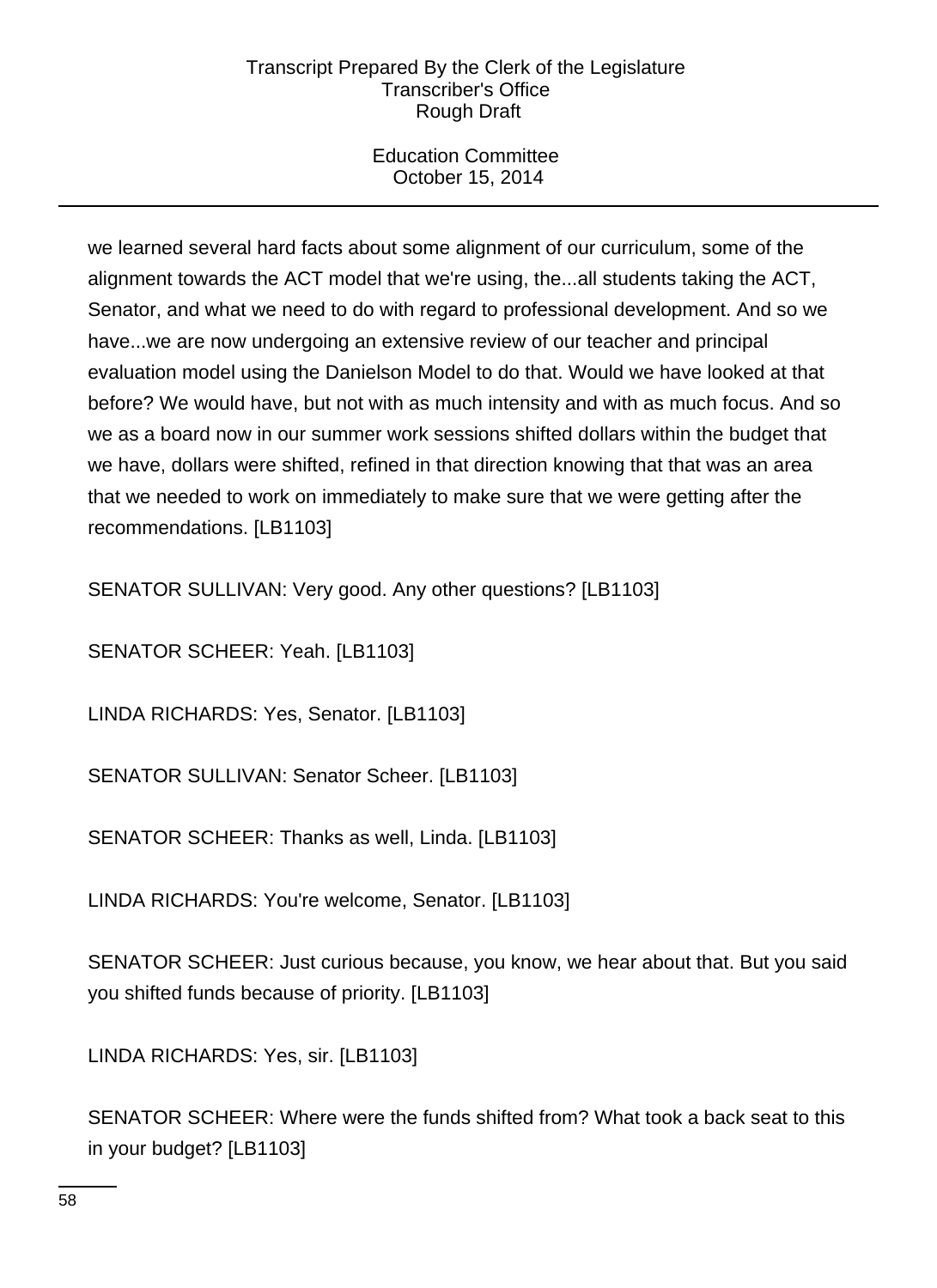we learned several hard facts about some alignment of our curriculum, some of the alignment towards the ACT model that we're using, the...all students taking the ACT, Senator, and what we need to do with regard to professional development. And so we have...we are now undergoing an extensive review of our teacher and principal evaluation model using the Danielson Model to do that. Would we have looked at that before? We would have, but not with as much intensity and with as much focus. And so we as a board now in our summer work sessions shifted dollars within the budget that we have, dollars were shifted, refined in that direction knowing that that was an area that we needed to work on immediately to make sure that we were getting after the recommendations. [LB1103]

SENATOR SULLIVAN: Very good. Any other questions? [LB1103]

SENATOR SCHEER: Yeah. [LB1103]

LINDA RICHARDS: Yes, Senator. [LB1103]

SENATOR SULLIVAN: Senator Scheer. [LB1103]

SENATOR SCHEER: Thanks as well, Linda. [LB1103]

LINDA RICHARDS: You're welcome, Senator. [LB1103]

SENATOR SCHEER: Just curious because, you know, we hear about that. But you said you shifted funds because of priority. [LB1103]

LINDA RICHARDS: Yes, sir. [LB1103]

SENATOR SCHEER: Where were the funds shifted from? What took a back seat to this in your budget? [LB1103]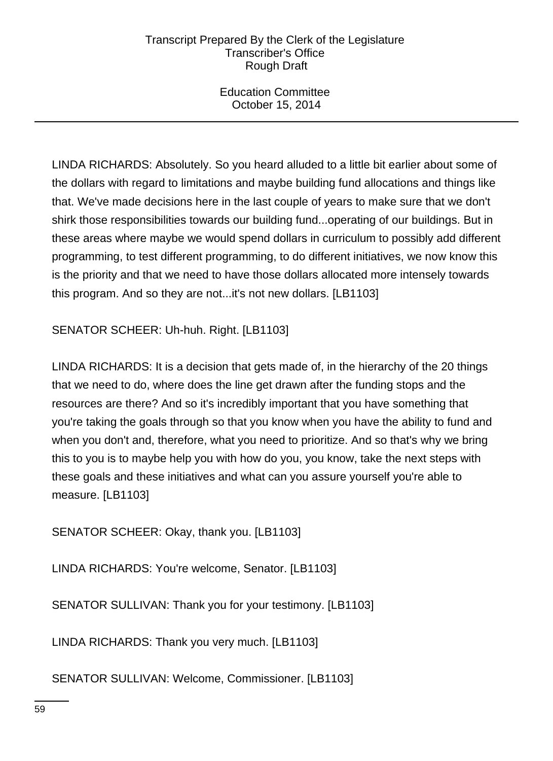LINDA RICHARDS: Absolutely. So you heard alluded to a little bit earlier about some of the dollars with regard to limitations and maybe building fund allocations and things like that. We've made decisions here in the last couple of years to make sure that we don't shirk those responsibilities towards our building fund...operating of our buildings. But in these areas where maybe we would spend dollars in curriculum to possibly add different programming, to test different programming, to do different initiatives, we now know this is the priority and that we need to have those dollars allocated more intensely towards this program. And so they are not...it's not new dollars. [LB1103]

SENATOR SCHEER: Uh-huh. Right. [LB1103]

LINDA RICHARDS: It is a decision that gets made of, in the hierarchy of the 20 things that we need to do, where does the line get drawn after the funding stops and the resources are there? And so it's incredibly important that you have something that you're taking the goals through so that you know when you have the ability to fund and when you don't and, therefore, what you need to prioritize. And so that's why we bring this to you is to maybe help you with how do you, you know, take the next steps with these goals and these initiatives and what can you assure yourself you're able to measure. [LB1103]

SENATOR SCHEER: Okay, thank you. [LB1103]

LINDA RICHARDS: You're welcome, Senator. [LB1103]

SENATOR SULLIVAN: Thank you for your testimony. [LB1103]

LINDA RICHARDS: Thank you very much. [LB1103]

SENATOR SULLIVAN: Welcome, Commissioner. [LB1103]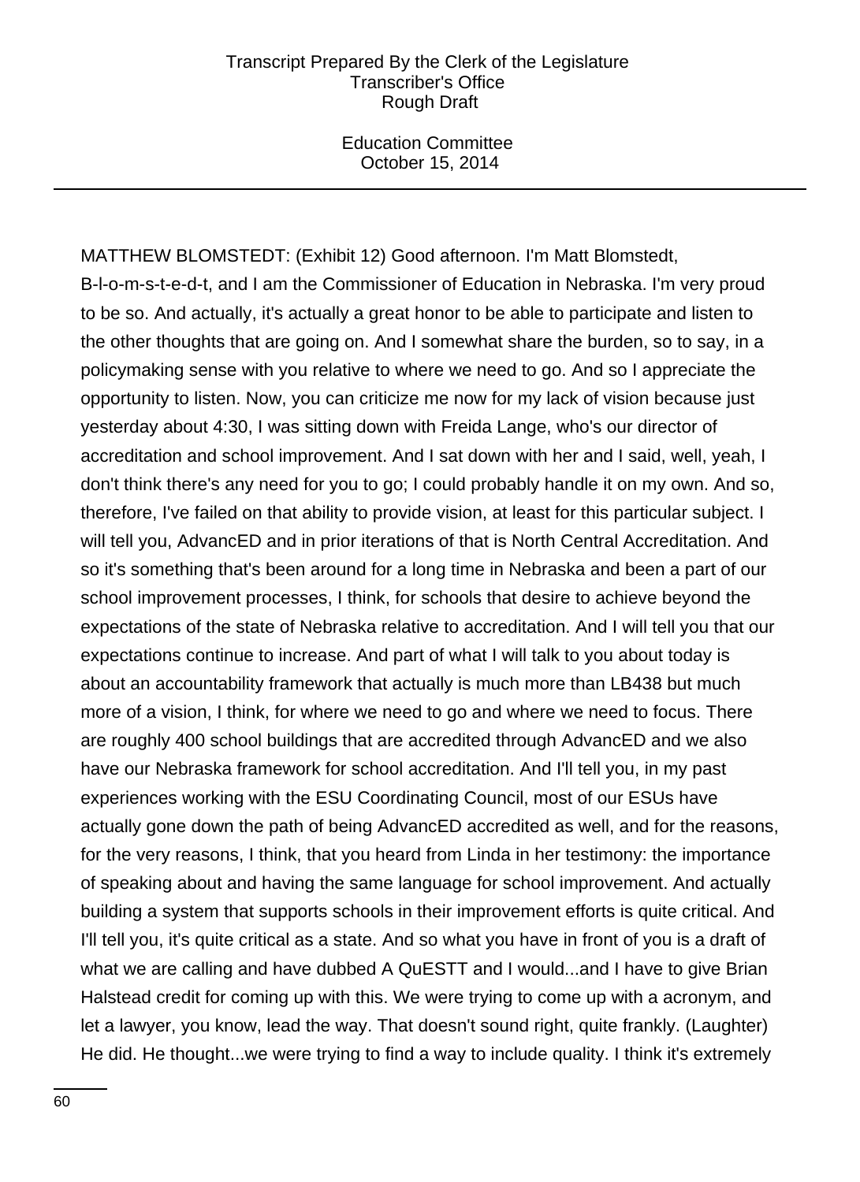MATTHEW BLOMSTEDT: (Exhibit 12) Good afternoon. I'm Matt Blomstedt, B-l-o-m-s-t-e-d-t, and I am the Commissioner of Education in Nebraska. I'm very proud to be so. And actually, it's actually a great honor to be able to participate and listen to the other thoughts that are going on. And I somewhat share the burden, so to say, in a policymaking sense with you relative to where we need to go. And so I appreciate the opportunity to listen. Now, you can criticize me now for my lack of vision because just yesterday about 4:30, I was sitting down with Freida Lange, who's our director of accreditation and school improvement. And I sat down with her and I said, well, yeah, I don't think there's any need for you to go; I could probably handle it on my own. And so, therefore, I've failed on that ability to provide vision, at least for this particular subject. I will tell you, AdvancED and in prior iterations of that is North Central Accreditation. And so it's something that's been around for a long time in Nebraska and been a part of our school improvement processes, I think, for schools that desire to achieve beyond the expectations of the state of Nebraska relative to accreditation. And I will tell you that our expectations continue to increase. And part of what I will talk to you about today is about an accountability framework that actually is much more than LB438 but much more of a vision, I think, for where we need to go and where we need to focus. There are roughly 400 school buildings that are accredited through AdvancED and we also have our Nebraska framework for school accreditation. And I'll tell you, in my past experiences working with the ESU Coordinating Council, most of our ESUs have actually gone down the path of being AdvancED accredited as well, and for the reasons, for the very reasons, I think, that you heard from Linda in her testimony: the importance of speaking about and having the same language for school improvement. And actually building a system that supports schools in their improvement efforts is quite critical. And I'll tell you, it's quite critical as a state. And so what you have in front of you is a draft of what we are calling and have dubbed A QuESTT and I would...and I have to give Brian Halstead credit for coming up with this. We were trying to come up with a acronym, and let a lawyer, you know, lead the way. That doesn't sound right, quite frankly. (Laughter) He did. He thought...we were trying to find a way to include quality. I think it's extremely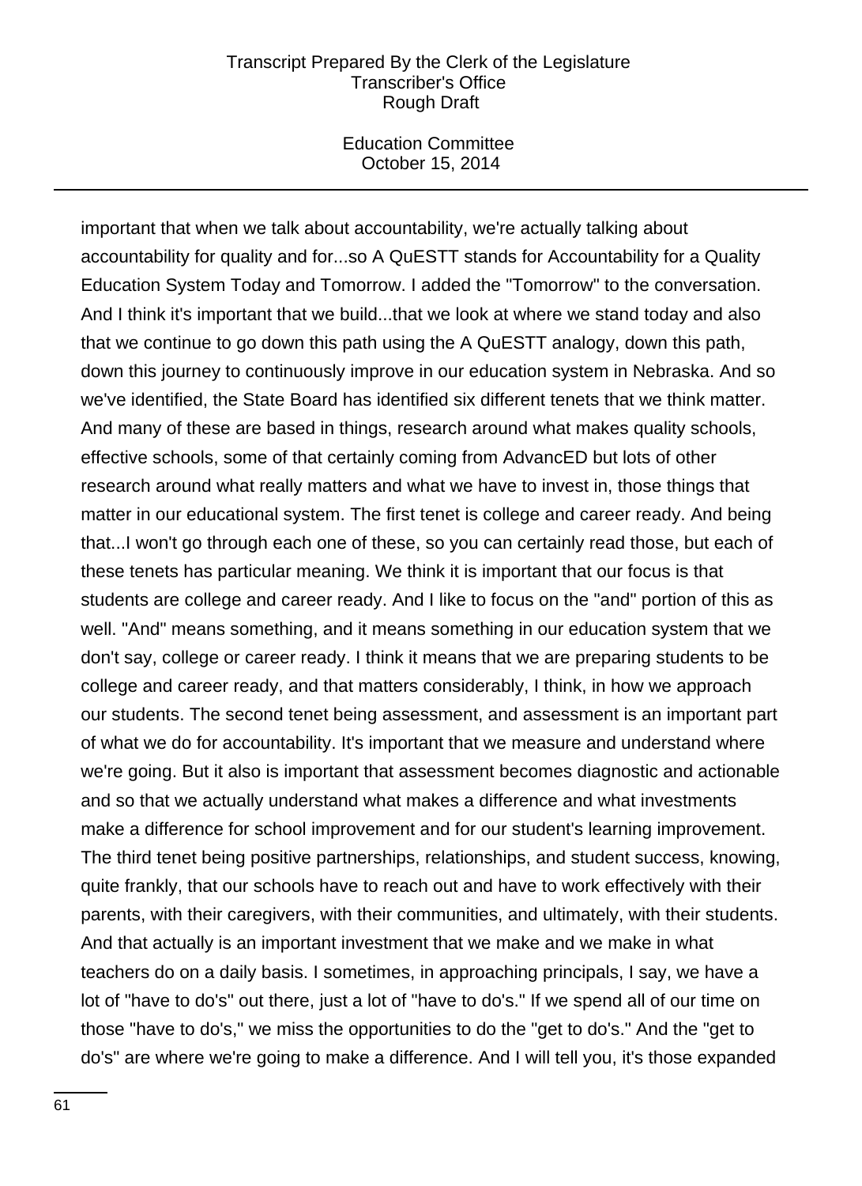important that when we talk about accountability, we're actually talking about accountability for quality and for...so A QuESTT stands for Accountability for a Quality Education System Today and Tomorrow. I added the "Tomorrow" to the conversation. And I think it's important that we build...that we look at where we stand today and also that we continue to go down this path using the A QuESTT analogy, down this path, down this journey to continuously improve in our education system in Nebraska. And so we've identified, the State Board has identified six different tenets that we think matter. And many of these are based in things, research around what makes quality schools, effective schools, some of that certainly coming from AdvancED but lots of other research around what really matters and what we have to invest in, those things that matter in our educational system. The first tenet is college and career ready. And being that...I won't go through each one of these, so you can certainly read those, but each of these tenets has particular meaning. We think it is important that our focus is that students are college and career ready. And I like to focus on the "and" portion of this as well. "And" means something, and it means something in our education system that we don't say, college or career ready. I think it means that we are preparing students to be college and career ready, and that matters considerably, I think, in how we approach our students. The second tenet being assessment, and assessment is an important part of what we do for accountability. It's important that we measure and understand where we're going. But it also is important that assessment becomes diagnostic and actionable and so that we actually understand what makes a difference and what investments make a difference for school improvement and for our student's learning improvement. The third tenet being positive partnerships, relationships, and student success, knowing, quite frankly, that our schools have to reach out and have to work effectively with their parents, with their caregivers, with their communities, and ultimately, with their students. And that actually is an important investment that we make and we make in what teachers do on a daily basis. I sometimes, in approaching principals, I say, we have a lot of "have to do's" out there, just a lot of "have to do's." If we spend all of our time on those "have to do's," we miss the opportunities to do the "get to do's." And the "get to do's" are where we're going to make a difference. And I will tell you, it's those expanded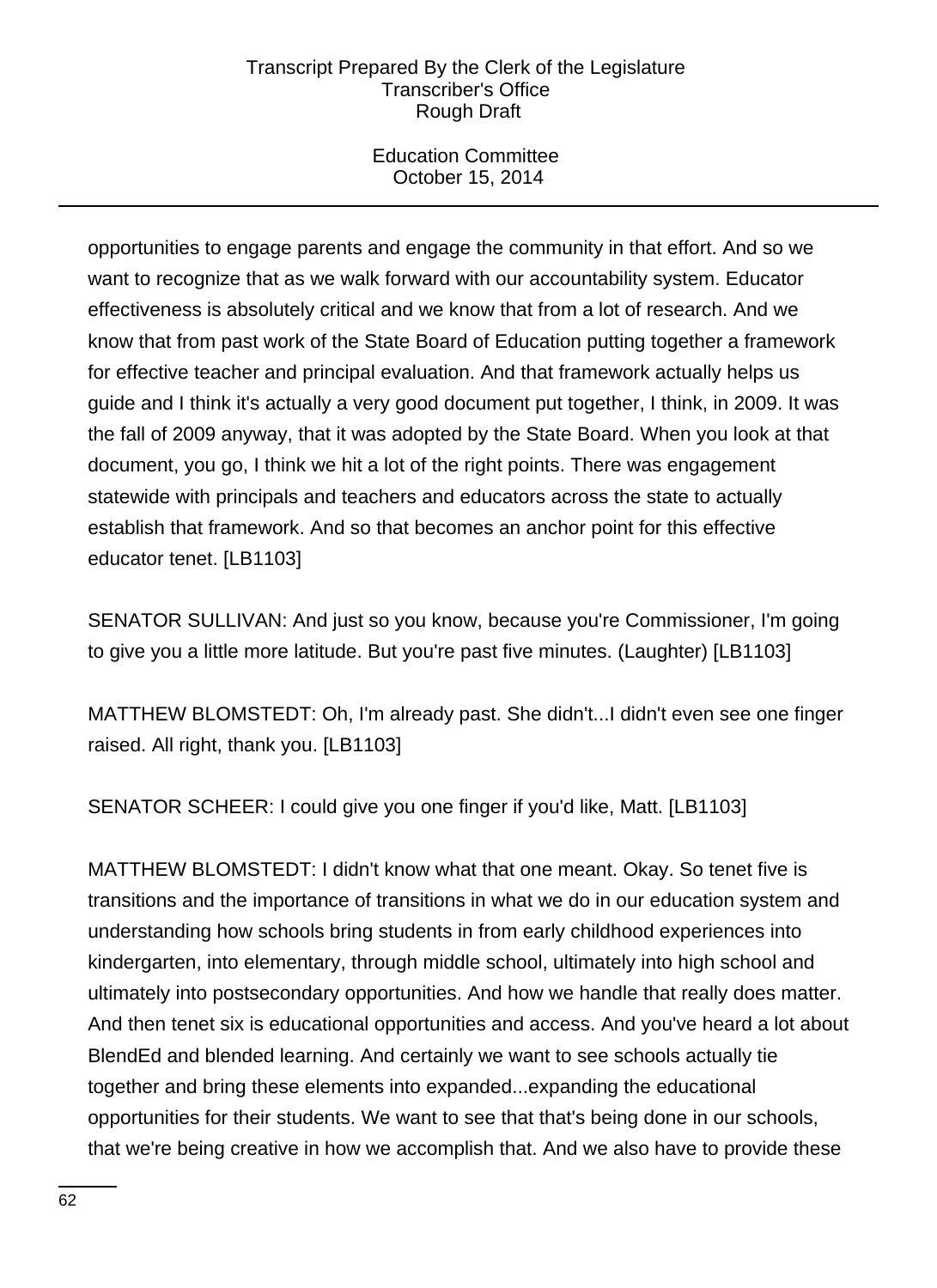opportunities to engage parents and engage the community in that effort. And so we want to recognize that as we walk forward with our accountability system. Educator effectiveness is absolutely critical and we know that from a lot of research. And we know that from past work of the State Board of Education putting together a framework for effective teacher and principal evaluation. And that framework actually helps us guide and I think it's actually a very good document put together, I think, in 2009. It was the fall of 2009 anyway, that it was adopted by the State Board. When you look at that document, you go, I think we hit a lot of the right points. There was engagement statewide with principals and teachers and educators across the state to actually establish that framework. And so that becomes an anchor point for this effective educator tenet. [LB1103]

SENATOR SULLIVAN: And just so you know, because you're Commissioner, I'm going to give you a little more latitude. But you're past five minutes. (Laughter) [LB1103]

MATTHEW BLOMSTEDT: Oh, I'm already past. She didn't...I didn't even see one finger raised. All right, thank you. [LB1103]

SENATOR SCHEER: I could give you one finger if you'd like, Matt. [LB1103]

MATTHEW BLOMSTEDT: I didn't know what that one meant. Okay. So tenet five is transitions and the importance of transitions in what we do in our education system and understanding how schools bring students in from early childhood experiences into kindergarten, into elementary, through middle school, ultimately into high school and ultimately into postsecondary opportunities. And how we handle that really does matter. And then tenet six is educational opportunities and access. And you've heard a lot about BlendEd and blended learning. And certainly we want to see schools actually tie together and bring these elements into expanded...expanding the educational opportunities for their students. We want to see that that's being done in our schools, that we're being creative in how we accomplish that. And we also have to provide these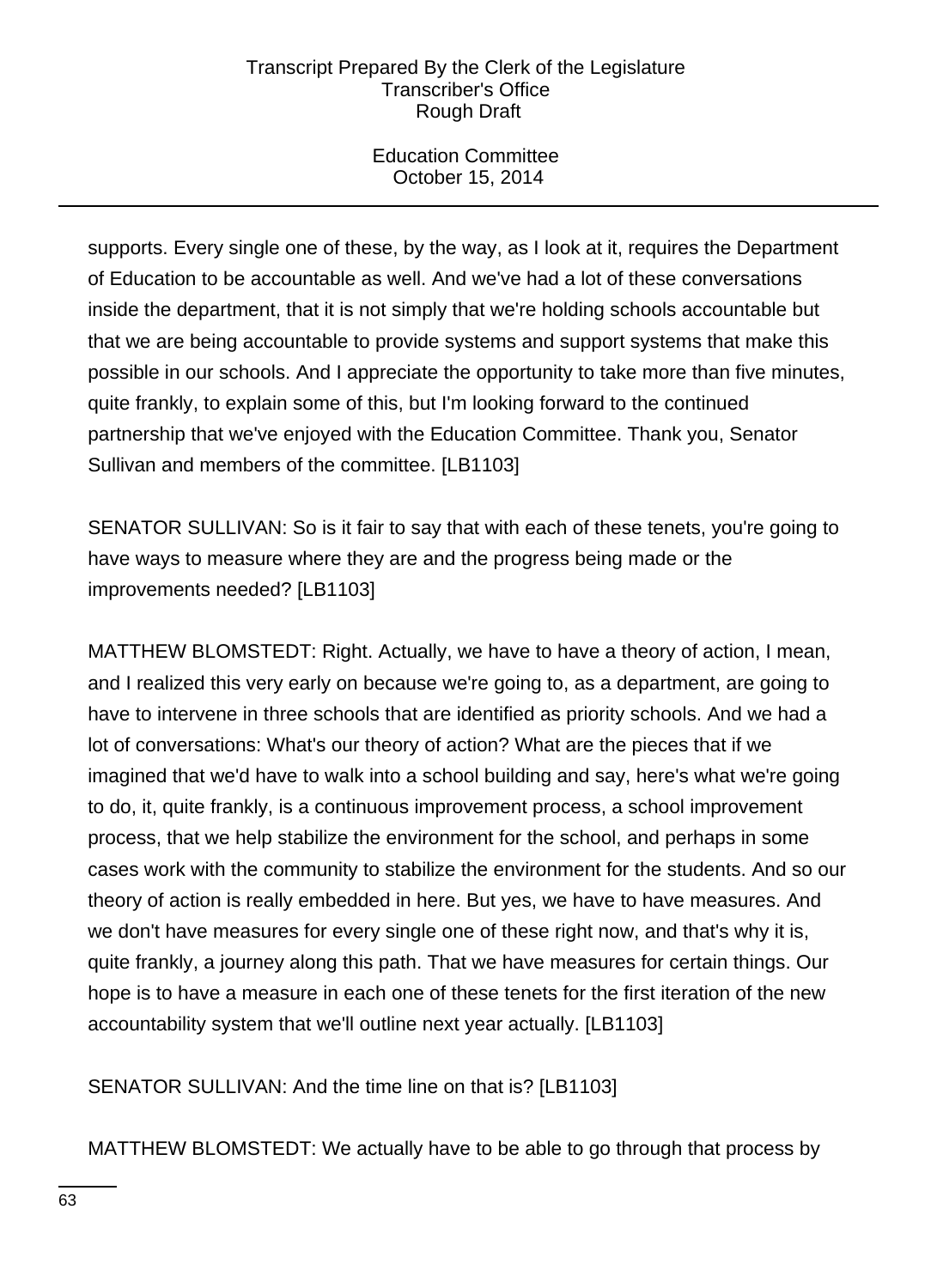supports. Every single one of these, by the way, as I look at it, requires the Department of Education to be accountable as well. And we've had a lot of these conversations inside the department, that it is not simply that we're holding schools accountable but that we are being accountable to provide systems and support systems that make this possible in our schools. And I appreciate the opportunity to take more than five minutes, quite frankly, to explain some of this, but I'm looking forward to the continued partnership that we've enjoyed with the Education Committee. Thank you, Senator Sullivan and members of the committee. [LB1103]

SENATOR SULLIVAN: So is it fair to say that with each of these tenets, you're going to have ways to measure where they are and the progress being made or the improvements needed? [LB1103]

MATTHEW BLOMSTEDT: Right. Actually, we have to have a theory of action, I mean, and I realized this very early on because we're going to, as a department, are going to have to intervene in three schools that are identified as priority schools. And we had a lot of conversations: What's our theory of action? What are the pieces that if we imagined that we'd have to walk into a school building and say, here's what we're going to do, it, quite frankly, is a continuous improvement process, a school improvement process, that we help stabilize the environment for the school, and perhaps in some cases work with the community to stabilize the environment for the students. And so our theory of action is really embedded in here. But yes, we have to have measures. And we don't have measures for every single one of these right now, and that's why it is, quite frankly, a journey along this path. That we have measures for certain things. Our hope is to have a measure in each one of these tenets for the first iteration of the new accountability system that we'll outline next year actually. [LB1103]

SENATOR SULLIVAN: And the time line on that is? [LB1103]

MATTHEW BLOMSTEDT: We actually have to be able to go through that process by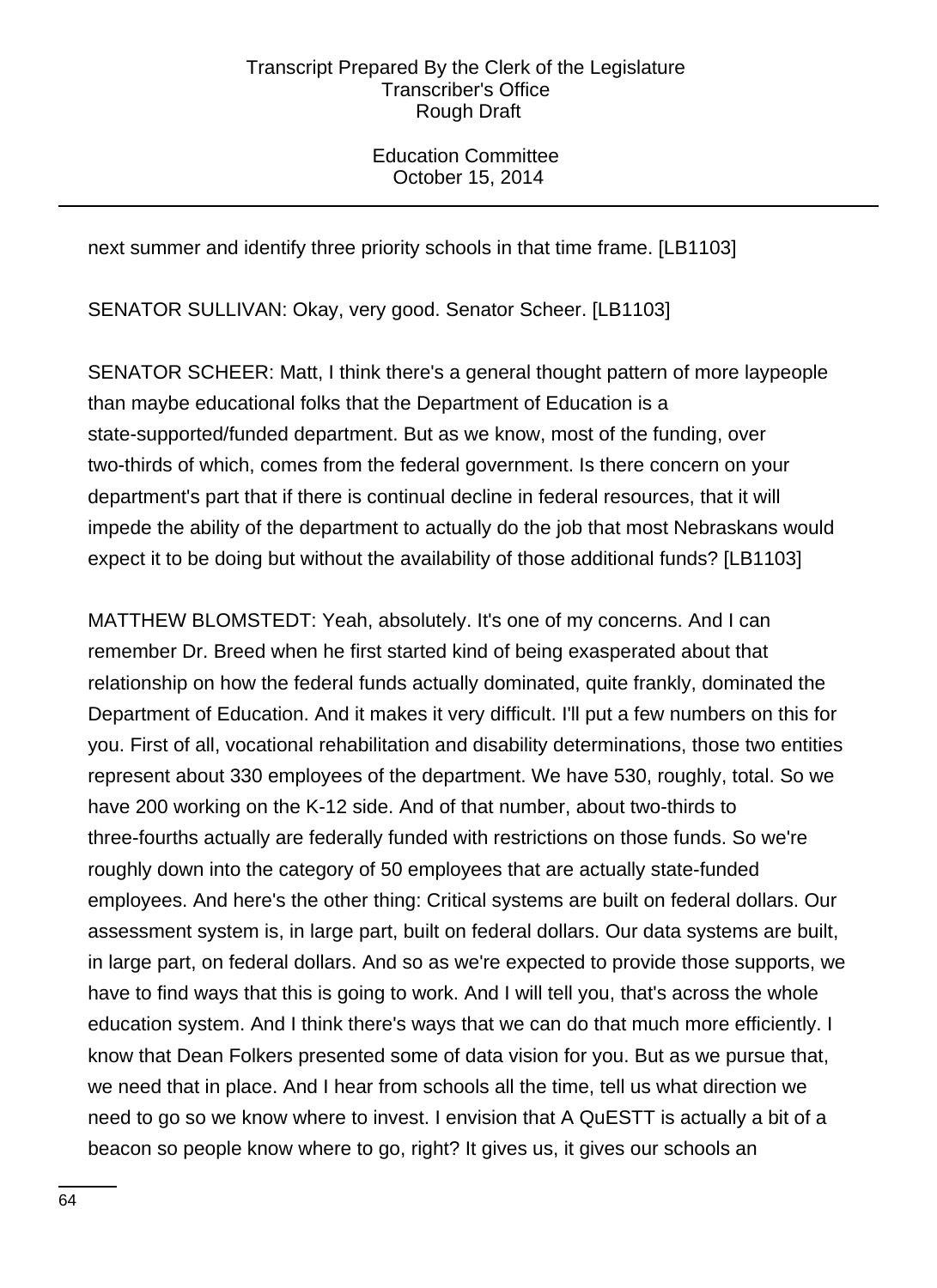next summer and identify three priority schools in that time frame. [LB1103]

SENATOR SULLIVAN: Okay, very good. Senator Scheer. [LB1103]

SENATOR SCHEER: Matt, I think there's a general thought pattern of more laypeople than maybe educational folks that the Department of Education is a state-supported/funded department. But as we know, most of the funding, over two-thirds of which, comes from the federal government. Is there concern on your department's part that if there is continual decline in federal resources, that it will impede the ability of the department to actually do the job that most Nebraskans would expect it to be doing but without the availability of those additional funds? [LB1103]

MATTHEW BLOMSTEDT: Yeah, absolutely. It's one of my concerns. And I can remember Dr. Breed when he first started kind of being exasperated about that relationship on how the federal funds actually dominated, quite frankly, dominated the Department of Education. And it makes it very difficult. I'll put a few numbers on this for you. First of all, vocational rehabilitation and disability determinations, those two entities represent about 330 employees of the department. We have 530, roughly, total. So we have 200 working on the K-12 side. And of that number, about two-thirds to three-fourths actually are federally funded with restrictions on those funds. So we're roughly down into the category of 50 employees that are actually state-funded employees. And here's the other thing: Critical systems are built on federal dollars. Our assessment system is, in large part, built on federal dollars. Our data systems are built, in large part, on federal dollars. And so as we're expected to provide those supports, we have to find ways that this is going to work. And I will tell you, that's across the whole education system. And I think there's ways that we can do that much more efficiently. I know that Dean Folkers presented some of data vision for you. But as we pursue that, we need that in place. And I hear from schools all the time, tell us what direction we need to go so we know where to invest. I envision that A QuESTT is actually a bit of a beacon so people know where to go, right? It gives us, it gives our schools an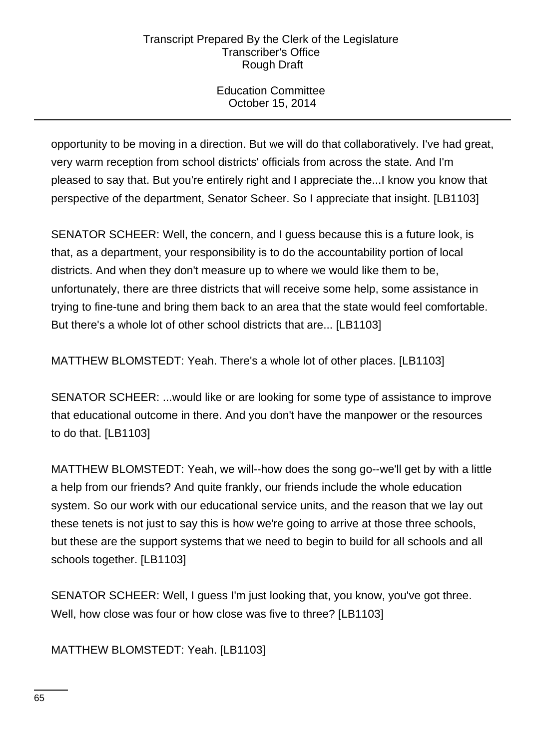opportunity to be moving in a direction. But we will do that collaboratively. I've had great, very warm reception from school districts' officials from across the state. And I'm pleased to say that. But you're entirely right and I appreciate the...I know you know that perspective of the department, Senator Scheer. So I appreciate that insight. [LB1103]

SENATOR SCHEER: Well, the concern, and I guess because this is a future look, is that, as a department, your responsibility is to do the accountability portion of local districts. And when they don't measure up to where we would like them to be, unfortunately, there are three districts that will receive some help, some assistance in trying to fine-tune and bring them back to an area that the state would feel comfortable. But there's a whole lot of other school districts that are... [LB1103]

MATTHEW BLOMSTEDT: Yeah. There's a whole lot of other places. [LB1103]

SENATOR SCHEER: ...would like or are looking for some type of assistance to improve that educational outcome in there. And you don't have the manpower or the resources to do that. [LB1103]

MATTHEW BLOMSTEDT: Yeah, we will--how does the song go--we'll get by with a little a help from our friends? And quite frankly, our friends include the whole education system. So our work with our educational service units, and the reason that we lay out these tenets is not just to say this is how we're going to arrive at those three schools, but these are the support systems that we need to begin to build for all schools and all schools together. [LB1103]

SENATOR SCHEER: Well, I guess I'm just looking that, you know, you've got three. Well, how close was four or how close was five to three? [LB1103]

MATTHEW BLOMSTEDT: Yeah. [LB1103]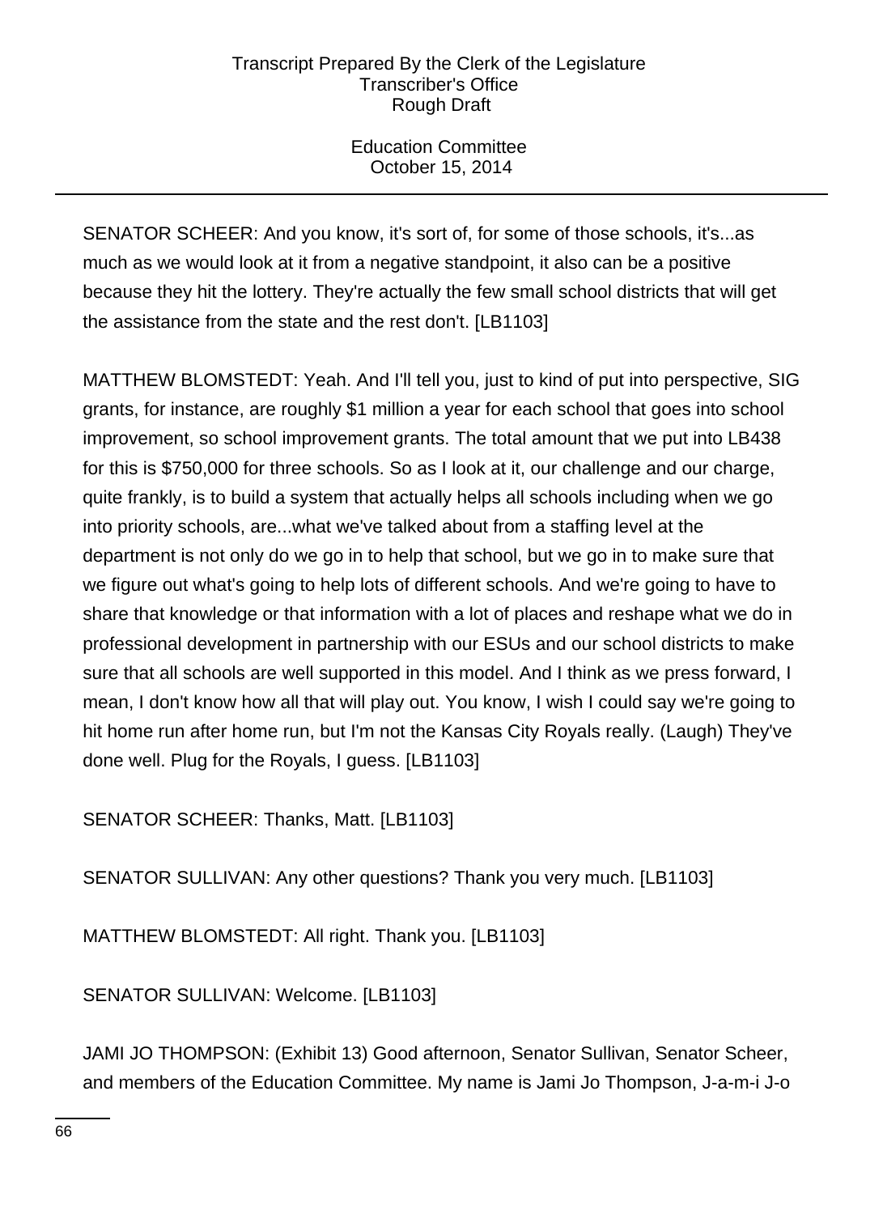SENATOR SCHEER: And you know, it's sort of, for some of those schools, it's...as much as we would look at it from a negative standpoint, it also can be a positive because they hit the lottery. They're actually the few small school districts that will get the assistance from the state and the rest don't. [LB1103]

MATTHEW BLOMSTEDT: Yeah. And I'll tell you, just to kind of put into perspective, SIG grants, for instance, are roughly $1 million a year for each school that goes into school improvement, so school improvement grants. The total amount that we put into LB438 for this is $750,000 for three schools. So as I look at it, our challenge and our charge, quite frankly, is to build a system that actually helps all schools including when we go into priority schools, are...what we've talked about from a staffing level at the department is not only do we go in to help that school, but we go in to make sure that we figure out what's going to help lots of different schools. And we're going to have to share that knowledge or that information with a lot of places and reshape what we do in professional development in partnership with our ESUs and our school districts to make sure that all schools are well supported in this model. And I think as we press forward, I mean, I don't know how all that will play out. You know, I wish I could say we're going to hit home run after home run, but I'm not the Kansas City Royals really. (Laugh) They've done well. Plug for the Royals, I guess. [LB1103]

SENATOR SCHEER: Thanks, Matt. [LB1103]

SENATOR SULLIVAN: Any other questions? Thank you very much. [LB1103]

MATTHEW BLOMSTEDT: All right. Thank you. [LB1103]

SENATOR SULLIVAN: Welcome. [LB1103]

JAMI JO THOMPSON: (Exhibit 13) Good afternoon, Senator Sullivan, Senator Scheer, and members of the Education Committee. My name is Jami Jo Thompson, J-a-m-i J-o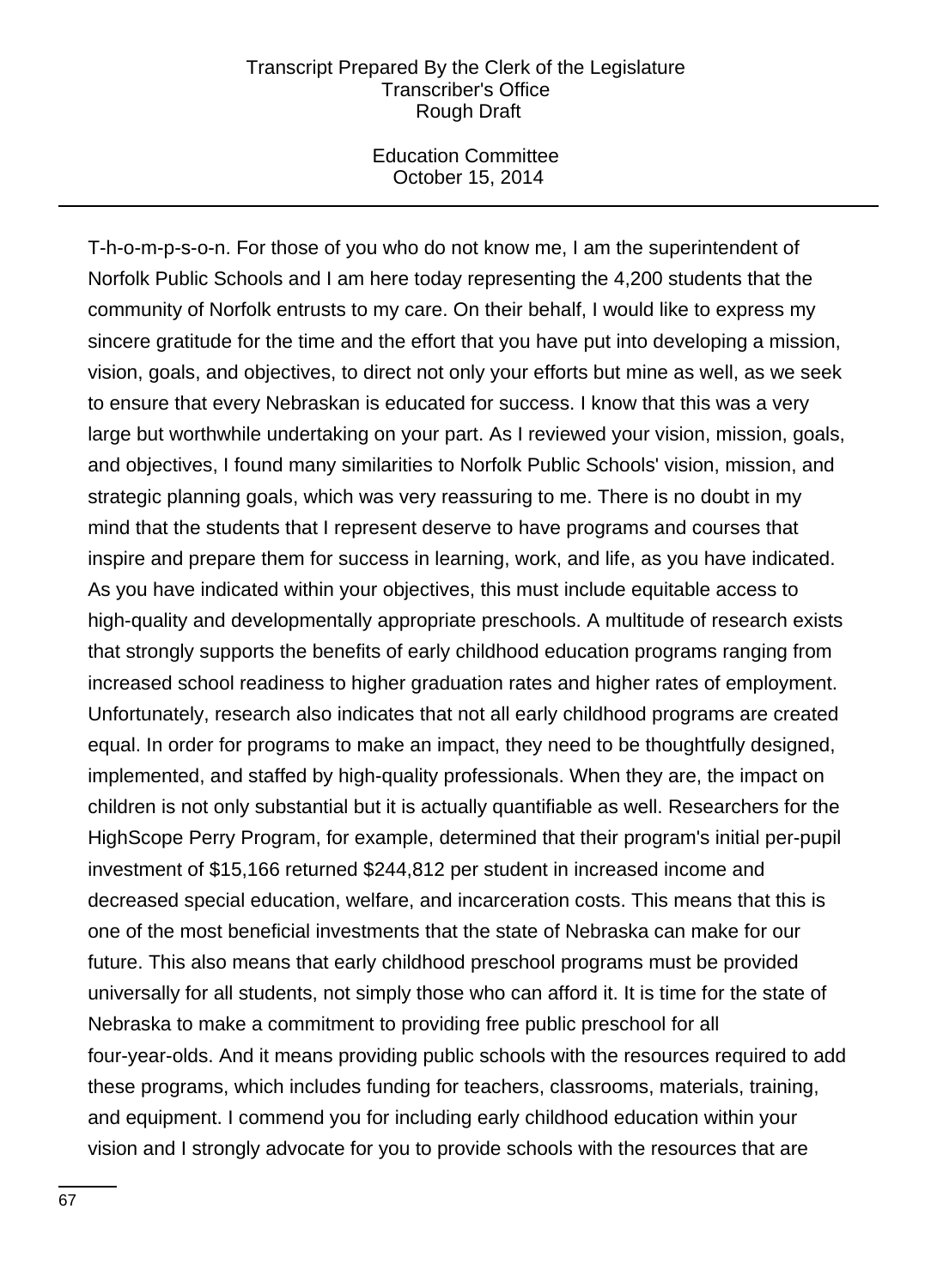T-h-o-m-p-s-o-n. For those of you who do not know me, I am the superintendent of Norfolk Public Schools and I am here today representing the 4,200 students that the community of Norfolk entrusts to my care. On their behalf, I would like to express my sincere gratitude for the time and the effort that you have put into developing a mission, vision, goals, and objectives, to direct not only your efforts but mine as well, as we seek to ensure that every Nebraskan is educated for success. I know that this was a very large but worthwhile undertaking on your part. As I reviewed your vision, mission, goals, and objectives, I found many similarities to Norfolk Public Schools' vision, mission, and strategic planning goals, which was very reassuring to me. There is no doubt in my mind that the students that I represent deserve to have programs and courses that inspire and prepare them for success in learning, work, and life, as you have indicated. As you have indicated within your objectives, this must include equitable access to high-quality and developmentally appropriate preschools. A multitude of research exists that strongly supports the benefits of early childhood education programs ranging from increased school readiness to higher graduation rates and higher rates of employment. Unfortunately, research also indicates that not all early childhood programs are created equal. In order for programs to make an impact, they need to be thoughtfully designed, implemented, and staffed by high-quality professionals. When they are, the impact on children is not only substantial but it is actually quantifiable as well. Researchers for the HighScope Perry Program, for example, determined that their program's initial per-pupil investment of $15,166 returned $244,812 per student in increased income and decreased special education, welfare, and incarceration costs. This means that this is one of the most beneficial investments that the state of Nebraska can make for our future. This also means that early childhood preschool programs must be provided universally for all students, not simply those who can afford it. It is time for the state of Nebraska to make a commitment to providing free public preschool for all four-year-olds. And it means providing public schools with the resources required to add these programs, which includes funding for teachers, classrooms, materials, training, and equipment. I commend you for including early childhood education within your vision and I strongly advocate for you to provide schools with the resources that are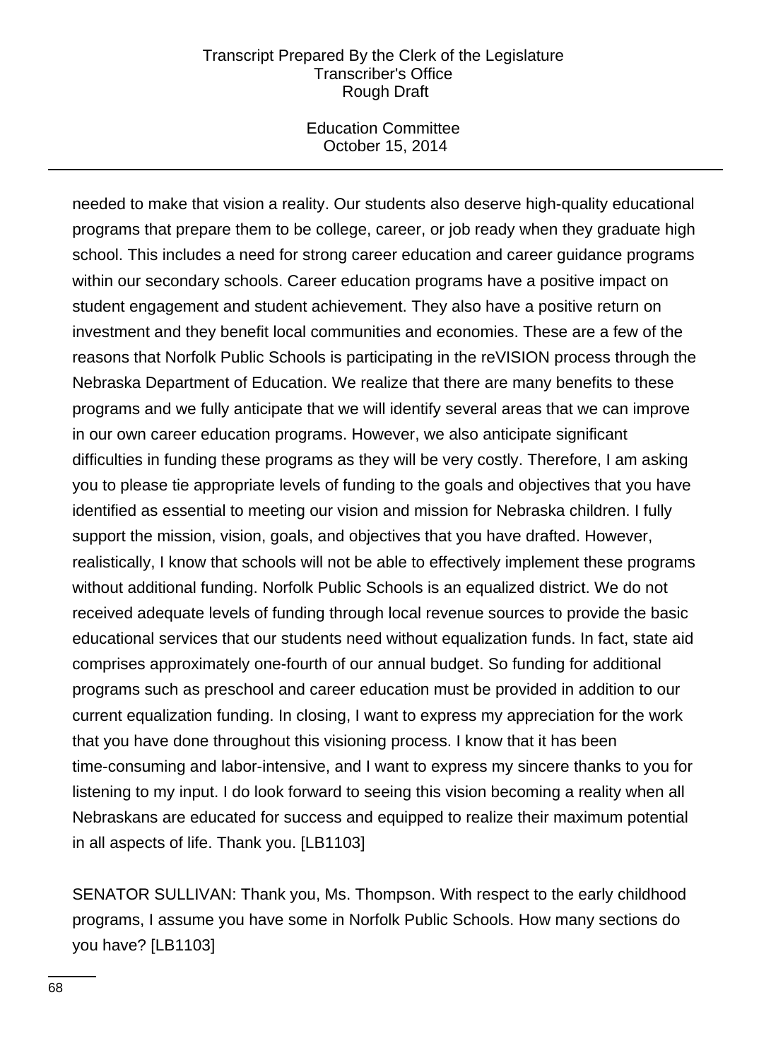needed to make that vision a reality. Our students also deserve high-quality educational programs that prepare them to be college, career, or job ready when they graduate high school. This includes a need for strong career education and career guidance programs within our secondary schools. Career education programs have a positive impact on student engagement and student achievement. They also have a positive return on investment and they benefit local communities and economies. These are a few of the reasons that Norfolk Public Schools is participating in the reVISION process through the Nebraska Department of Education. We realize that there are many benefits to these programs and we fully anticipate that we will identify several areas that we can improve in our own career education programs. However, we also anticipate significant difficulties in funding these programs as they will be very costly. Therefore, I am asking you to please tie appropriate levels of funding to the goals and objectives that you have identified as essential to meeting our vision and mission for Nebraska children. I fully support the mission, vision, goals, and objectives that you have drafted. However, realistically, I know that schools will not be able to effectively implement these programs without additional funding. Norfolk Public Schools is an equalized district. We do not received adequate levels of funding through local revenue sources to provide the basic educational services that our students need without equalization funds. In fact, state aid comprises approximately one-fourth of our annual budget. So funding for additional programs such as preschool and career education must be provided in addition to our current equalization funding. In closing, I want to express my appreciation for the work that you have done throughout this visioning process. I know that it has been time-consuming and labor-intensive, and I want to express my sincere thanks to you for listening to my input. I do look forward to seeing this vision becoming a reality when all Nebraskans are educated for success and equipped to realize their maximum potential in all aspects of life. Thank you. [LB1103]

SENATOR SULLIVAN: Thank you, Ms. Thompson. With respect to the early childhood programs, I assume you have some in Norfolk Public Schools. How many sections do you have? [LB1103]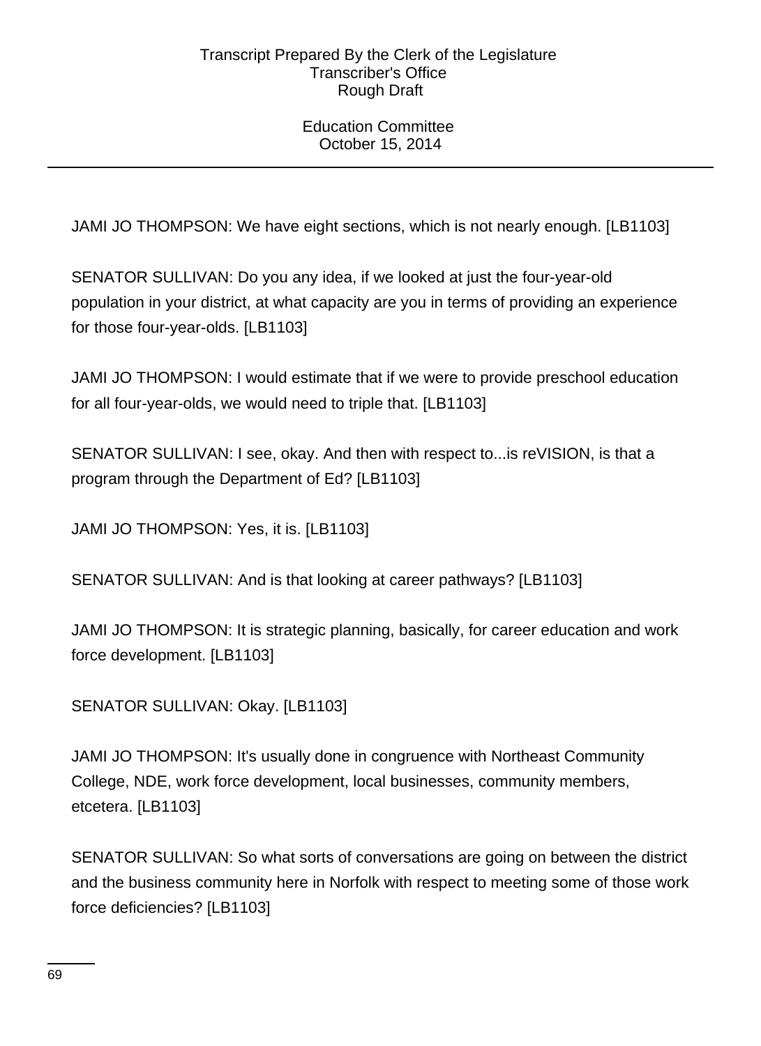JAMI JO THOMPSON: We have eight sections, which is not nearly enough. [LB1103]

SENATOR SULLIVAN: Do you any idea, if we looked at just the four-year-old population in your district, at what capacity are you in terms of providing an experience for those four-year-olds. [LB1103]

JAMI JO THOMPSON: I would estimate that if we were to provide preschool education for all four-year-olds, we would need to triple that. [LB1103]

SENATOR SULLIVAN: I see, okay. And then with respect to...is reVISION, is that a program through the Department of Ed? [LB1103]

JAMI JO THOMPSON: Yes, it is. [LB1103]

SENATOR SULLIVAN: And is that looking at career pathways? [LB1103]

JAMI JO THOMPSON: It is strategic planning, basically, for career education and work force development. [LB1103]

SENATOR SULLIVAN: Okay. [LB1103]

JAMI JO THOMPSON: It's usually done in congruence with Northeast Community College, NDE, work force development, local businesses, community members, etcetera. [LB1103]

SENATOR SULLIVAN: So what sorts of conversations are going on between the district and the business community here in Norfolk with respect to meeting some of those work force deficiencies? [LB1103]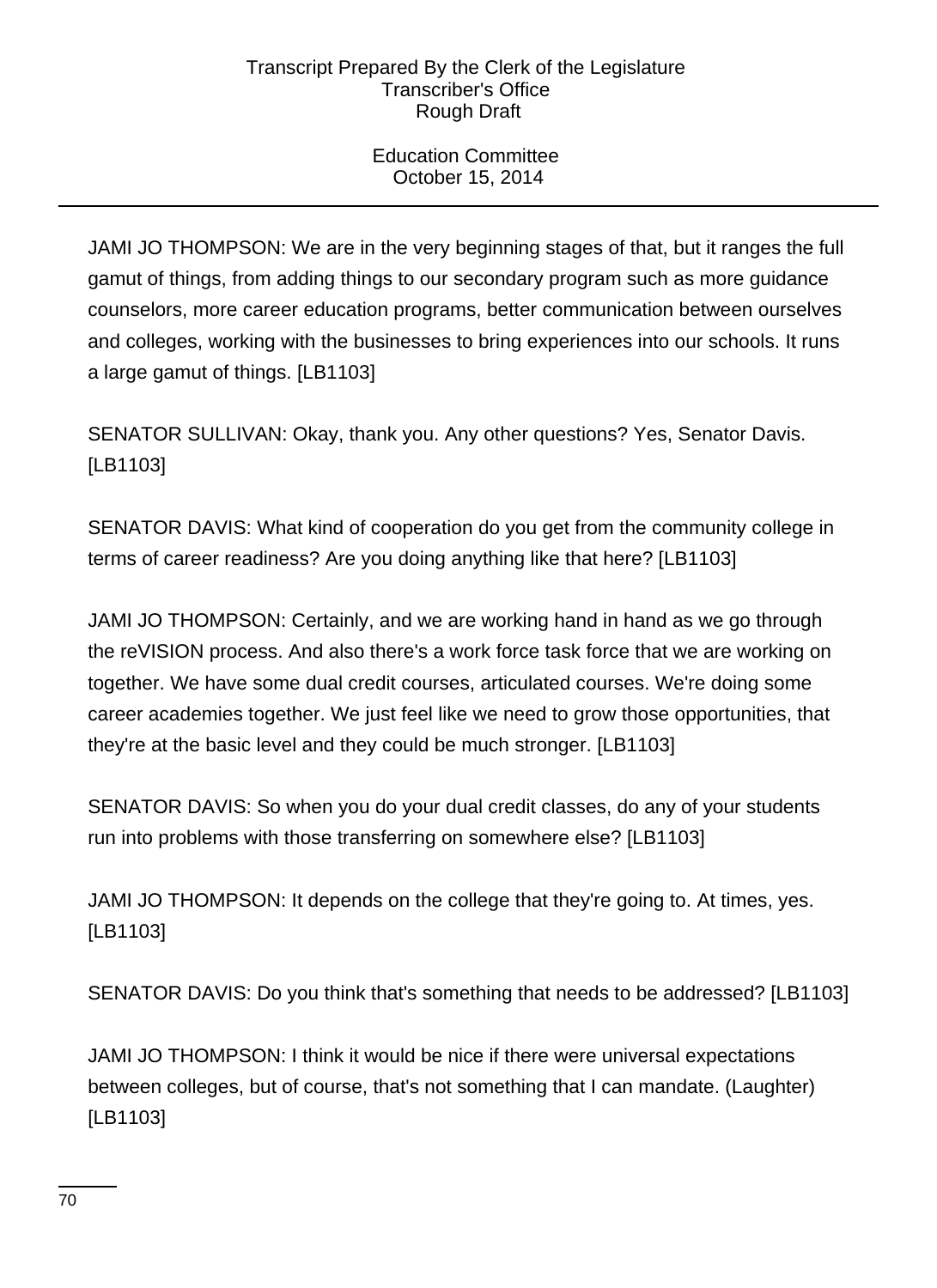JAMI JO THOMPSON: We are in the very beginning stages of that, but it ranges the full gamut of things, from adding things to our secondary program such as more guidance counselors, more career education programs, better communication between ourselves and colleges, working with the businesses to bring experiences into our schools. It runs a large gamut of things. [LB1103]

SENATOR SULLIVAN: Okay, thank you. Any other questions? Yes, Senator Davis. [LB1103]

SENATOR DAVIS: What kind of cooperation do you get from the community college in terms of career readiness? Are you doing anything like that here? [LB1103]

JAMI JO THOMPSON: Certainly, and we are working hand in hand as we go through the reVISION process. And also there's a work force task force that we are working on together. We have some dual credit courses, articulated courses. We're doing some career academies together. We just feel like we need to grow those opportunities, that they're at the basic level and they could be much stronger. [LB1103]

SENATOR DAVIS: So when you do your dual credit classes, do any of your students run into problems with those transferring on somewhere else? [LB1103]

JAMI JO THOMPSON: It depends on the college that they're going to. At times, yes. [LB1103]

SENATOR DAVIS: Do you think that's something that needs to be addressed? [LB1103]

JAMI JO THOMPSON: I think it would be nice if there were universal expectations between colleges, but of course, that's not something that I can mandate. (Laughter) [LB1103]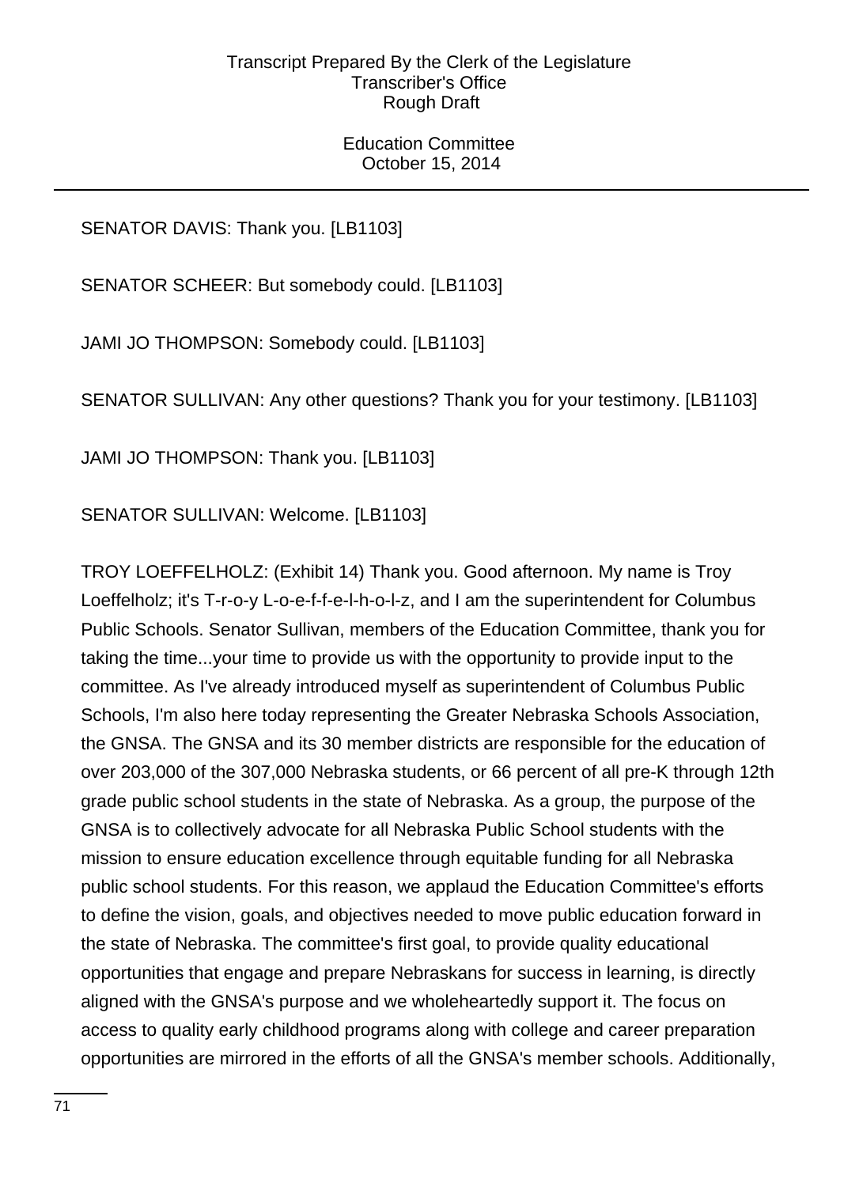SENATOR DAVIS: Thank you. [LB1103]

SENATOR SCHEER: But somebody could. [LB1103]

JAMI JO THOMPSON: Somebody could. [LB1103]

SENATOR SULLIVAN: Any other questions? Thank you for your testimony. [LB1103]

JAMI JO THOMPSON: Thank you. [LB1103]

SENATOR SULLIVAN: Welcome. [LB1103]

TROY LOEFFELHOLZ: (Exhibit 14) Thank you. Good afternoon. My name is Troy Loeffelholz; it's T-r-o-y L-o-e-f-f-e-l-h-o-l-z, and I am the superintendent for Columbus Public Schools. Senator Sullivan, members of the Education Committee, thank you for taking the time...your time to provide us with the opportunity to provide input to the committee. As I've already introduced myself as superintendent of Columbus Public Schools, I'm also here today representing the Greater Nebraska Schools Association, the GNSA. The GNSA and its 30 member districts are responsible for the education of over 203,000 of the 307,000 Nebraska students, or 66 percent of all pre-K through 12th grade public school students in the state of Nebraska. As a group, the purpose of the GNSA is to collectively advocate for all Nebraska Public School students with the mission to ensure education excellence through equitable funding for all Nebraska public school students. For this reason, we applaud the Education Committee's efforts to define the vision, goals, and objectives needed to move public education forward in the state of Nebraska. The committee's first goal, to provide quality educational opportunities that engage and prepare Nebraskans for success in learning, is directly aligned with the GNSA's purpose and we wholeheartedly support it. The focus on access to quality early childhood programs along with college and career preparation opportunities are mirrored in the efforts of all the GNSA's member schools. Additionally,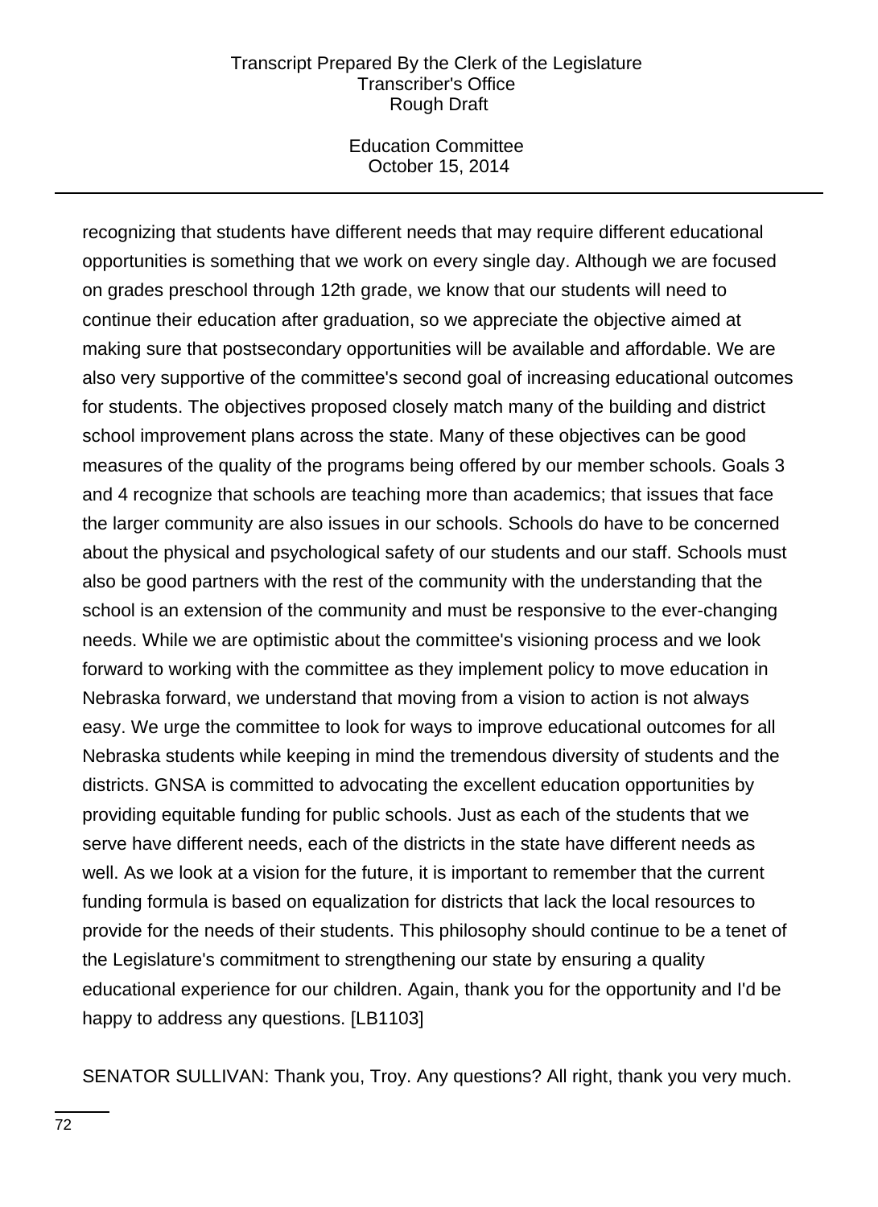recognizing that students have different needs that may require different educational opportunities is something that we work on every single day. Although we are focused on grades preschool through 12th grade, we know that our students will need to continue their education after graduation, so we appreciate the objective aimed at making sure that postsecondary opportunities will be available and affordable. We are also very supportive of the committee's second goal of increasing educational outcomes for students. The objectives proposed closely match many of the building and district school improvement plans across the state. Many of these objectives can be good measures of the quality of the programs being offered by our member schools. Goals 3 and 4 recognize that schools are teaching more than academics; that issues that face the larger community are also issues in our schools. Schools do have to be concerned about the physical and psychological safety of our students and our staff. Schools must also be good partners with the rest of the community with the understanding that the school is an extension of the community and must be responsive to the ever-changing needs. While we are optimistic about the committee's visioning process and we look forward to working with the committee as they implement policy to move education in Nebraska forward, we understand that moving from a vision to action is not always easy. We urge the committee to look for ways to improve educational outcomes for all Nebraska students while keeping in mind the tremendous diversity of students and the districts. GNSA is committed to advocating the excellent education opportunities by providing equitable funding for public schools. Just as each of the students that we serve have different needs, each of the districts in the state have different needs as well. As we look at a vision for the future, it is important to remember that the current funding formula is based on equalization for districts that lack the local resources to provide for the needs of their students. This philosophy should continue to be a tenet of the Legislature's commitment to strengthening our state by ensuring a quality educational experience for our children. Again, thank you for the opportunity and I'd be happy to address any questions. [LB1103]

SENATOR SULLIVAN: Thank you, Troy. Any questions? All right, thank you very much.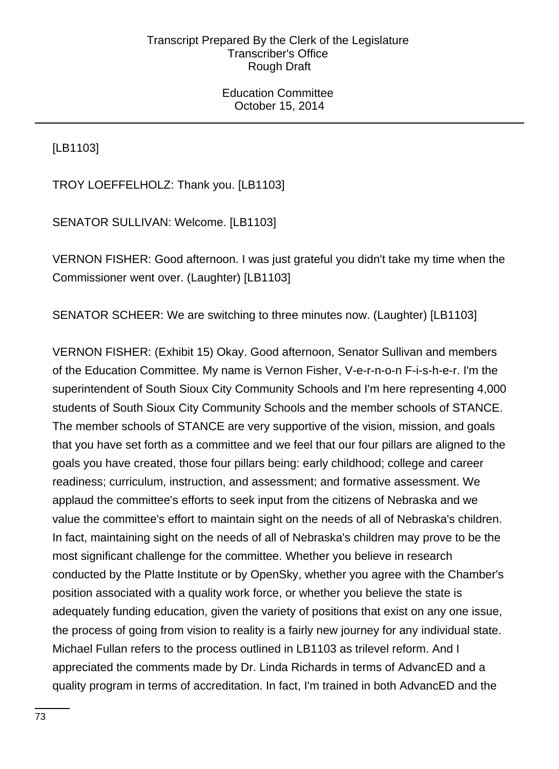[LB1103]

TROY LOEFFELHOLZ: Thank you. [LB1103]

SENATOR SULLIVAN: Welcome. [LB1103]

VERNON FISHER: Good afternoon. I was just grateful you didn't take my time when the Commissioner went over. (Laughter) [LB1103]

SENATOR SCHEER: We are switching to three minutes now. (Laughter) [LB1103]

VERNON FISHER: (Exhibit 15) Okay. Good afternoon, Senator Sullivan and members of the Education Committee. My name is Vernon Fisher, V-e-r-n-o-n F-i-s-h-e-r. I'm the superintendent of South Sioux City Community Schools and I'm here representing 4,000 students of South Sioux City Community Schools and the member schools of STANCE. The member schools of STANCE are very supportive of the vision, mission, and goals that you have set forth as a committee and we feel that our four pillars are aligned to the goals you have created, those four pillars being: early childhood; college and career readiness; curriculum, instruction, and assessment; and formative assessment. We applaud the committee's efforts to seek input from the citizens of Nebraska and we value the committee's effort to maintain sight on the needs of all of Nebraska's children. In fact, maintaining sight on the needs of all of Nebraska's children may prove to be the most significant challenge for the committee. Whether you believe in research conducted by the Platte Institute or by OpenSky, whether you agree with the Chamber's position associated with a quality work force, or whether you believe the state is adequately funding education, given the variety of positions that exist on any one issue, the process of going from vision to reality is a fairly new journey for any individual state. Michael Fullan refers to the process outlined in LB1103 as trilevel reform. And I appreciated the comments made by Dr. Linda Richards in terms of AdvancED and a quality program in terms of accreditation. In fact, I'm trained in both AdvancED and the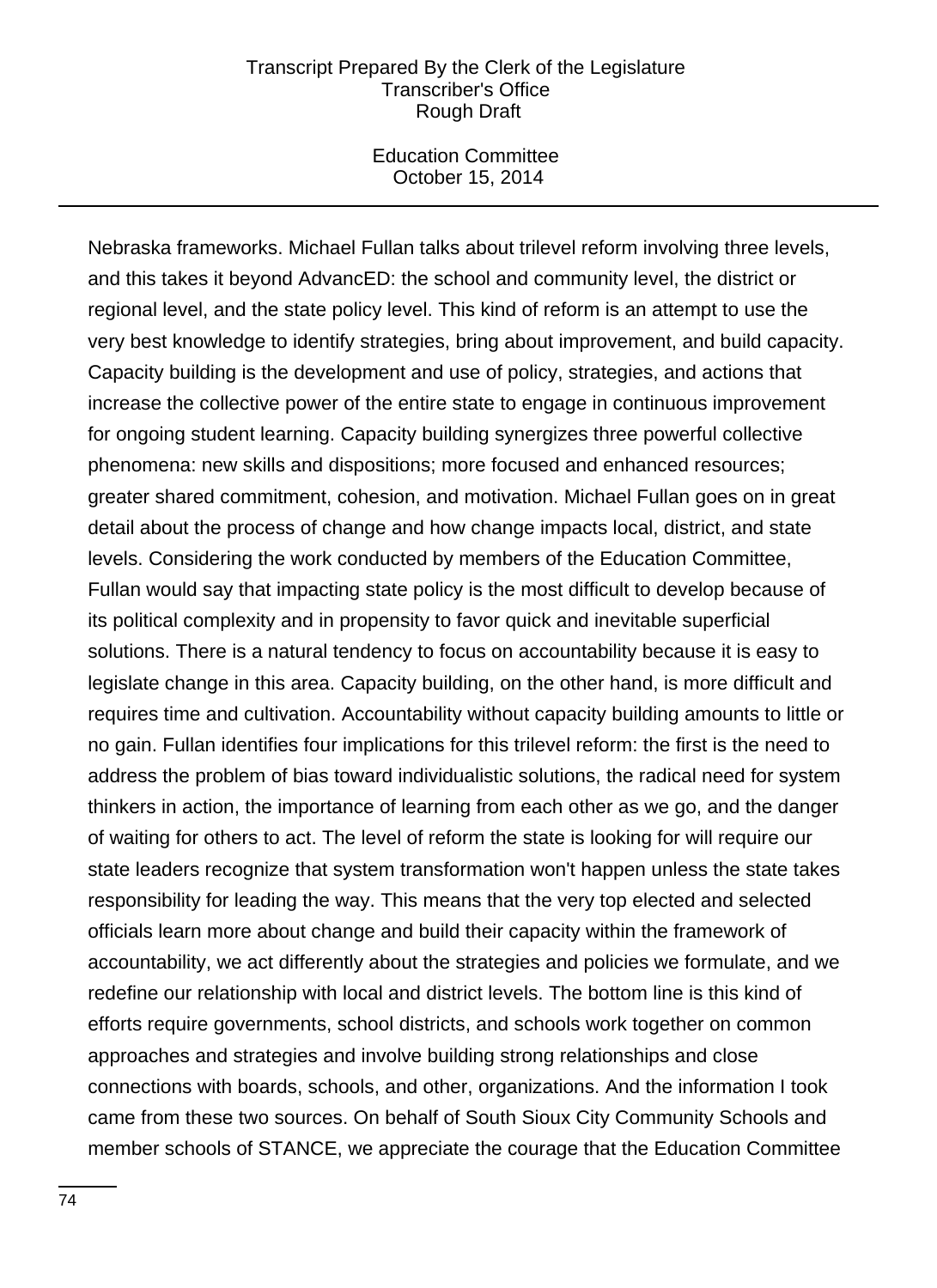Nebraska frameworks. Michael Fullan talks about trilevel reform involving three levels, and this takes it beyond AdvancED: the school and community level, the district or regional level, and the state policy level. This kind of reform is an attempt to use the very best knowledge to identify strategies, bring about improvement, and build capacity. Capacity building is the development and use of policy, strategies, and actions that increase the collective power of the entire state to engage in continuous improvement for ongoing student learning. Capacity building synergizes three powerful collective phenomena: new skills and dispositions; more focused and enhanced resources; greater shared commitment, cohesion, and motivation. Michael Fullan goes on in great detail about the process of change and how change impacts local, district, and state levels. Considering the work conducted by members of the Education Committee, Fullan would say that impacting state policy is the most difficult to develop because of its political complexity and in propensity to favor quick and inevitable superficial solutions. There is a natural tendency to focus on accountability because it is easy to legislate change in this area. Capacity building, on the other hand, is more difficult and requires time and cultivation. Accountability without capacity building amounts to little or no gain. Fullan identifies four implications for this trilevel reform: the first is the need to address the problem of bias toward individualistic solutions, the radical need for system thinkers in action, the importance of learning from each other as we go, and the danger of waiting for others to act. The level of reform the state is looking for will require our state leaders recognize that system transformation won't happen unless the state takes responsibility for leading the way. This means that the very top elected and selected officials learn more about change and build their capacity within the framework of accountability, we act differently about the strategies and policies we formulate, and we redefine our relationship with local and district levels. The bottom line is this kind of efforts require governments, school districts, and schools work together on common approaches and strategies and involve building strong relationships and close connections with boards, schools, and other, organizations. And the information I took came from these two sources. On behalf of South Sioux City Community Schools and member schools of STANCE, we appreciate the courage that the Education Committee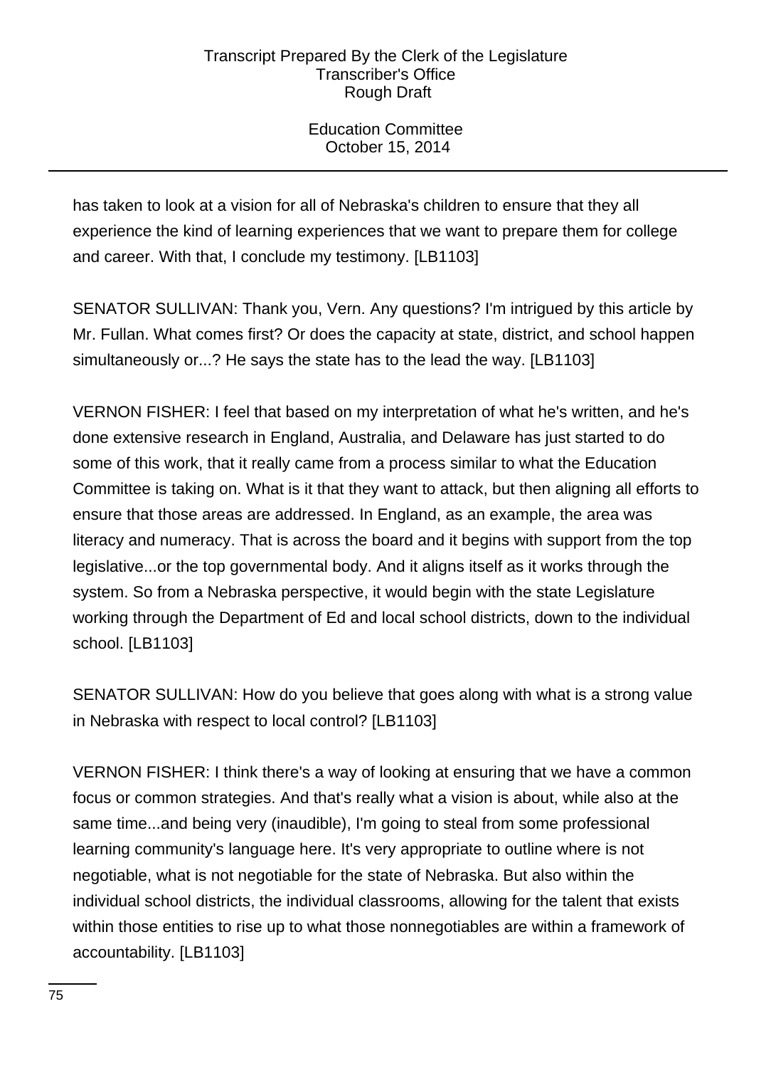has taken to look at a vision for all of Nebraska's children to ensure that they all experience the kind of learning experiences that we want to prepare them for college and career. With that, I conclude my testimony. [LB1103]

SENATOR SULLIVAN: Thank you, Vern. Any questions? I'm intrigued by this article by Mr. Fullan. What comes first? Or does the capacity at state, district, and school happen simultaneously or...? He says the state has to the lead the way. [LB1103]

VERNON FISHER: I feel that based on my interpretation of what he's written, and he's done extensive research in England, Australia, and Delaware has just started to do some of this work, that it really came from a process similar to what the Education Committee is taking on. What is it that they want to attack, but then aligning all efforts to ensure that those areas are addressed. In England, as an example, the area was literacy and numeracy. That is across the board and it begins with support from the top legislative...or the top governmental body. And it aligns itself as it works through the system. So from a Nebraska perspective, it would begin with the state Legislature working through the Department of Ed and local school districts, down to the individual school. [LB1103]

SENATOR SULLIVAN: How do you believe that goes along with what is a strong value in Nebraska with respect to local control? [LB1103]

VERNON FISHER: I think there's a way of looking at ensuring that we have a common focus or common strategies. And that's really what a vision is about, while also at the same time...and being very (inaudible), I'm going to steal from some professional learning community's language here. It's very appropriate to outline where is not negotiable, what is not negotiable for the state of Nebraska. But also within the individual school districts, the individual classrooms, allowing for the talent that exists within those entities to rise up to what those nonnegotiables are within a framework of accountability. [LB1103]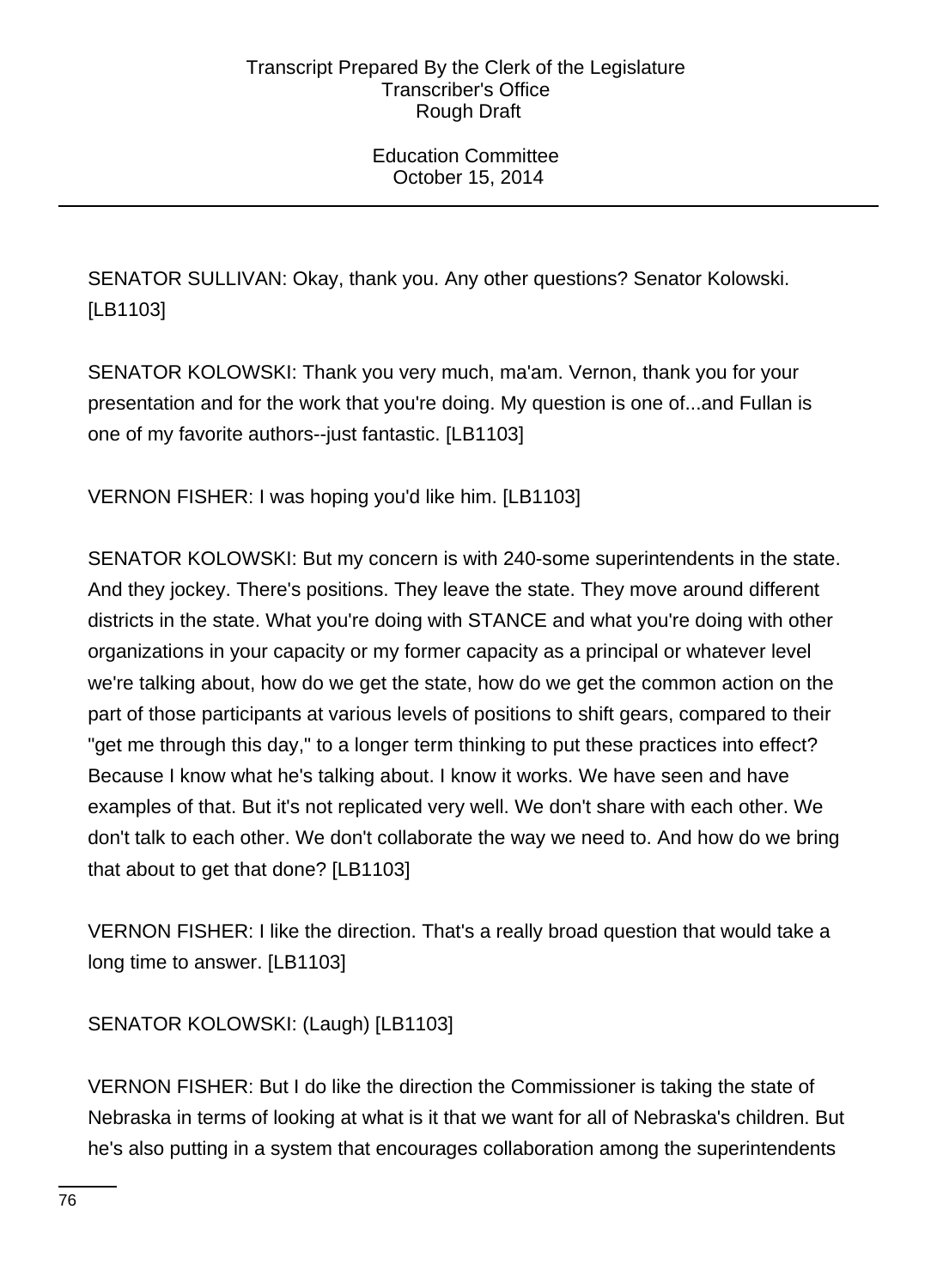SENATOR SULLIVAN: Okay, thank you. Any other questions? Senator Kolowski. [LB1103]

SENATOR KOLOWSKI: Thank you very much, ma'am. Vernon, thank you for your presentation and for the work that you're doing. My question is one of...and Fullan is one of my favorite authors--just fantastic. [LB1103]

VERNON FISHER: I was hoping you'd like him. [LB1103]

SENATOR KOLOWSKI: But my concern is with 240-some superintendents in the state. And they jockey. There's positions. They leave the state. They move around different districts in the state. What you're doing with STANCE and what you're doing with other organizations in your capacity or my former capacity as a principal or whatever level we're talking about, how do we get the state, how do we get the common action on the part of those participants at various levels of positions to shift gears, compared to their "get me through this day," to a longer term thinking to put these practices into effect? Because I know what he's talking about. I know it works. We have seen and have examples of that. But it's not replicated very well. We don't share with each other. We don't talk to each other. We don't collaborate the way we need to. And how do we bring that about to get that done? [LB1103]

VERNON FISHER: I like the direction. That's a really broad question that would take a long time to answer. [LB1103]

SENATOR KOLOWSKI: (Laugh) [LB1103]

VERNON FISHER: But I do like the direction the Commissioner is taking the state of Nebraska in terms of looking at what is it that we want for all of Nebraska's children. But he's also putting in a system that encourages collaboration among the superintendents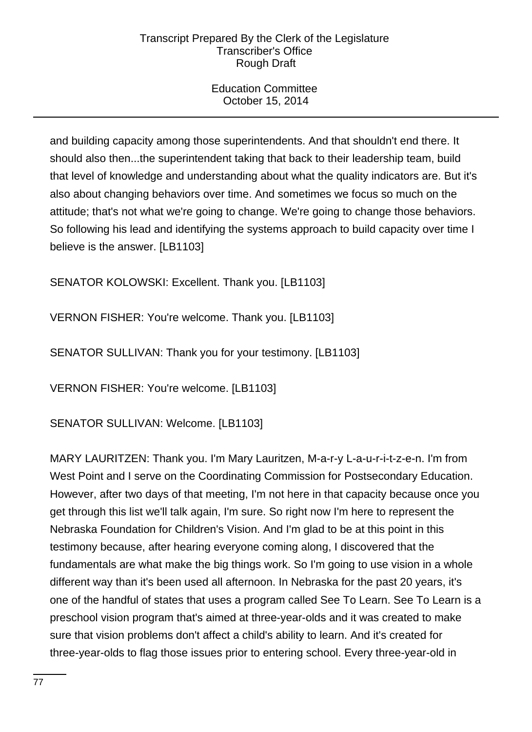and building capacity among those superintendents. And that shouldn't end there. It should also then...the superintendent taking that back to their leadership team, build that level of knowledge and understanding about what the quality indicators are. But it's also about changing behaviors over time. And sometimes we focus so much on the attitude; that's not what we're going to change. We're going to change those behaviors. So following his lead and identifying the systems approach to build capacity over time I believe is the answer. [LB1103]

SENATOR KOLOWSKI: Excellent. Thank you. [LB1103]

VERNON FISHER: You're welcome. Thank you. [LB1103]

SENATOR SULLIVAN: Thank you for your testimony. [LB1103]

VERNON FISHER: You're welcome. [LB1103]

SENATOR SULLIVAN: Welcome. [LB1103]

MARY LAURITZEN: Thank you. I'm Mary Lauritzen, M-a-r-y L-a-u-r-i-t-z-e-n. I'm from West Point and I serve on the Coordinating Commission for Postsecondary Education. However, after two days of that meeting, I'm not here in that capacity because once you get through this list we'll talk again, I'm sure. So right now I'm here to represent the Nebraska Foundation for Children's Vision. And I'm glad to be at this point in this testimony because, after hearing everyone coming along, I discovered that the fundamentals are what make the big things work. So I'm going to use vision in a whole different way than it's been used all afternoon. In Nebraska for the past 20 years, it's one of the handful of states that uses a program called See To Learn. See To Learn is a preschool vision program that's aimed at three-year-olds and it was created to make sure that vision problems don't affect a child's ability to learn. And it's created for three-year-olds to flag those issues prior to entering school. Every three-year-old in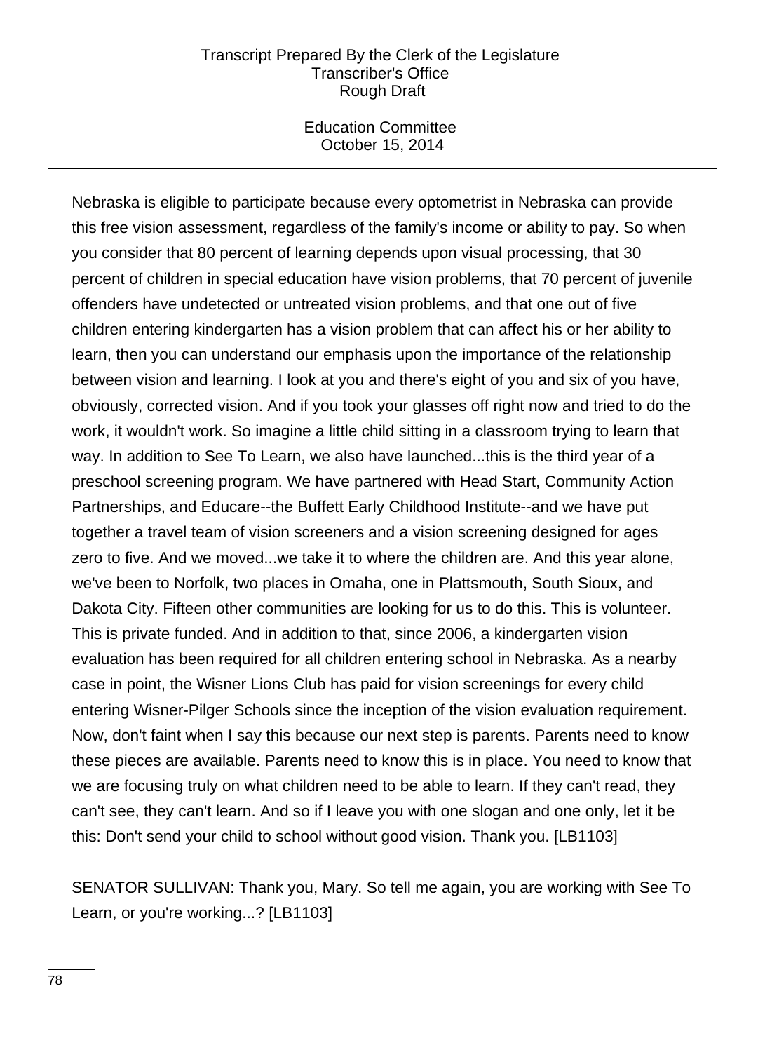Nebraska is eligible to participate because every optometrist in Nebraska can provide this free vision assessment, regardless of the family's income or ability to pay. So when you consider that 80 percent of learning depends upon visual processing, that 30 percent of children in special education have vision problems, that 70 percent of juvenile offenders have undetected or untreated vision problems, and that one out of five children entering kindergarten has a vision problem that can affect his or her ability to learn, then you can understand our emphasis upon the importance of the relationship between vision and learning. I look at you and there's eight of you and six of you have, obviously, corrected vision. And if you took your glasses off right now and tried to do the work, it wouldn't work. So imagine a little child sitting in a classroom trying to learn that way. In addition to See To Learn, we also have launched...this is the third year of a preschool screening program. We have partnered with Head Start, Community Action Partnerships, and Educare--the Buffett Early Childhood Institute--and we have put together a travel team of vision screeners and a vision screening designed for ages zero to five. And we moved...we take it to where the children are. And this year alone, we've been to Norfolk, two places in Omaha, one in Plattsmouth, South Sioux, and Dakota City. Fifteen other communities are looking for us to do this. This is volunteer. This is private funded. And in addition to that, since 2006, a kindergarten vision evaluation has been required for all children entering school in Nebraska. As a nearby case in point, the Wisner Lions Club has paid for vision screenings for every child entering Wisner-Pilger Schools since the inception of the vision evaluation requirement. Now, don't faint when I say this because our next step is parents. Parents need to know these pieces are available. Parents need to know this is in place. You need to know that we are focusing truly on what children need to be able to learn. If they can't read, they can't see, they can't learn. And so if I leave you with one slogan and one only, let it be this: Don't send your child to school without good vision. Thank you. [LB1103]

SENATOR SULLIVAN: Thank you, Mary. So tell me again, you are working with See To Learn, or you're working...? [LB1103]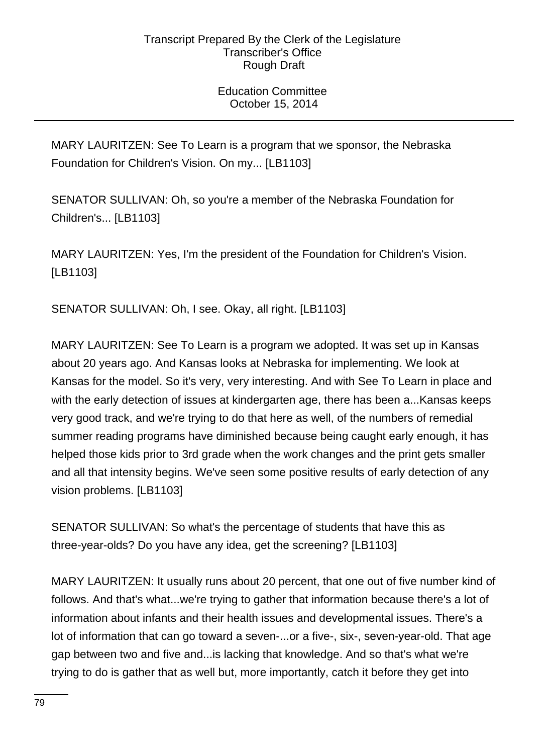MARY LAURITZEN: See To Learn is a program that we sponsor, the Nebraska Foundation for Children's Vision. On my... [LB1103]

SENATOR SULLIVAN: Oh, so you're a member of the Nebraska Foundation for Children's... [LB1103]

MARY LAURITZEN: Yes, I'm the president of the Foundation for Children's Vision. [LB1103]

SENATOR SULLIVAN: Oh, I see. Okay, all right. [LB1103]

MARY LAURITZEN: See To Learn is a program we adopted. It was set up in Kansas about 20 years ago. And Kansas looks at Nebraska for implementing. We look at Kansas for the model. So it's very, very interesting. And with See To Learn in place and with the early detection of issues at kindergarten age, there has been a...Kansas keeps very good track, and we're trying to do that here as well, of the numbers of remedial summer reading programs have diminished because being caught early enough, it has helped those kids prior to 3rd grade when the work changes and the print gets smaller and all that intensity begins. We've seen some positive results of early detection of any vision problems. [LB1103]

SENATOR SULLIVAN: So what's the percentage of students that have this as three-year-olds? Do you have any idea, get the screening? [LB1103]

MARY LAURITZEN: It usually runs about 20 percent, that one out of five number kind of follows. And that's what...we're trying to gather that information because there's a lot of information about infants and their health issues and developmental issues. There's a lot of information that can go toward a seven-...or a five-, six-, seven-year-old. That age gap between two and five and...is lacking that knowledge. And so that's what we're trying to do is gather that as well but, more importantly, catch it before they get into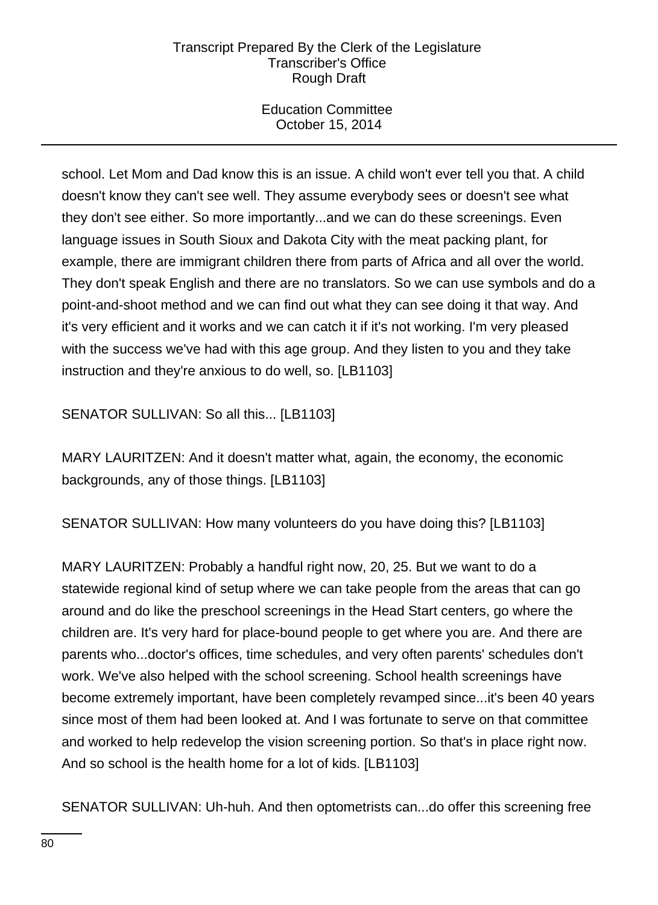school. Let Mom and Dad know this is an issue. A child won't ever tell you that. A child doesn't know they can't see well. They assume everybody sees or doesn't see what they don't see either. So more importantly...and we can do these screenings. Even language issues in South Sioux and Dakota City with the meat packing plant, for example, there are immigrant children there from parts of Africa and all over the world. They don't speak English and there are no translators. So we can use symbols and do a point-and-shoot method and we can find out what they can see doing it that way. And it's very efficient and it works and we can catch it if it's not working. I'm very pleased with the success we've had with this age group. And they listen to you and they take instruction and they're anxious to do well, so. [LB1103]

SENATOR SULLIVAN: So all this... [LB1103]

MARY LAURITZEN: And it doesn't matter what, again, the economy, the economic backgrounds, any of those things. [LB1103]

SENATOR SULLIVAN: How many volunteers do you have doing this? [LB1103]

MARY LAURITZEN: Probably a handful right now, 20, 25. But we want to do a statewide regional kind of setup where we can take people from the areas that can go around and do like the preschool screenings in the Head Start centers, go where the children are. It's very hard for place-bound people to get where you are. And there are parents who...doctor's offices, time schedules, and very often parents' schedules don't work. We've also helped with the school screening. School health screenings have become extremely important, have been completely revamped since...it's been 40 years since most of them had been looked at. And I was fortunate to serve on that committee and worked to help redevelop the vision screening portion. So that's in place right now. And so school is the health home for a lot of kids. [LB1103]

SENATOR SULLIVAN: Uh-huh. And then optometrists can...do offer this screening free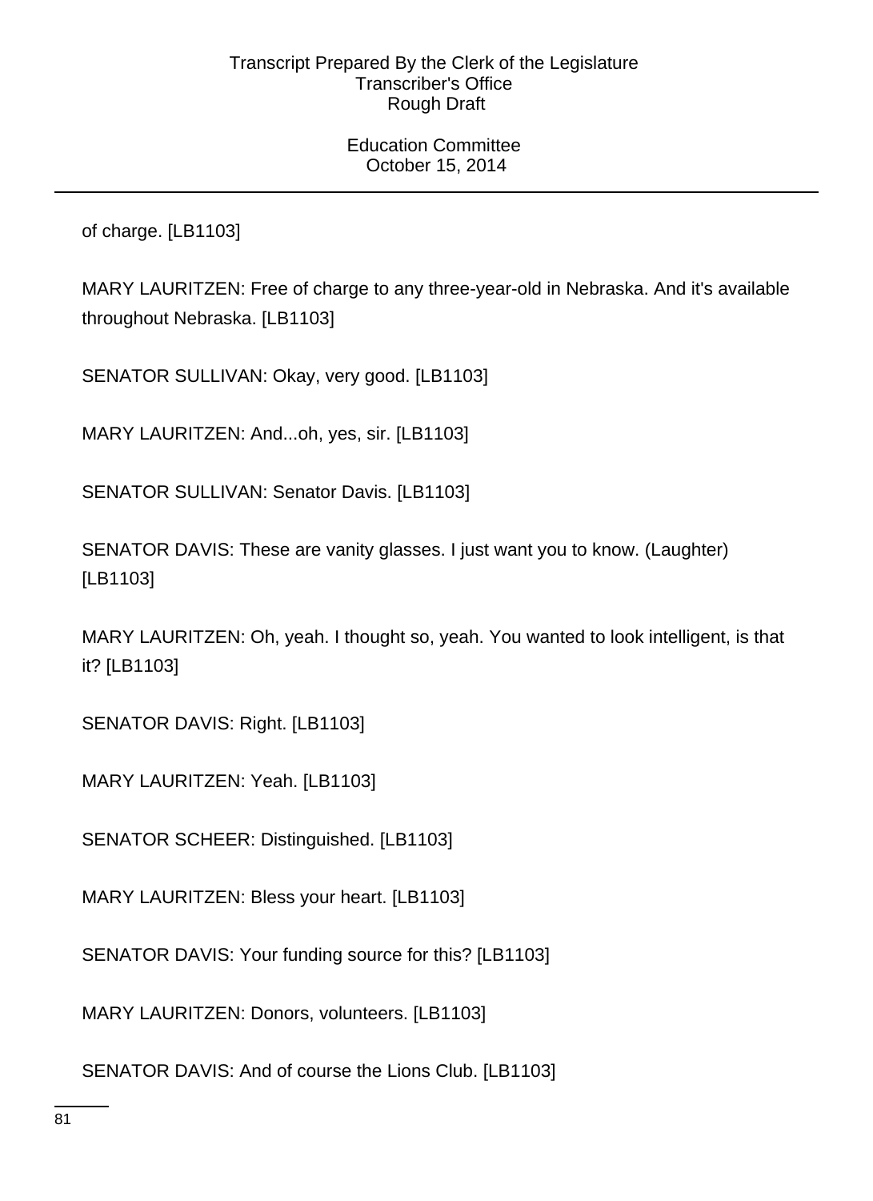of charge. [LB1103]

MARY LAURITZEN: Free of charge to any three-year-old in Nebraska. And it's available throughout Nebraska. [LB1103]

SENATOR SULLIVAN: Okay, very good. [LB1103]

MARY LAURITZEN: And...oh, yes, sir. [LB1103]

SENATOR SULLIVAN: Senator Davis. [LB1103]

SENATOR DAVIS: These are vanity glasses. I just want you to know. (Laughter) [LB1103]

MARY LAURITZEN: Oh, yeah. I thought so, yeah. You wanted to look intelligent, is that it? [LB1103]

SENATOR DAVIS: Right. [LB1103]

MARY LAURITZEN: Yeah. [LB1103]

SENATOR SCHEER: Distinguished. [LB1103]

MARY LAURITZEN: Bless your heart. [LB1103]

SENATOR DAVIS: Your funding source for this? [LB1103]

MARY LAURITZEN: Donors, volunteers. [LB1103]

SENATOR DAVIS: And of course the Lions Club. [LB1103]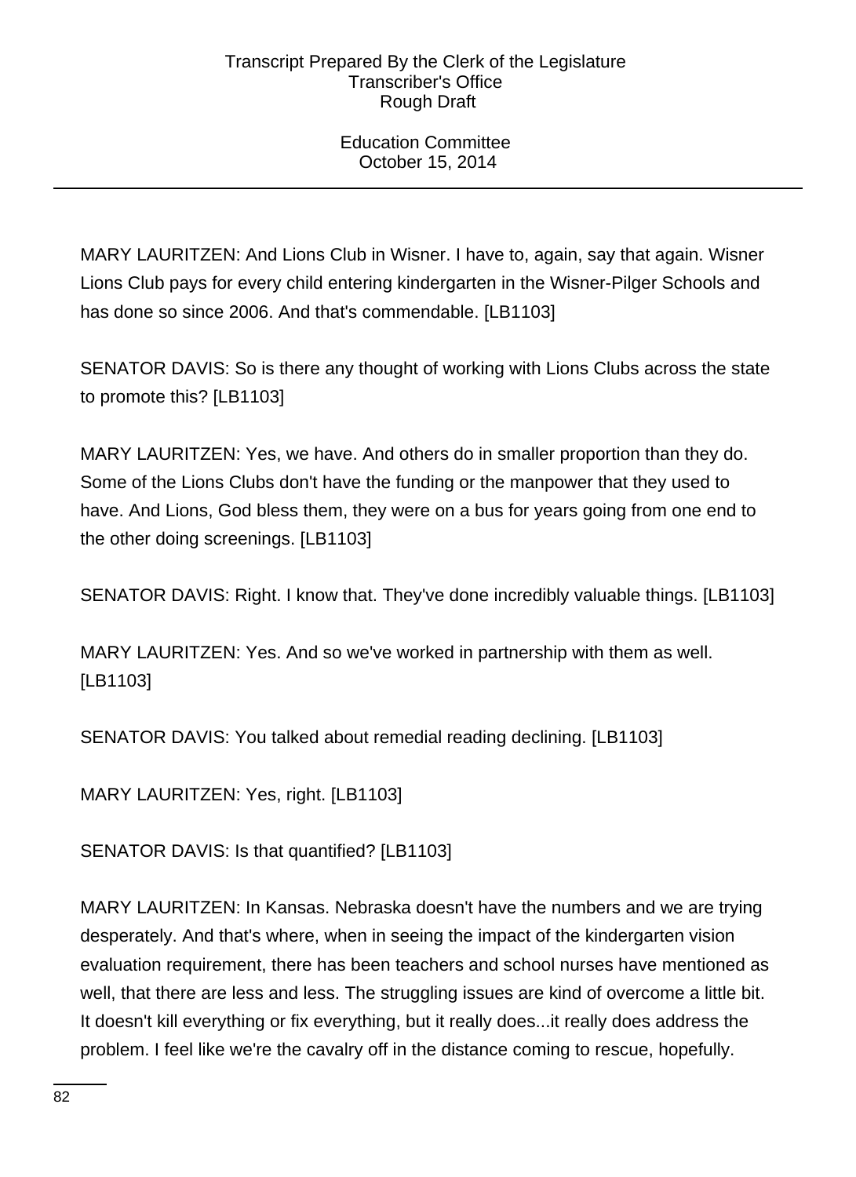MARY LAURITZEN: And Lions Club in Wisner. I have to, again, say that again. Wisner Lions Club pays for every child entering kindergarten in the Wisner-Pilger Schools and has done so since 2006. And that's commendable. [LB1103]

SENATOR DAVIS: So is there any thought of working with Lions Clubs across the state to promote this? [LB1103]

MARY LAURITZEN: Yes, we have. And others do in smaller proportion than they do. Some of the Lions Clubs don't have the funding or the manpower that they used to have. And Lions, God bless them, they were on a bus for years going from one end to the other doing screenings. [LB1103]

SENATOR DAVIS: Right. I know that. They've done incredibly valuable things. [LB1103]

MARY LAURITZEN: Yes. And so we've worked in partnership with them as well. [LB1103]

SENATOR DAVIS: You talked about remedial reading declining. [LB1103]

MARY LAURITZEN: Yes, right. [LB1103]

SENATOR DAVIS: Is that quantified? [LB1103]

MARY LAURITZEN: In Kansas. Nebraska doesn't have the numbers and we are trying desperately. And that's where, when in seeing the impact of the kindergarten vision evaluation requirement, there has been teachers and school nurses have mentioned as well, that there are less and less. The struggling issues are kind of overcome a little bit. It doesn't kill everything or fix everything, but it really does...it really does address the problem. I feel like we're the cavalry off in the distance coming to rescue, hopefully.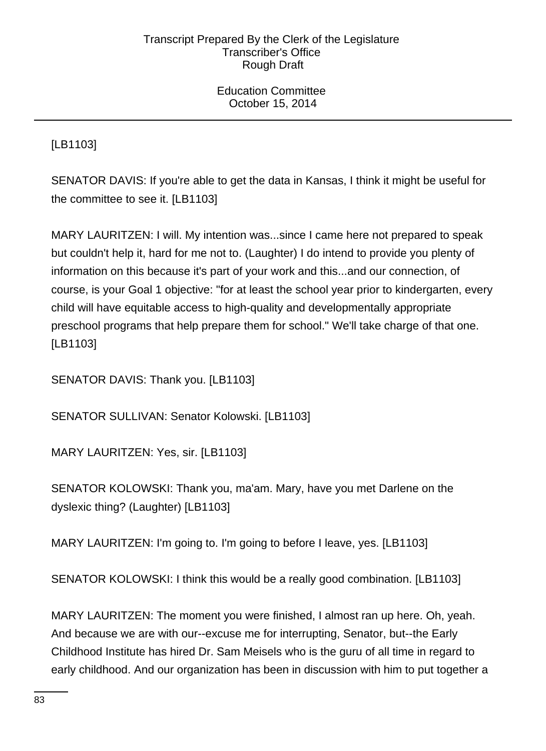[LB1103]

SENATOR DAVIS: If you're able to get the data in Kansas, I think it might be useful for the committee to see it. [LB1103]

MARY LAURITZEN: I will. My intention was...since I came here not prepared to speak but couldn't help it, hard for me not to. (Laughter) I do intend to provide you plenty of information on this because it's part of your work and this...and our connection, of course, is your Goal 1 objective: "for at least the school year prior to kindergarten, every child will have equitable access to high-quality and developmentally appropriate preschool programs that help prepare them for school." We'll take charge of that one. [LB1103]

SENATOR DAVIS: Thank you. [LB1103]

SENATOR SULLIVAN: Senator Kolowski. [LB1103]

MARY LAURITZEN: Yes, sir. [LB1103]

SENATOR KOLOWSKI: Thank you, ma'am. Mary, have you met Darlene on the dyslexic thing? (Laughter) [LB1103]

MARY LAURITZEN: I'm going to. I'm going to before I leave, yes. [LB1103]

SENATOR KOLOWSKI: I think this would be a really good combination. [LB1103]

MARY LAURITZEN: The moment you were finished, I almost ran up here. Oh, yeah. And because we are with our--excuse me for interrupting, Senator, but--the Early Childhood Institute has hired Dr. Sam Meisels who is the guru of all time in regard to early childhood. And our organization has been in discussion with him to put together a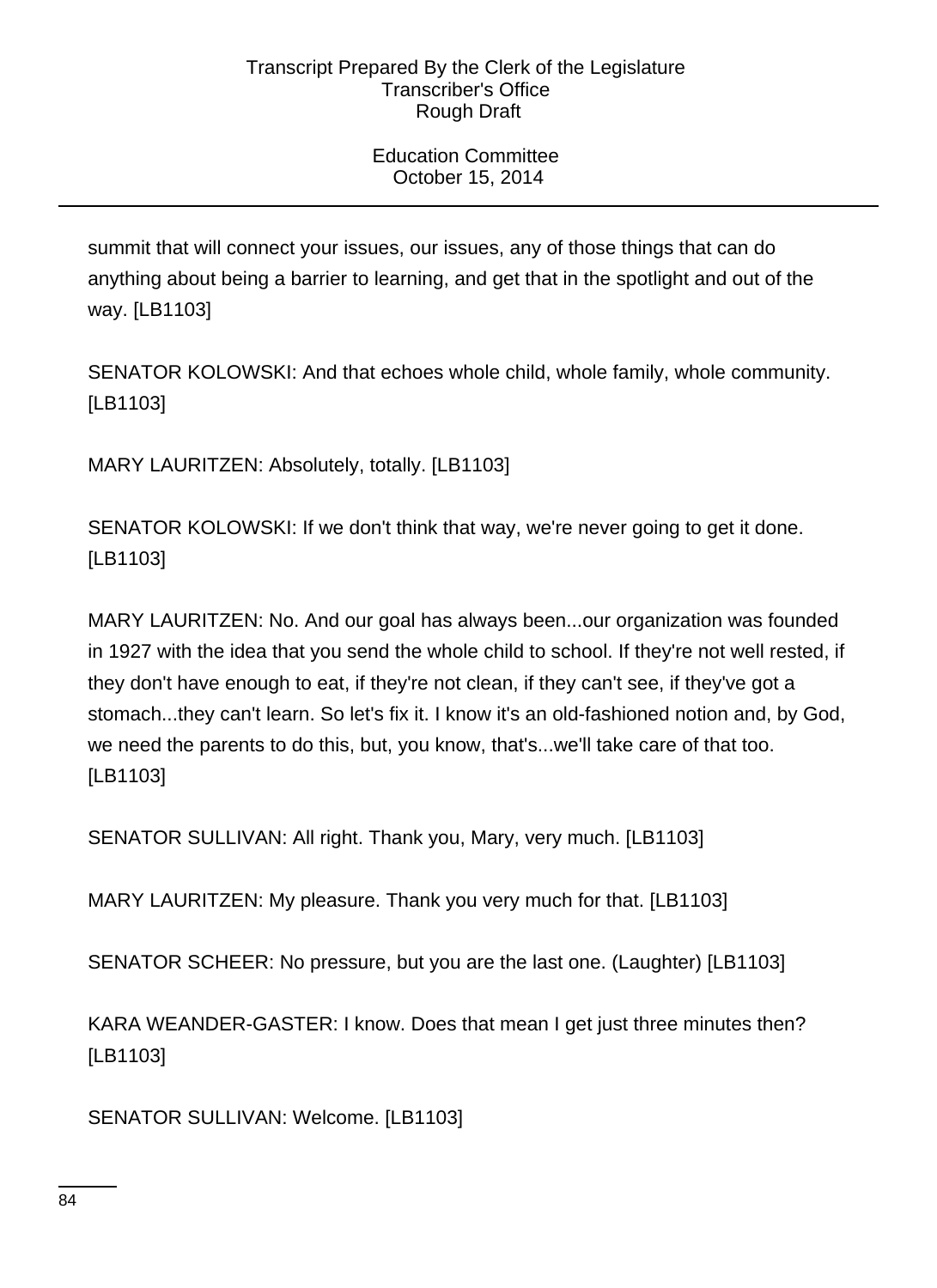summit that will connect your issues, our issues, any of those things that can do anything about being a barrier to learning, and get that in the spotlight and out of the way. [LB1103]

SENATOR KOLOWSKI: And that echoes whole child, whole family, whole community. [LB1103]

MARY LAURITZEN: Absolutely, totally. [LB1103]

SENATOR KOLOWSKI: If we don't think that way, we're never going to get it done. [LB1103]

MARY LAURITZEN: No. And our goal has always been...our organization was founded in 1927 with the idea that you send the whole child to school. If they're not well rested, if they don't have enough to eat, if they're not clean, if they can't see, if they've got a stomach...they can't learn. So let's fix it. I know it's an old-fashioned notion and, by God, we need the parents to do this, but, you know, that's...we'll take care of that too. [LB1103]

SENATOR SULLIVAN: All right. Thank you, Mary, very much. [LB1103]

MARY LAURITZEN: My pleasure. Thank you very much for that. [LB1103]

SENATOR SCHEER: No pressure, but you are the last one. (Laughter) [LB1103]

KARA WEANDER-GASTER: I know. Does that mean I get just three minutes then? [LB1103]

SENATOR SULLIVAN: Welcome. [LB1103]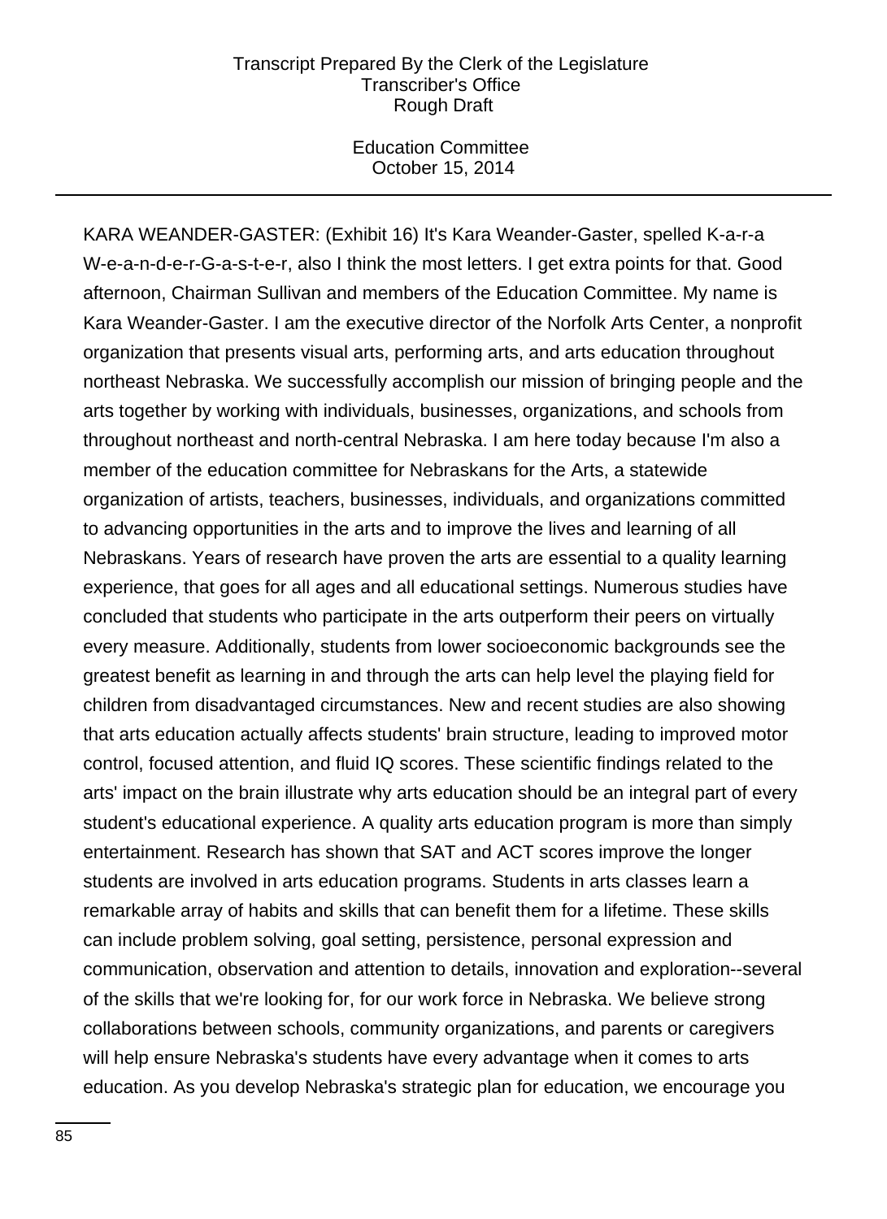KARA WEANDER-GASTER: (Exhibit 16) It's Kara Weander-Gaster, spelled K-a-r-a W-e-a-n-d-e-r-G-a-s-t-e-r, also I think the most letters. I get extra points for that. Good afternoon, Chairman Sullivan and members of the Education Committee. My name is Kara Weander-Gaster. I am the executive director of the Norfolk Arts Center, a nonprofit organization that presents visual arts, performing arts, and arts education throughout northeast Nebraska. We successfully accomplish our mission of bringing people and the arts together by working with individuals, businesses, organizations, and schools from throughout northeast and north-central Nebraska. I am here today because I'm also a member of the education committee for Nebraskans for the Arts, a statewide organization of artists, teachers, businesses, individuals, and organizations committed to advancing opportunities in the arts and to improve the lives and learning of all Nebraskans. Years of research have proven the arts are essential to a quality learning experience, that goes for all ages and all educational settings. Numerous studies have concluded that students who participate in the arts outperform their peers on virtually every measure. Additionally, students from lower socioeconomic backgrounds see the greatest benefit as learning in and through the arts can help level the playing field for children from disadvantaged circumstances. New and recent studies are also showing that arts education actually affects students' brain structure, leading to improved motor control, focused attention, and fluid IQ scores. These scientific findings related to the arts' impact on the brain illustrate why arts education should be an integral part of every student's educational experience. A quality arts education program is more than simply entertainment. Research has shown that SAT and ACT scores improve the longer students are involved in arts education programs. Students in arts classes learn a remarkable array of habits and skills that can benefit them for a lifetime. These skills can include problem solving, goal setting, persistence, personal expression and communication, observation and attention to details, innovation and exploration--several of the skills that we're looking for, for our work force in Nebraska. We believe strong collaborations between schools, community organizations, and parents or caregivers will help ensure Nebraska's students have every advantage when it comes to arts education. As you develop Nebraska's strategic plan for education, we encourage you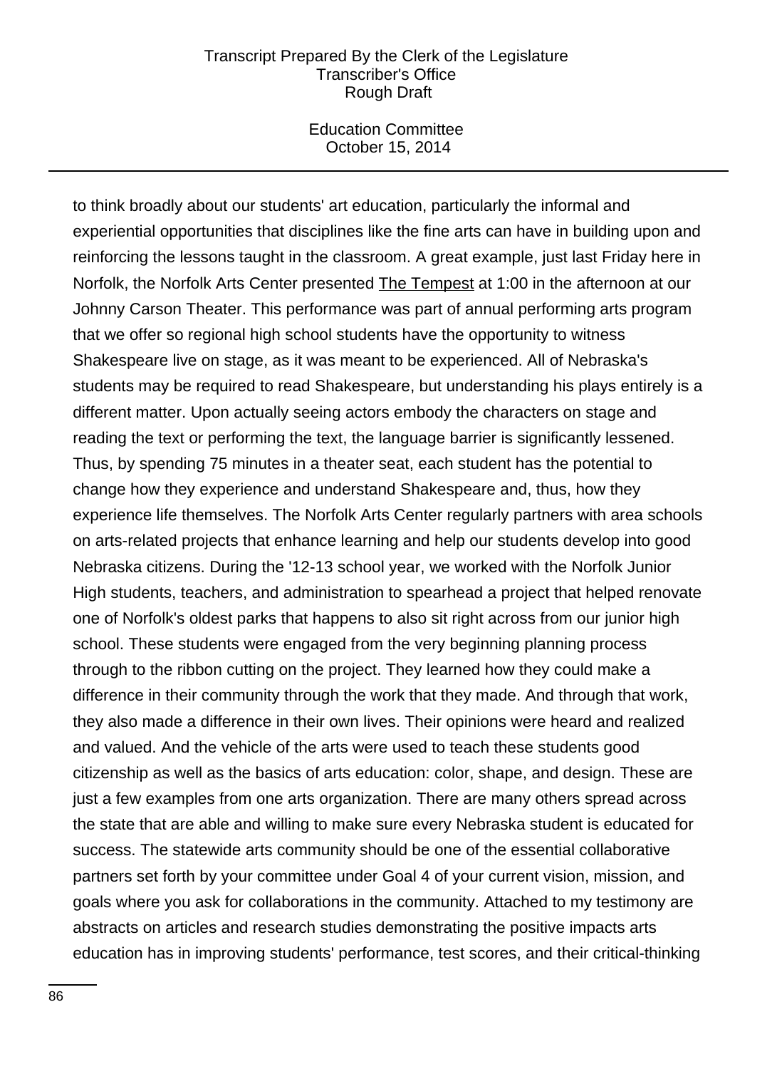to think broadly about our students' art education, particularly the informal and experiential opportunities that disciplines like the fine arts can have in building upon and reinforcing the lessons taught in the classroom. A great example, just last Friday here in Norfolk, the Norfolk Arts Center presented The Tempest at 1:00 in the afternoon at our Johnny Carson Theater. This performance was part of annual performing arts program that we offer so regional high school students have the opportunity to witness Shakespeare live on stage, as it was meant to be experienced. All of Nebraska's students may be required to read Shakespeare, but understanding his plays entirely is a different matter. Upon actually seeing actors embody the characters on stage and reading the text or performing the text, the language barrier is significantly lessened. Thus, by spending 75 minutes in a theater seat, each student has the potential to change how they experience and understand Shakespeare and, thus, how they experience life themselves. The Norfolk Arts Center regularly partners with area schools on arts-related projects that enhance learning and help our students develop into good Nebraska citizens. During the '12-13 school year, we worked with the Norfolk Junior High students, teachers, and administration to spearhead a project that helped renovate one of Norfolk's oldest parks that happens to also sit right across from our junior high school. These students were engaged from the very beginning planning process through to the ribbon cutting on the project. They learned how they could make a difference in their community through the work that they made. And through that work, they also made a difference in their own lives. Their opinions were heard and realized and valued. And the vehicle of the arts were used to teach these students good citizenship as well as the basics of arts education: color, shape, and design. These are just a few examples from one arts organization. There are many others spread across the state that are able and willing to make sure every Nebraska student is educated for success. The statewide arts community should be one of the essential collaborative partners set forth by your committee under Goal 4 of your current vision, mission, and goals where you ask for collaborations in the community. Attached to my testimony are abstracts on articles and research studies demonstrating the positive impacts arts education has in improving students' performance, test scores, and their critical-thinking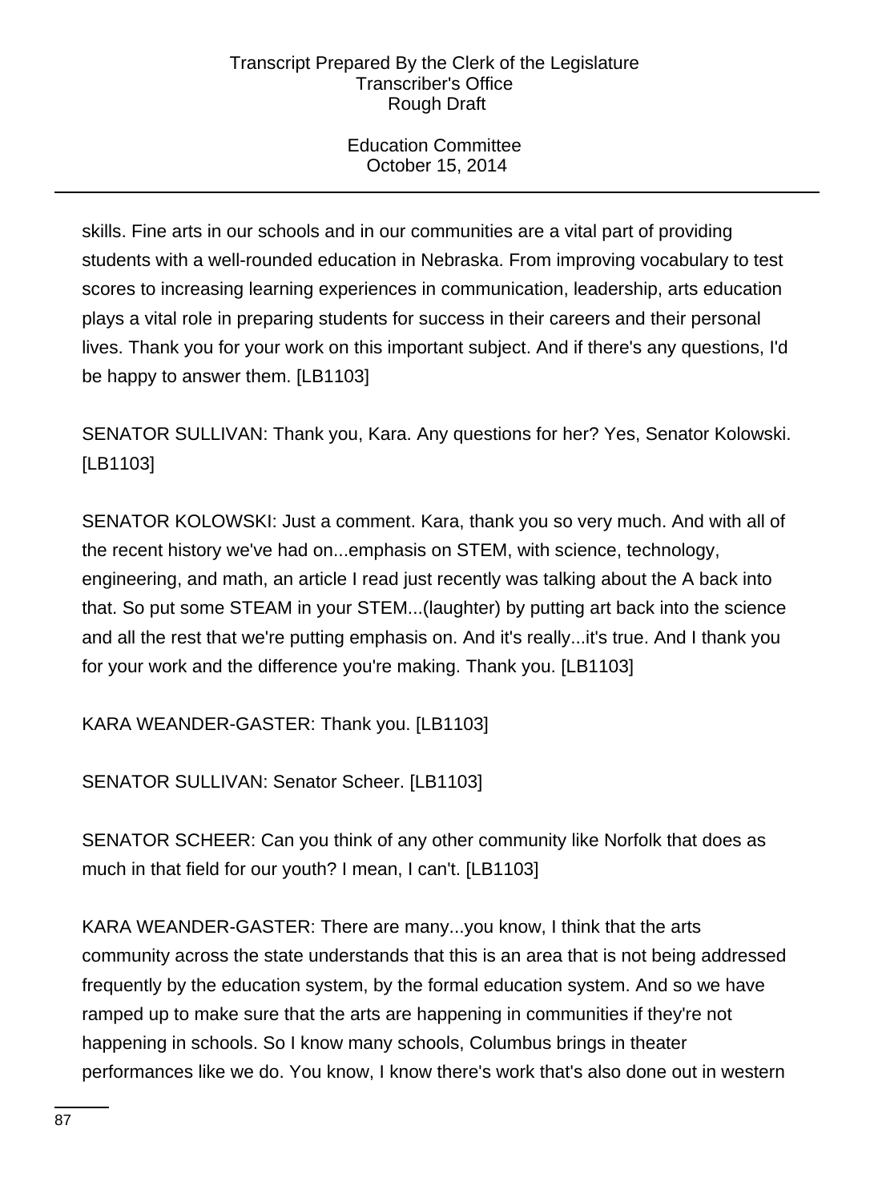skills. Fine arts in our schools and in our communities are a vital part of providing students with a well-rounded education in Nebraska. From improving vocabulary to test scores to increasing learning experiences in communication, leadership, arts education plays a vital role in preparing students for success in their careers and their personal lives. Thank you for your work on this important subject. And if there's any questions, I'd be happy to answer them. [LB1103]

SENATOR SULLIVAN: Thank you, Kara. Any questions for her? Yes, Senator Kolowski. [LB1103]

SENATOR KOLOWSKI: Just a comment. Kara, thank you so very much. And with all of the recent history we've had on...emphasis on STEM, with science, technology, engineering, and math, an article I read just recently was talking about the A back into that. So put some STEAM in your STEM...(laughter) by putting art back into the science and all the rest that we're putting emphasis on. And it's really...it's true. And I thank you for your work and the difference you're making. Thank you. [LB1103]

KARA WEANDER-GASTER: Thank you. [LB1103]

SENATOR SULLIVAN: Senator Scheer. [LB1103]

SENATOR SCHEER: Can you think of any other community like Norfolk that does as much in that field for our youth? I mean, I can't. [LB1103]

KARA WEANDER-GASTER: There are many...you know, I think that the arts community across the state understands that this is an area that is not being addressed frequently by the education system, by the formal education system. And so we have ramped up to make sure that the arts are happening in communities if they're not happening in schools. So I know many schools, Columbus brings in theater performances like we do. You know, I know there's work that's also done out in western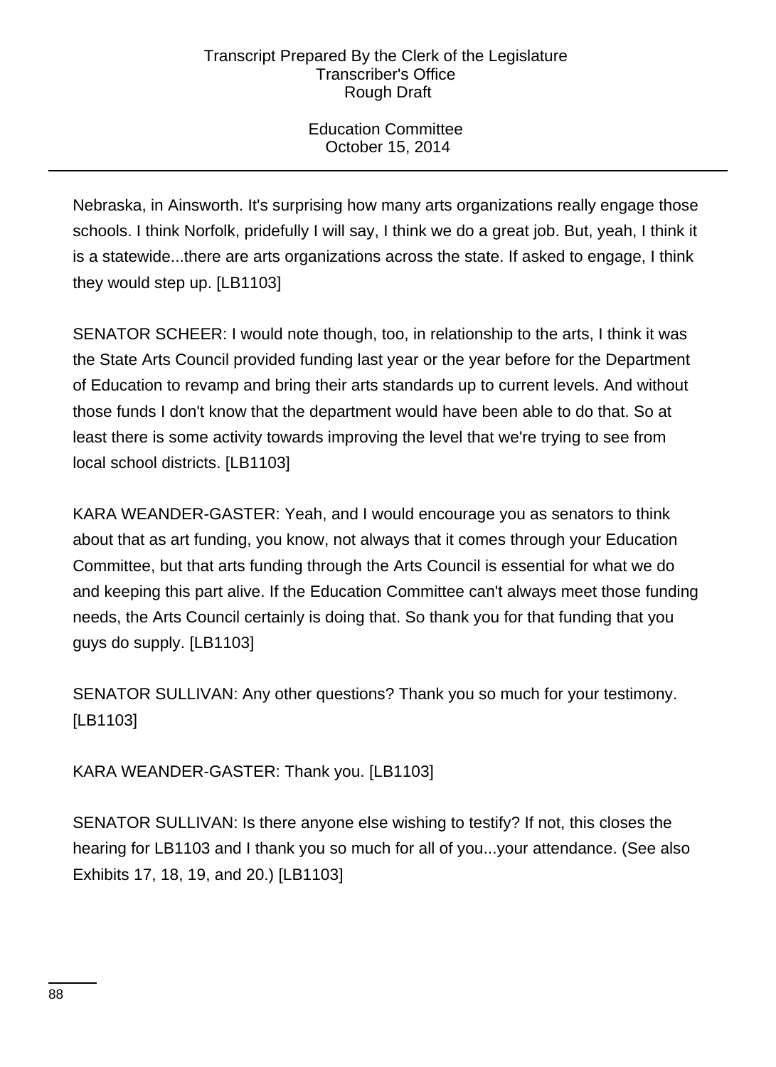Nebraska, in Ainsworth. It's surprising how many arts organizations really engage those schools. I think Norfolk, pridefully I will say, I think we do a great job. But, yeah, I think it is a statewide...there are arts organizations across the state. If asked to engage, I think they would step up. [LB1103]

SENATOR SCHEER: I would note though, too, in relationship to the arts, I think it was the State Arts Council provided funding last year or the year before for the Department of Education to revamp and bring their arts standards up to current levels. And without those funds I don't know that the department would have been able to do that. So at least there is some activity towards improving the level that we're trying to see from local school districts. [LB1103]

KARA WEANDER-GASTER: Yeah, and I would encourage you as senators to think about that as art funding, you know, not always that it comes through your Education Committee, but that arts funding through the Arts Council is essential for what we do and keeping this part alive. If the Education Committee can't always meet those funding needs, the Arts Council certainly is doing that. So thank you for that funding that you guys do supply. [LB1103]

SENATOR SULLIVAN: Any other questions? Thank you so much for your testimony. [LB1103]

KARA WEANDER-GASTER: Thank you. [LB1103]

SENATOR SULLIVAN: Is there anyone else wishing to testify? If not, this closes the hearing for LB1103 and I thank you so much for all of you...your attendance. (See also Exhibits 17, 18, 19, and 20.) [LB1103]